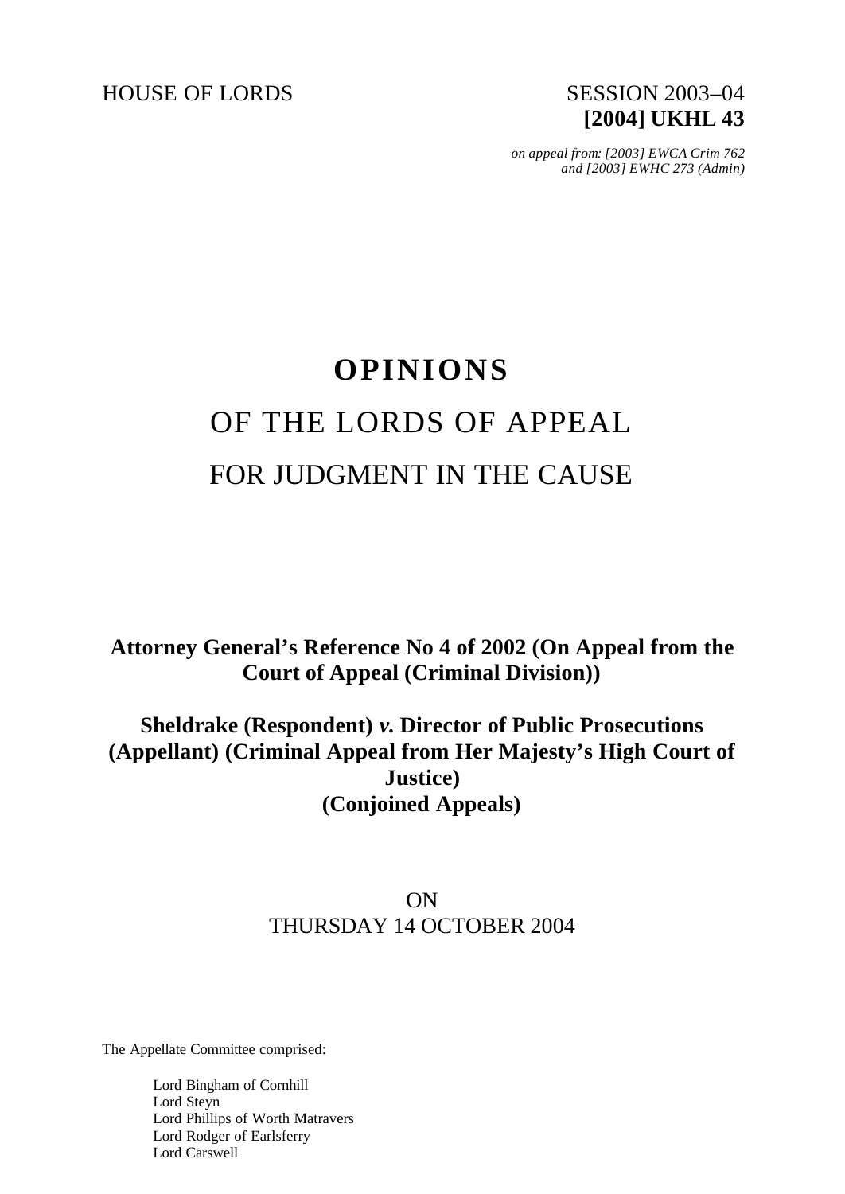HOUSE OF LORDS SESSION 2003–04

**[2004] UKHL 43**

*on appeal from: [2003] EWCA Crim 762*
*and [2003] EWHC 273 (Admin)*

# OPINIONS

## OF THE LORDS OF APPEAL

## FOR JUDGMENT IN THE CAUSE

**Attorney General's Reference No 4 of 2002 (On Appeal from the Court of Appeal (Criminal Division))**

**Sheldrake (Respondent) *v.* Director of Public Prosecutions (Appellant) (Criminal Appeal from Her Majesty's High Court of Justice)**
**(Conjoined Appeals)**

ON
THURSDAY 14 OCTOBER 2004

The Appellate Committee comprised:

Lord Bingham of Cornhill
Lord Steyn
Lord Phillips of Worth Matravers
Lord Rodger of Earlsferry
Lord Carswell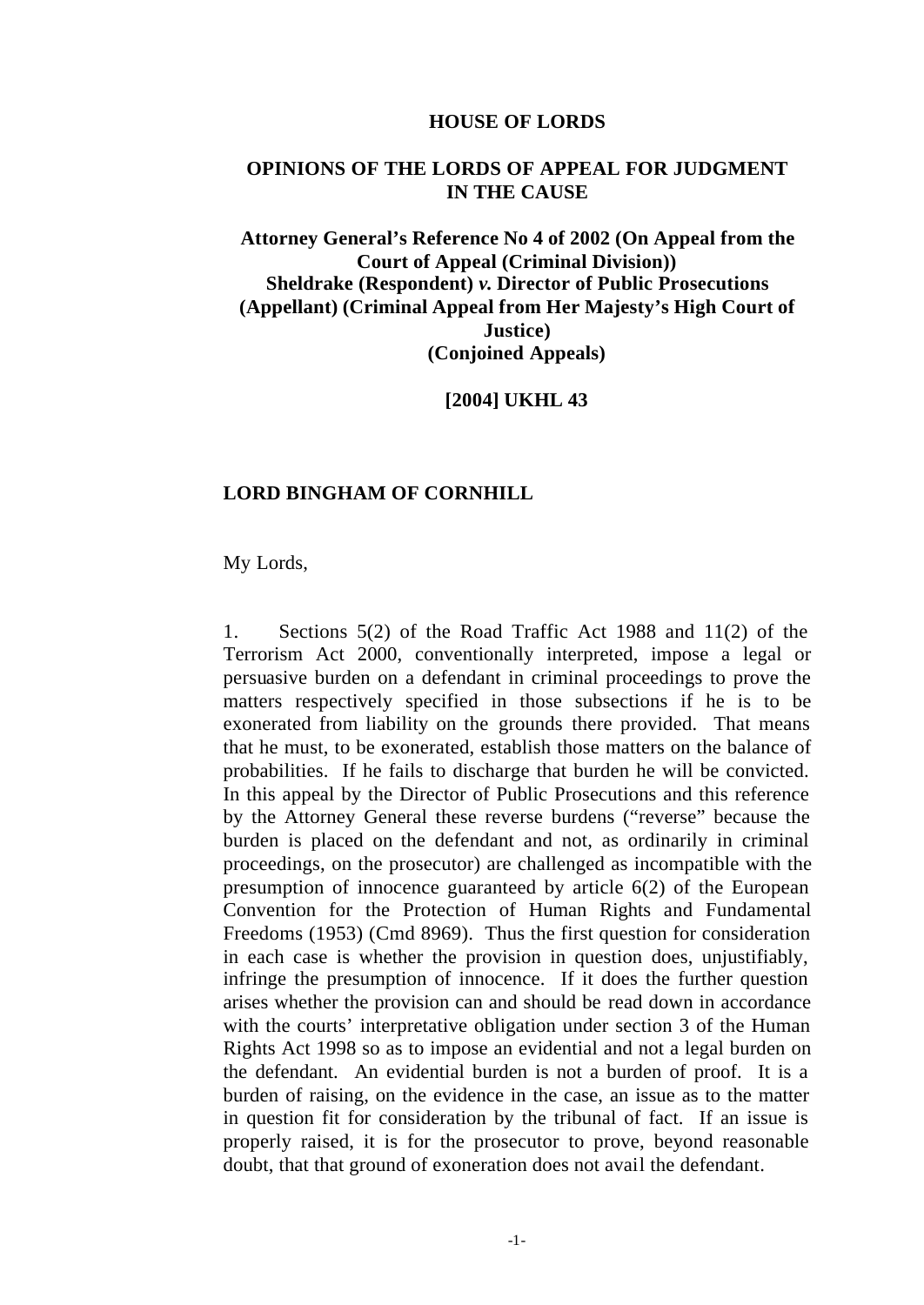**HOUSE OF LORDS**

**OPINIONS OF THE LORDS OF APPEAL FOR JUDGMENT IN THE CAUSE**

**Attorney General's Reference No 4 of 2002 (On Appeal from the Court of Appeal (Criminal Division))**
**Sheldrake (Respondent) *v.* Director of Public Prosecutions (Appellant) (Criminal Appeal from Her Majesty's High Court of Justice)**
**(Conjoined Appeals)**

**[2004] UKHL 43**

**LORD BINGHAM OF CORNHILL**

My Lords,

1. Sections 5(2) of the Road Traffic Act 1988 and 11(2) of the Terrorism Act 2000, conventionally interpreted, impose a legal or persuasive burden on a defendant in criminal proceedings to prove the matters respectively specified in those subsections if he is to be exonerated from liability on the grounds there provided. That means that he must, to be exonerated, establish those matters on the balance of probabilities. If he fails to discharge that burden he will be convicted. In this appeal by the Director of Public Prosecutions and this reference by the Attorney General these reverse burdens ("reverse" because the burden is placed on the defendant and not, as ordinarily in criminal proceedings, on the prosecutor) are challenged as incompatible with the presumption of innocence guaranteed by article 6(2) of the European Convention for the Protection of Human Rights and Fundamental Freedoms (1953) (Cmd 8969). Thus the first question for consideration in each case is whether the provision in question does, unjustifiably, infringe the presumption of innocence. If it does the further question arises whether the provision can and should be read down in accordance with the courts' interpretative obligation under section 3 of the Human Rights Act 1998 so as to impose an evidential and not a legal burden on the defendant. An evidential burden is not a burden of proof. It is a burden of raising, on the evidence in the case, an issue as to the matter in question fit for consideration by the tribunal of fact. If an issue is properly raised, it is for the prosecutor to prove, beyond reasonable doubt, that that ground of exoneration does not avail the defendant.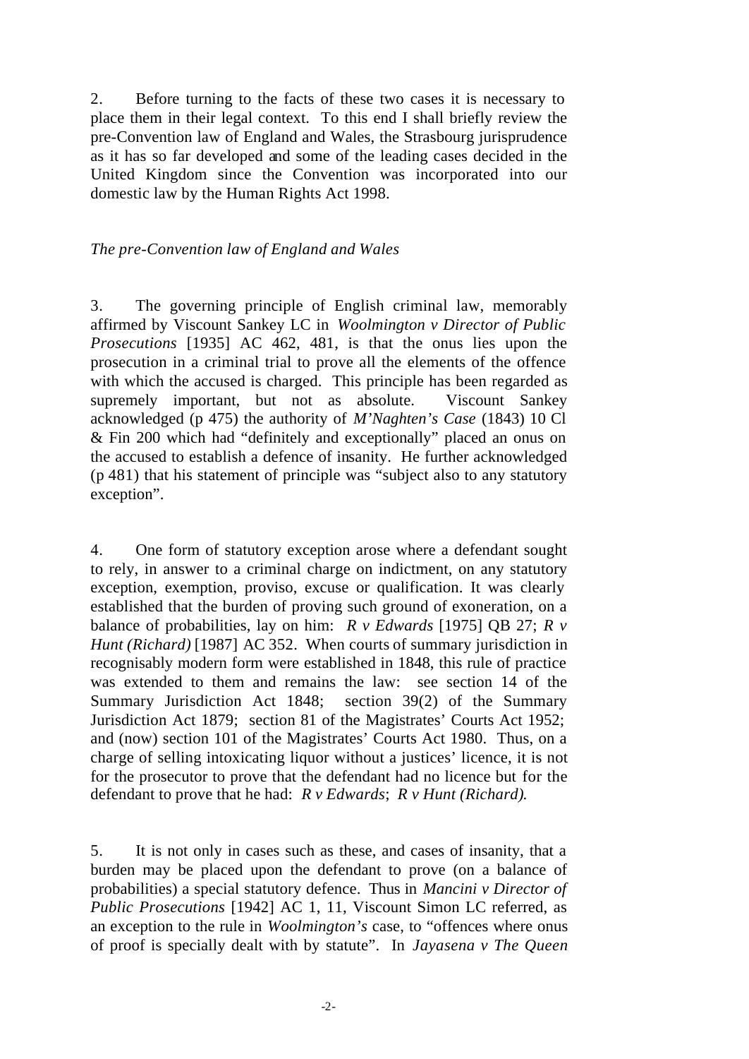2. Before turning to the facts of these two cases it is necessary to place them in their legal context. To this end I shall briefly review the pre-Convention law of England and Wales, the Strasbourg jurisprudence as it has so far developed and some of the leading cases decided in the United Kingdom since the Convention was incorporated into our domestic law by the Human Rights Act 1998.

*The pre-Convention law of England and Wales*

3. The governing principle of English criminal law, memorably affirmed by Viscount Sankey LC in *Woolmington v Director of Public Prosecutions* [1935] AC 462, 481, is that the onus lies upon the prosecution in a criminal trial to prove all the elements of the offence with which the accused is charged. This principle has been regarded as supremely important, but not as absolute. Viscount Sankey acknowledged (p 475) the authority of *M'Naghten's Case* (1843) 10 Cl & Fin 200 which had "definitely and exceptionally" placed an onus on the accused to establish a defence of insanity. He further acknowledged (p 481) that his statement of principle was "subject also to any statutory exception".

4. One form of statutory exception arose where a defendant sought to rely, in answer to a criminal charge on indictment, on any statutory exception, exemption, proviso, excuse or qualification. It was clearly established that the burden of proving such ground of exoneration, on a balance of probabilities, lay on him: *R v Edwards* [1975] QB 27; *R v Hunt (Richard)* [1987] AC 352. When courts of summary jurisdiction in recognisably modern form were established in 1848, this rule of practice was extended to them and remains the law: see section 14 of the Summary Jurisdiction Act 1848; section 39(2) of the Summary Jurisdiction Act 1879; section 81 of the Magistrates' Courts Act 1952; and (now) section 101 of the Magistrates' Courts Act 1980. Thus, on a charge of selling intoxicating liquor without a justices' licence, it is not for the prosecutor to prove that the defendant had no licence but for the defendant to prove that he had: *R v Edwards*; *R v Hunt (Richard)*.

5. It is not only in cases such as these, and cases of insanity, that a burden may be placed upon the defendant to prove (on a balance of probabilities) a special statutory defence. Thus in *Mancini v Director of Public Prosecutions* [1942] AC 1, 11, Viscount Simon LC referred, as an exception to the rule in *Woolmington's* case, to "offences where onus of proof is specially dealt with by statute". In *Jayasena v The Queen*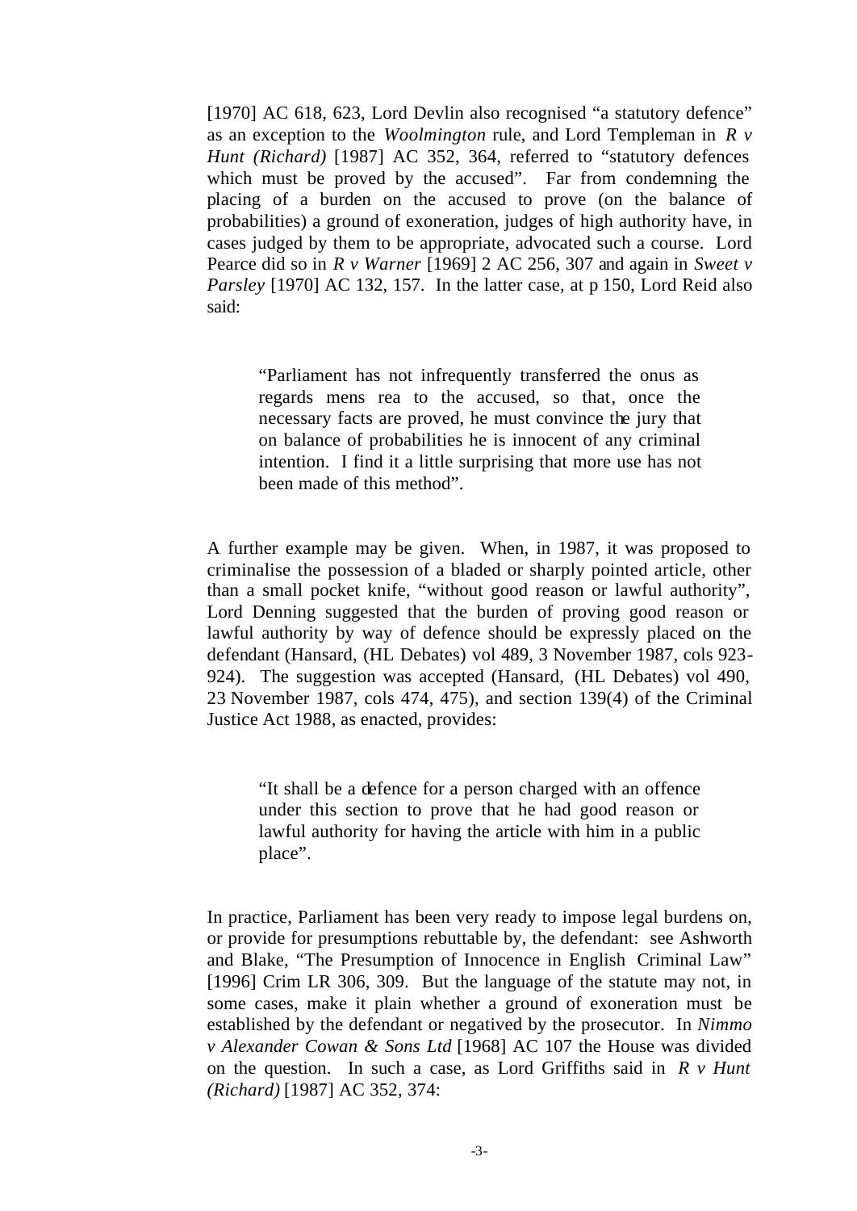[1970] AC 618, 623, Lord Devlin also recognised "a statutory defence" as an exception to the *Woolmington* rule, and Lord Templeman in *R v Hunt (Richard)* [1987] AC 352, 364, referred to "statutory defences which must be proved by the accused". Far from condemning the placing of a burden on the accused to prove (on the balance of probabilities) a ground of exoneration, judges of high authority have, in cases judged by them to be appropriate, advocated such a course. Lord Pearce did so in *R v Warner* [1969] 2 AC 256, 307 and again in *Sweet v Parsley* [1970] AC 132, 157. In the latter case, at p 150, Lord Reid also said:

> "Parliament has not infrequently transferred the onus as regards mens rea to the accused, so that, once the necessary facts are proved, he must convince the jury that on balance of probabilities he is innocent of any criminal intention. I find it a little surprising that more use has not been made of this method".

A further example may be given. When, in 1987, it was proposed to criminalise the possession of a bladed or sharply pointed article, other than a small pocket knife, "without good reason or lawful authority", Lord Denning suggested that the burden of proving good reason or lawful authority by way of defence should be expressly placed on the defendant (Hansard, (HL Debates) vol 489, 3 November 1987, cols 923-924). The suggestion was accepted (Hansard, (HL Debates) vol 490, 23 November 1987, cols 474, 475), and section 139(4) of the Criminal Justice Act 1988, as enacted, provides:

> "It shall be a defence for a person charged with an offence under this section to prove that he had good reason or lawful authority for having the article with him in a public place".

In practice, Parliament has been very ready to impose legal burdens on, or provide for presumptions rebuttable by, the defendant: see Ashworth and Blake, "The Presumption of Innocence in English Criminal Law" [1996] Crim LR 306, 309. But the language of the statute may not, in some cases, make it plain whether a ground of exoneration must be established by the defendant or negatived by the prosecutor. In *Nimmo v Alexander Cowan & Sons Ltd* [1968] AC 107 the House was divided on the question. In such a case, as Lord Griffiths said in *R v Hunt (Richard)* [1987] AC 352, 374: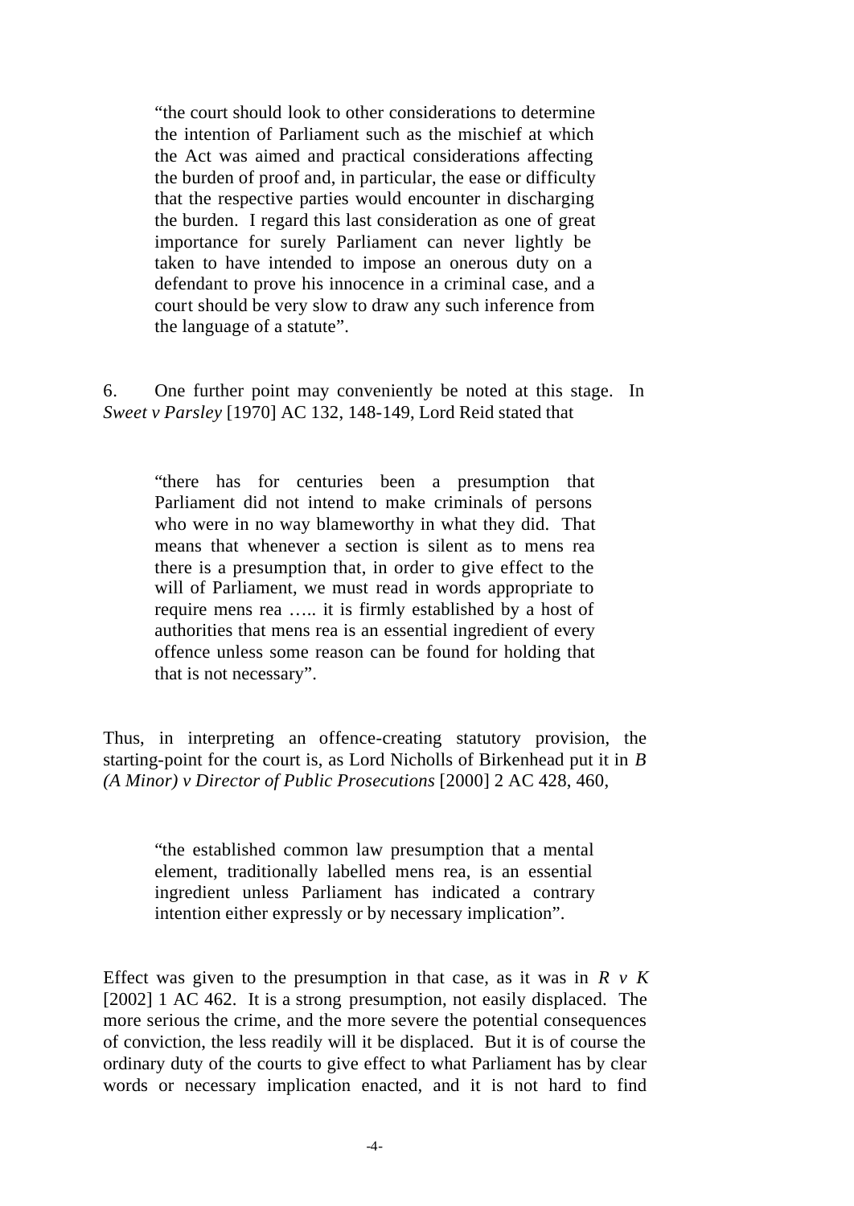> "the court should look to other considerations to determine the intention of Parliament such as the mischief at which the Act was aimed and practical considerations affecting the burden of proof and, in particular, the ease or difficulty that the respective parties would encounter in discharging the burden. I regard this last consideration as one of great importance for surely Parliament can never lightly be taken to have intended to impose an onerous duty on a defendant to prove his innocence in a criminal case, and a court should be very slow to draw any such inference from the language of a statute".

6. One further point may conveniently be noted at this stage. In *Sweet v Parsley* [1970] AC 132, 148-149, Lord Reid stated that

> "there has for centuries been a presumption that Parliament did not intend to make criminals of persons who were in no way blameworthy in what they did. That means that whenever a section is silent as to mens rea there is a presumption that, in order to give effect to the will of Parliament, we must read in words appropriate to require mens rea ….. it is firmly established by a host of authorities that mens rea is an essential ingredient of every offence unless some reason can be found for holding that that is not necessary".

Thus, in interpreting an offence-creating statutory provision, the starting-point for the court is, as Lord Nicholls of Birkenhead put it in *B (A Minor) v Director of Public Prosecutions* [2000] 2 AC 428, 460,

> "the established common law presumption that a mental element, traditionally labelled mens rea, is an essential ingredient unless Parliament has indicated a contrary intention either expressly or by necessary implication".

Effect was given to the presumption in that case, as it was in *R v K* [2002] 1 AC 462. It is a strong presumption, not easily displaced. The more serious the crime, and the more severe the potential consequences of conviction, the less readily will it be displaced. But it is of course the ordinary duty of the courts to give effect to what Parliament has by clear words or necessary implication enacted, and it is not hard to find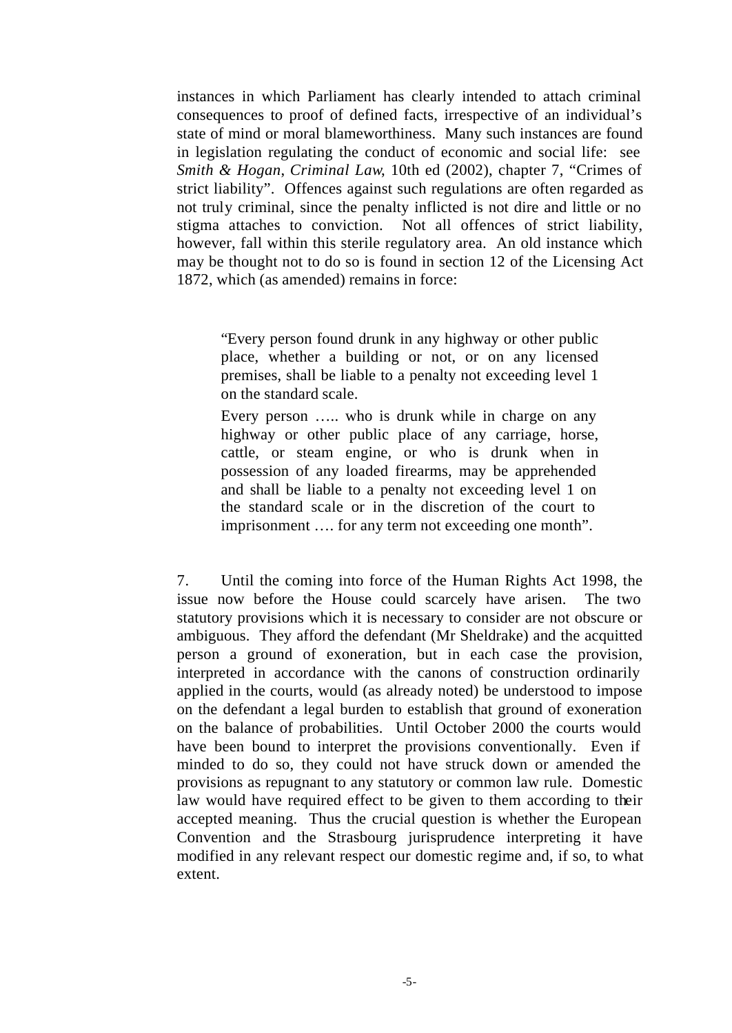instances in which Parliament has clearly intended to attach criminal consequences to proof of defined facts, irrespective of an individual's state of mind or moral blameworthiness. Many such instances are found in legislation regulating the conduct of economic and social life: see *Smith & Hogan*, *Criminal Law*, 10th ed (2002), chapter 7, "Crimes of strict liability". Offences against such regulations are often regarded as not truly criminal, since the penalty inflicted is not dire and little or no stigma attaches to conviction. Not all offences of strict liability, however, fall within this sterile regulatory area. An old instance which may be thought not to do so is found in section 12 of the Licensing Act 1872, which (as amended) remains in force:

> "Every person found drunk in any highway or other public place, whether a building or not, or on any licensed premises, shall be liable to a penalty not exceeding level 1 on the standard scale.
>
> Every person ….. who is drunk while in charge on any highway or other public place of any carriage, horse, cattle, or steam engine, or who is drunk when in possession of any loaded firearms, may be apprehended and shall be liable to a penalty not exceeding level 1 on the standard scale or in the discretion of the court to imprisonment …. for any term not exceeding one month".

7. Until the coming into force of the Human Rights Act 1998, the issue now before the House could scarcely have arisen. The two statutory provisions which it is necessary to consider are not obscure or ambiguous. They afford the defendant (Mr Sheldrake) and the acquitted person a ground of exoneration, but in each case the provision, interpreted in accordance with the canons of construction ordinarily applied in the courts, would (as already noted) be understood to impose on the defendant a legal burden to establish that ground of exoneration on the balance of probabilities. Until October 2000 the courts would have been bound to interpret the provisions conventionally. Even if minded to do so, they could not have struck down or amended the provisions as repugnant to any statutory or common law rule. Domestic law would have required effect to be given to them according to their accepted meaning. Thus the crucial question is whether the European Convention and the Strasbourg jurisprudence interpreting it have modified in any relevant respect our domestic regime and, if so, to what extent.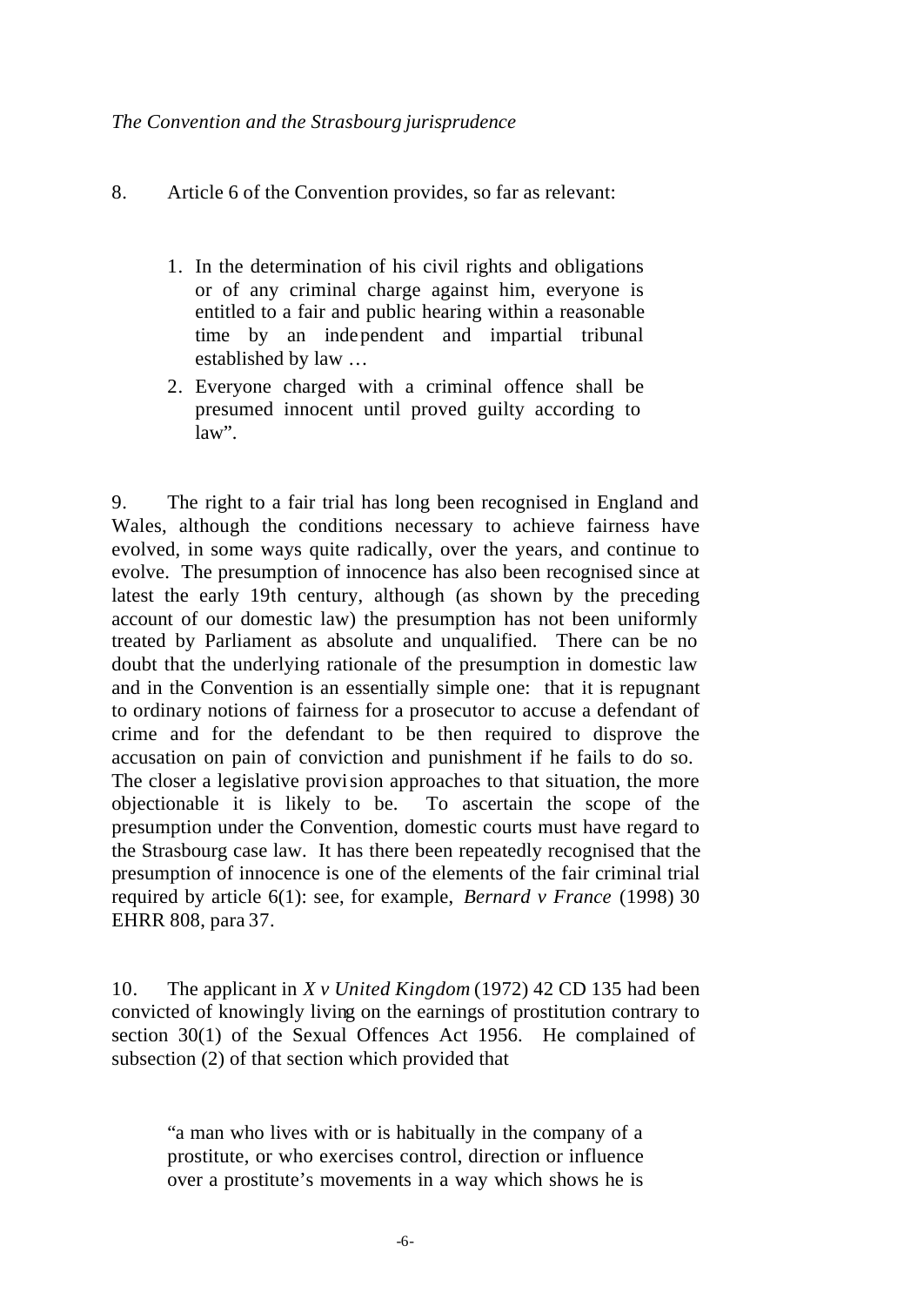*The Convention and the Strasbourg jurisprudence*

8. Article 6 of the Convention provides, so far as relevant:

> 1. In the determination of his civil rights and obligations or of any criminal charge against him, everyone is entitled to a fair and public hearing within a reasonable time by an independent and impartial tribunal established by law …
> 2. Everyone charged with a criminal offence shall be presumed innocent until proved guilty according to law".

9. The right to a fair trial has long been recognised in England and Wales, although the conditions necessary to achieve fairness have evolved, in some ways quite radically, over the years, and continue to evolve. The presumption of innocence has also been recognised since at latest the early 19th century, although (as shown by the preceding account of our domestic law) the presumption has not been uniformly treated by Parliament as absolute and unqualified. There can be no doubt that the underlying rationale of the presumption in domestic law and in the Convention is an essentially simple one: that it is repugnant to ordinary notions of fairness for a prosecutor to accuse a defendant of crime and for the defendant to be then required to disprove the accusation on pain of conviction and punishment if he fails to do so. The closer a legislative provision approaches to that situation, the more objectionable it is likely to be. To ascertain the scope of the presumption under the Convention, domestic courts must have regard to the Strasbourg case law. It has there been repeatedly recognised that the presumption of innocence is one of the elements of the fair criminal trial required by article 6(1): see, for example, *Bernard v France* (1998) 30 EHRR 808, para 37.

10. The applicant in *X v United Kingdom* (1972) 42 CD 135 had been convicted of knowingly living on the earnings of prostitution contrary to section 30(1) of the Sexual Offences Act 1956. He complained of subsection (2) of that section which provided that

> "a man who lives with or is habitually in the company of a prostitute, or who exercises control, direction or influence over a prostitute's movements in a way which shows he is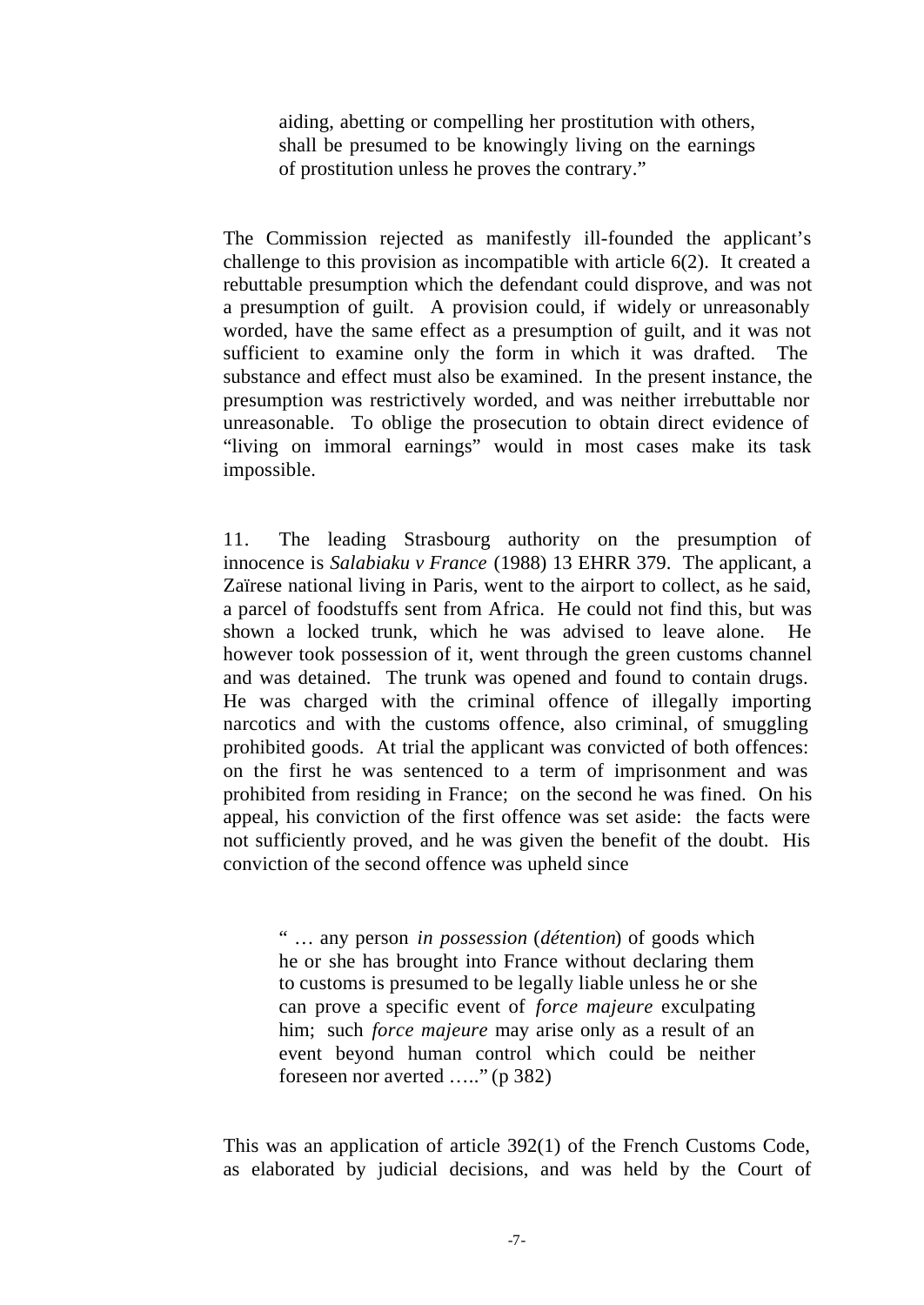> aiding, abetting or compelling her prostitution with others, shall be presumed to be knowingly living on the earnings of prostitution unless he proves the contrary."

The Commission rejected as manifestly ill-founded the applicant's challenge to this provision as incompatible with article 6(2). It created a rebuttable presumption which the defendant could disprove, and was not a presumption of guilt. A provision could, if widely or unreasonably worded, have the same effect as a presumption of guilt, and it was not sufficient to examine only the form in which it was drafted. The substance and effect must also be examined. In the present instance, the presumption was restrictively worded, and was neither irrebuttable nor unreasonable. To oblige the prosecution to obtain direct evidence of "living on immoral earnings" would in most cases make its task impossible.

11. The leading Strasbourg authority on the presumption of innocence is *Salabiaku v France* (1988) 13 EHRR 379. The applicant, a Zaïrese national living in Paris, went to the airport to collect, as he said, a parcel of foodstuffs sent from Africa. He could not find this, but was shown a locked trunk, which he was advised to leave alone. He however took possession of it, went through the green customs channel and was detained. The trunk was opened and found to contain drugs. He was charged with the criminal offence of illegally importing narcotics and with the customs offence, also criminal, of smuggling prohibited goods. At trial the applicant was convicted of both offences: on the first he was sentenced to a term of imprisonment and was prohibited from residing in France; on the second he was fined. On his appeal, his conviction of the first offence was set aside: the facts were not sufficiently proved, and he was given the benefit of the doubt. His conviction of the second offence was upheld since

> " … any person *in possession* (*détention*) of goods which he or she has brought into France without declaring them to customs is presumed to be legally liable unless he or she can prove a specific event of *force majeure* exculpating him; such *force majeure* may arise only as a result of an event beyond human control which could be neither foreseen nor averted ….." (p 382)

This was an application of article 392(1) of the French Customs Code, as elaborated by judicial decisions, and was held by the Court of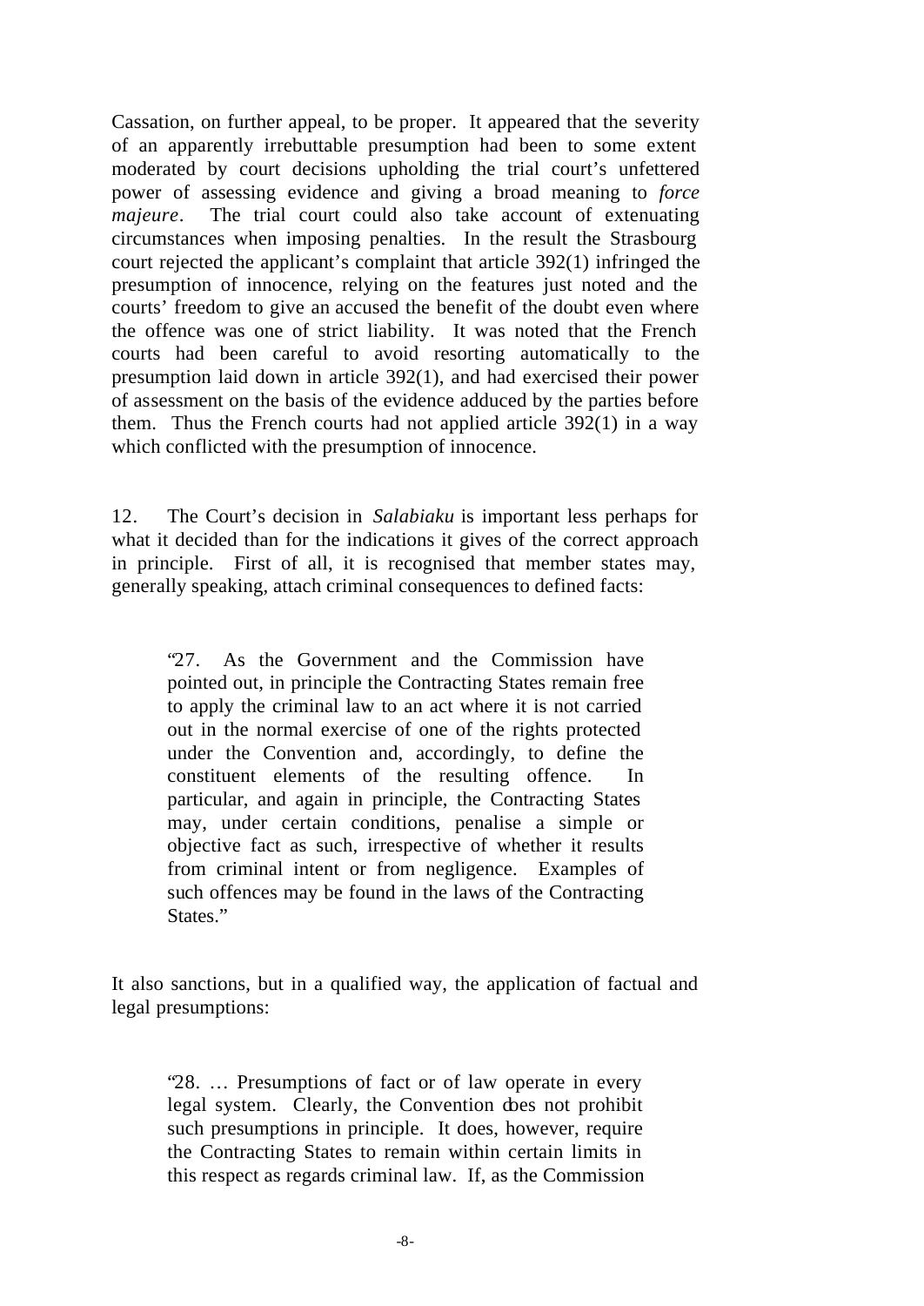Cassation, on further appeal, to be proper. It appeared that the severity of an apparently irrebuttable presumption had been to some extent moderated by court decisions upholding the trial court's unfettered power of assessing evidence and giving a broad meaning to *force majeure*. The trial court could also take account of extenuating circumstances when imposing penalties. In the result the Strasbourg court rejected the applicant's complaint that article 392(1) infringed the presumption of innocence, relying on the features just noted and the courts' freedom to give an accused the benefit of the doubt even where the offence was one of strict liability. It was noted that the French courts had been careful to avoid resorting automatically to the presumption laid down in article 392(1), and had exercised their power of assessment on the basis of the evidence adduced by the parties before them. Thus the French courts had not applied article 392(1) in a way which conflicted with the presumption of innocence.

12. The Court's decision in *Salabiaku* is important less perhaps for what it decided than for the indications it gives of the correct approach in principle. First of all, it is recognised that member states may, generally speaking, attach criminal consequences to defined facts:

> "27. As the Government and the Commission have pointed out, in principle the Contracting States remain free to apply the criminal law to an act where it is not carried out in the normal exercise of one of the rights protected under the Convention and, accordingly, to define the constituent elements of the resulting offence. In particular, and again in principle, the Contracting States may, under certain conditions, penalise a simple or objective fact as such, irrespective of whether it results from criminal intent or from negligence. Examples of such offences may be found in the laws of the Contracting States."

It also sanctions, but in a qualified way, the application of factual and legal presumptions:

> "28. … Presumptions of fact or of law operate in every legal system. Clearly, the Convention does not prohibit such presumptions in principle. It does, however, require the Contracting States to remain within certain limits in this respect as regards criminal law. If, as the Commission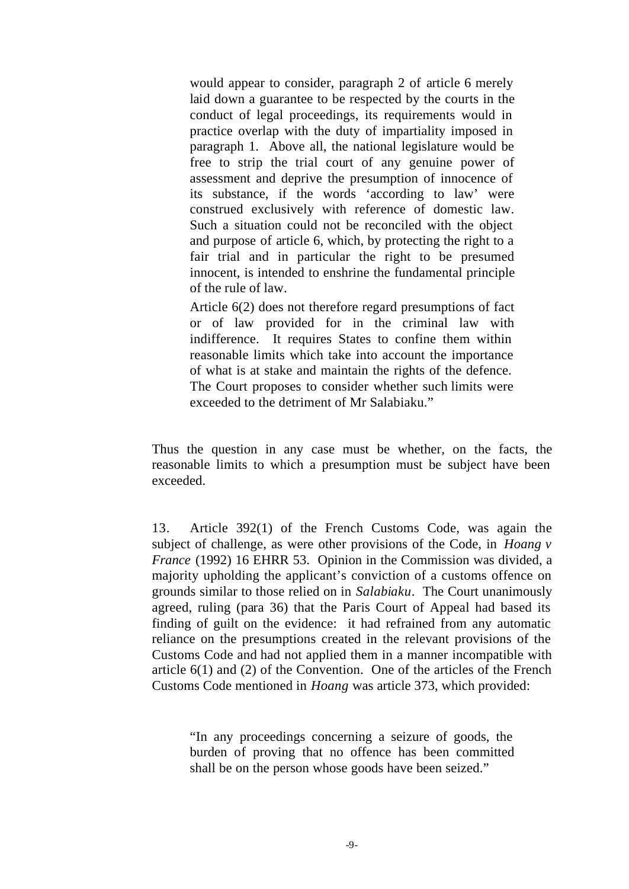> would appear to consider, paragraph 2 of article 6 merely laid down a guarantee to be respected by the courts in the conduct of legal proceedings, its requirements would in practice overlap with the duty of impartiality imposed in paragraph 1. Above all, the national legislature would be free to strip the trial court of any genuine power of assessment and deprive the presumption of innocence of its substance, if the words 'according to law' were construed exclusively with reference of domestic law. Such a situation could not be reconciled with the object and purpose of article 6, which, by protecting the right to a fair trial and in particular the right to be presumed innocent, is intended to enshrine the fundamental principle of the rule of law.
>
> Article 6(2) does not therefore regard presumptions of fact or of law provided for in the criminal law with indifference. It requires States to confine them within reasonable limits which take into account the importance of what is at stake and maintain the rights of the defence. The Court proposes to consider whether such limits were exceeded to the detriment of Mr Salabiaku."

Thus the question in any case must be whether, on the facts, the reasonable limits to which a presumption must be subject have been exceeded.

13. Article 392(1) of the French Customs Code, was again the subject of challenge, as were other provisions of the Code, in *Hoang v France* (1992) 16 EHRR 53. Opinion in the Commission was divided, a majority upholding the applicant's conviction of a customs offence on grounds similar to those relied on in *Salabiaku*. The Court unanimously agreed, ruling (para 36) that the Paris Court of Appeal had based its finding of guilt on the evidence: it had refrained from any automatic reliance on the presumptions created in the relevant provisions of the Customs Code and had not applied them in a manner incompatible with article 6(1) and (2) of the Convention. One of the articles of the French Customs Code mentioned in *Hoang* was article 373, which provided:

> "In any proceedings concerning a seizure of goods, the burden of proving that no offence has been committed shall be on the person whose goods have been seized."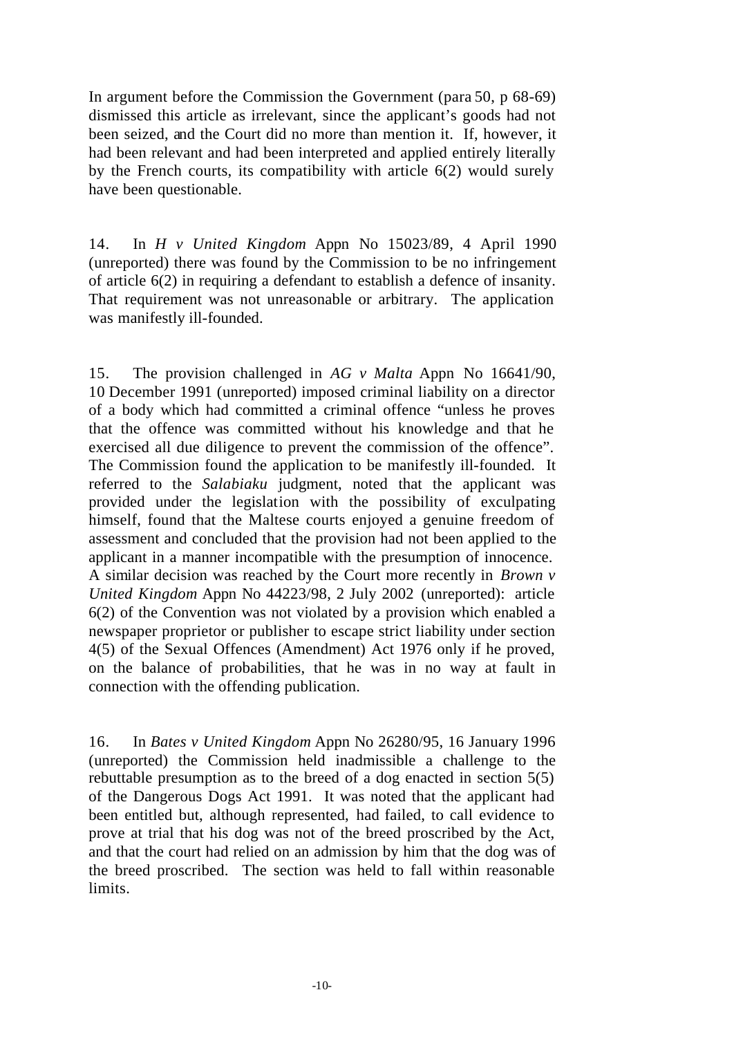In argument before the Commission the Government (para 50, p 68-69) dismissed this article as irrelevant, since the applicant's goods had not been seized, and the Court did no more than mention it. If, however, it had been relevant and had been interpreted and applied entirely literally by the French courts, its compatibility with article 6(2) would surely have been questionable.

14. In *H v United Kingdom* Appn No 15023/89, 4 April 1990 (unreported) there was found by the Commission to be no infringement of article 6(2) in requiring a defendant to establish a defence of insanity. That requirement was not unreasonable or arbitrary. The application was manifestly ill-founded.

15. The provision challenged in *AG v Malta* Appn No 16641/90, 10 December 1991 (unreported) imposed criminal liability on a director of a body which had committed a criminal offence "unless he proves that the offence was committed without his knowledge and that he exercised all due diligence to prevent the commission of the offence". The Commission found the application to be manifestly ill-founded. It referred to the *Salabiaku* judgment, noted that the applicant was provided under the legislation with the possibility of exculpating himself, found that the Maltese courts enjoyed a genuine freedom of assessment and concluded that the provision had not been applied to the applicant in a manner incompatible with the presumption of innocence. A similar decision was reached by the Court more recently in *Brown v United Kingdom* Appn No 44223/98, 2 July 2002 (unreported): article 6(2) of the Convention was not violated by a provision which enabled a newspaper proprietor or publisher to escape strict liability under section 4(5) of the Sexual Offences (Amendment) Act 1976 only if he proved, on the balance of probabilities, that he was in no way at fault in connection with the offending publication.

16. In *Bates v United Kingdom* Appn No 26280/95, 16 January 1996 (unreported) the Commission held inadmissible a challenge to the rebuttable presumption as to the breed of a dog enacted in section 5(5) of the Dangerous Dogs Act 1991. It was noted that the applicant had been entitled but, although represented, had failed, to call evidence to prove at trial that his dog was not of the breed proscribed by the Act, and that the court had relied on an admission by him that the dog was of the breed proscribed. The section was held to fall within reasonable limits.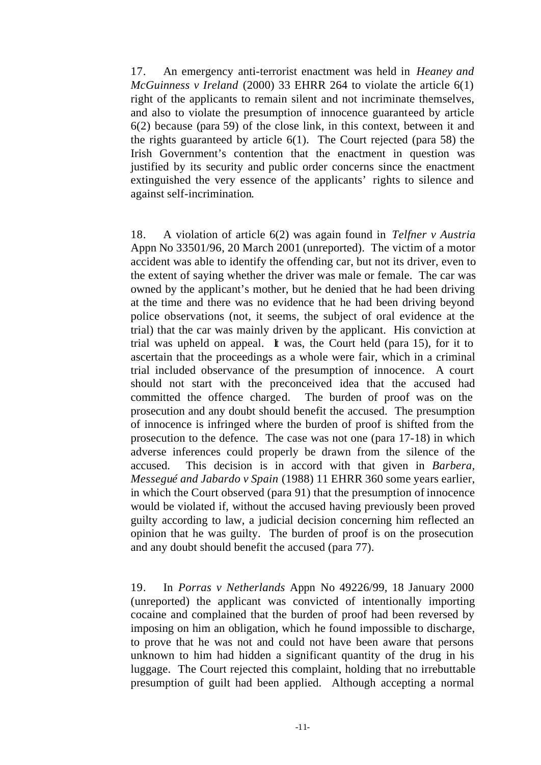17. An emergency anti-terrorist enactment was held in *Heaney and McGuinness v Ireland* (2000) 33 EHRR 264 to violate the article 6(1) right of the applicants to remain silent and not incriminate themselves, and also to violate the presumption of innocence guaranteed by article 6(2) because (para 59) of the close link, in this context, between it and the rights guaranteed by article 6(1). The Court rejected (para 58) the Irish Government's contention that the enactment in question was justified by its security and public order concerns since the enactment extinguished the very essence of the applicants' rights to silence and against self-incrimination.

18. A violation of article 6(2) was again found in *Telfner v Austria* Appn No 33501/96, 20 March 2001 (unreported). The victim of a motor accident was able to identify the offending car, but not its driver, even to the extent of saying whether the driver was male or female. The car was owned by the applicant's mother, but he denied that he had been driving at the time and there was no evidence that he had been driving beyond police observations (not, it seems, the subject of oral evidence at the trial) that the car was mainly driven by the applicant. His conviction at trial was upheld on appeal. It was, the Court held (para 15), for it to ascertain that the proceedings as a whole were fair, which in a criminal trial included observance of the presumption of innocence. A court should not start with the preconceived idea that the accused had committed the offence charged. The burden of proof was on the prosecution and any doubt should benefit the accused. The presumption of innocence is infringed where the burden of proof is shifted from the prosecution to the defence. The case was not one (para 17-18) in which adverse inferences could properly be drawn from the silence of the accused. This decision is in accord with that given in *Barbera, Messegué and Jabardo v Spain* (1988) 11 EHRR 360 some years earlier, in which the Court observed (para 91) that the presumption of innocence would be violated if, without the accused having previously been proved guilty according to law, a judicial decision concerning him reflected an opinion that he was guilty. The burden of proof is on the prosecution and any doubt should benefit the accused (para 77).

19. In *Porras v Netherlands* Appn No 49226/99, 18 January 2000 (unreported) the applicant was convicted of intentionally importing cocaine and complained that the burden of proof had been reversed by imposing on him an obligation, which he found impossible to discharge, to prove that he was not and could not have been aware that persons unknown to him had hidden a significant quantity of the drug in his luggage. The Court rejected this complaint, holding that no irrebuttable presumption of guilt had been applied. Although accepting a normal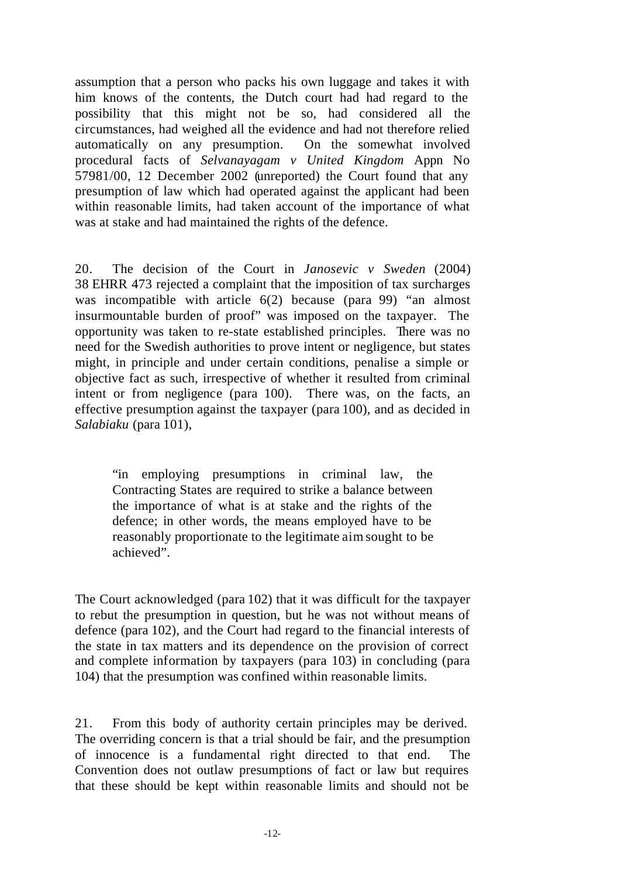assumption that a person who packs his own luggage and takes it with him knows of the contents, the Dutch court had had regard to the possibility that this might not be so, had considered all the circumstances, had weighed all the evidence and had not therefore relied automatically on any presumption. On the somewhat involved procedural facts of *Selvanayagam v United Kingdom* Appn No 57981/00, 12 December 2002 (unreported) the Court found that any presumption of law which had operated against the applicant had been within reasonable limits, had taken account of the importance of what was at stake and had maintained the rights of the defence.

20. The decision of the Court in *Janosevic v Sweden* (2004) 38 EHRR 473 rejected a complaint that the imposition of tax surcharges was incompatible with article 6(2) because (para 99) "an almost insurmountable burden of proof" was imposed on the taxpayer. The opportunity was taken to re-state established principles. There was no need for the Swedish authorities to prove intent or negligence, but states might, in principle and under certain conditions, penalise a simple or objective fact as such, irrespective of whether it resulted from criminal intent or from negligence (para 100). There was, on the facts, an effective presumption against the taxpayer (para 100), and as decided in *Salabiaku* (para 101),

> "in employing presumptions in criminal law, the Contracting States are required to strike a balance between the importance of what is at stake and the rights of the defence; in other words, the means employed have to be reasonably proportionate to the legitimate aim sought to be achieved".

The Court acknowledged (para 102) that it was difficult for the taxpayer to rebut the presumption in question, but he was not without means of defence (para 102), and the Court had regard to the financial interests of the state in tax matters and its dependence on the provision of correct and complete information by taxpayers (para 103) in concluding (para 104) that the presumption was confined within reasonable limits.

21. From this body of authority certain principles may be derived. The overriding concern is that a trial should be fair, and the presumption of innocence is a fundamental right directed to that end. The Convention does not outlaw presumptions of fact or law but requires that these should be kept within reasonable limits and should not be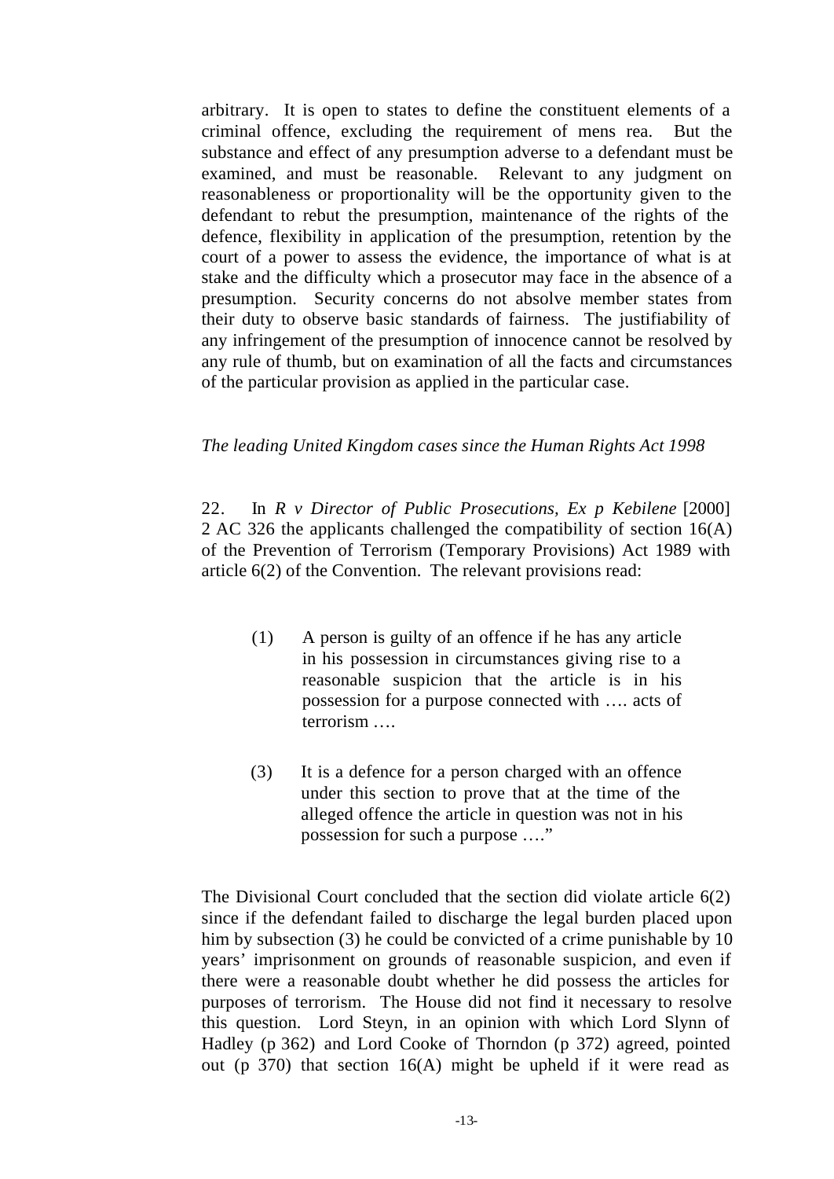arbitrary. It is open to states to define the constituent elements of a criminal offence, excluding the requirement of mens rea. But the substance and effect of any presumption adverse to a defendant must be examined, and must be reasonable. Relevant to any judgment on reasonableness or proportionality will be the opportunity given to the defendant to rebut the presumption, maintenance of the rights of the defence, flexibility in application of the presumption, retention by the court of a power to assess the evidence, the importance of what is at stake and the difficulty which a prosecutor may face in the absence of a presumption. Security concerns do not absolve member states from their duty to observe basic standards of fairness. The justifiability of any infringement of the presumption of innocence cannot be resolved by any rule of thumb, but on examination of all the facts and circumstances of the particular provision as applied in the particular case.

*The leading United Kingdom cases since the Human Rights Act 1998*

22. In *R v Director of Public Prosecutions, Ex p Kebilene* [2000] 2 AC 326 the applicants challenged the compatibility of section 16(A) of the Prevention of Terrorism (Temporary Provisions) Act 1989 with article 6(2) of the Convention. The relevant provisions read:

> (1) A person is guilty of an offence if he has any article in his possession in circumstances giving rise to a reasonable suspicion that the article is in his possession for a purpose connected with …. acts of terrorism ….
>
> (3) It is a defence for a person charged with an offence under this section to prove that at the time of the alleged offence the article in question was not in his possession for such a purpose ….”

The Divisional Court concluded that the section did violate article 6(2) since if the defendant failed to discharge the legal burden placed upon him by subsection (3) he could be convicted of a crime punishable by 10 years' imprisonment on grounds of reasonable suspicion, and even if there were a reasonable doubt whether he did possess the articles for purposes of terrorism. The House did not find it necessary to resolve this question. Lord Steyn, in an opinion with which Lord Slynn of Hadley (p 362) and Lord Cooke of Thorndon (p 372) agreed, pointed out (p 370) that section 16(A) might be upheld if it were read as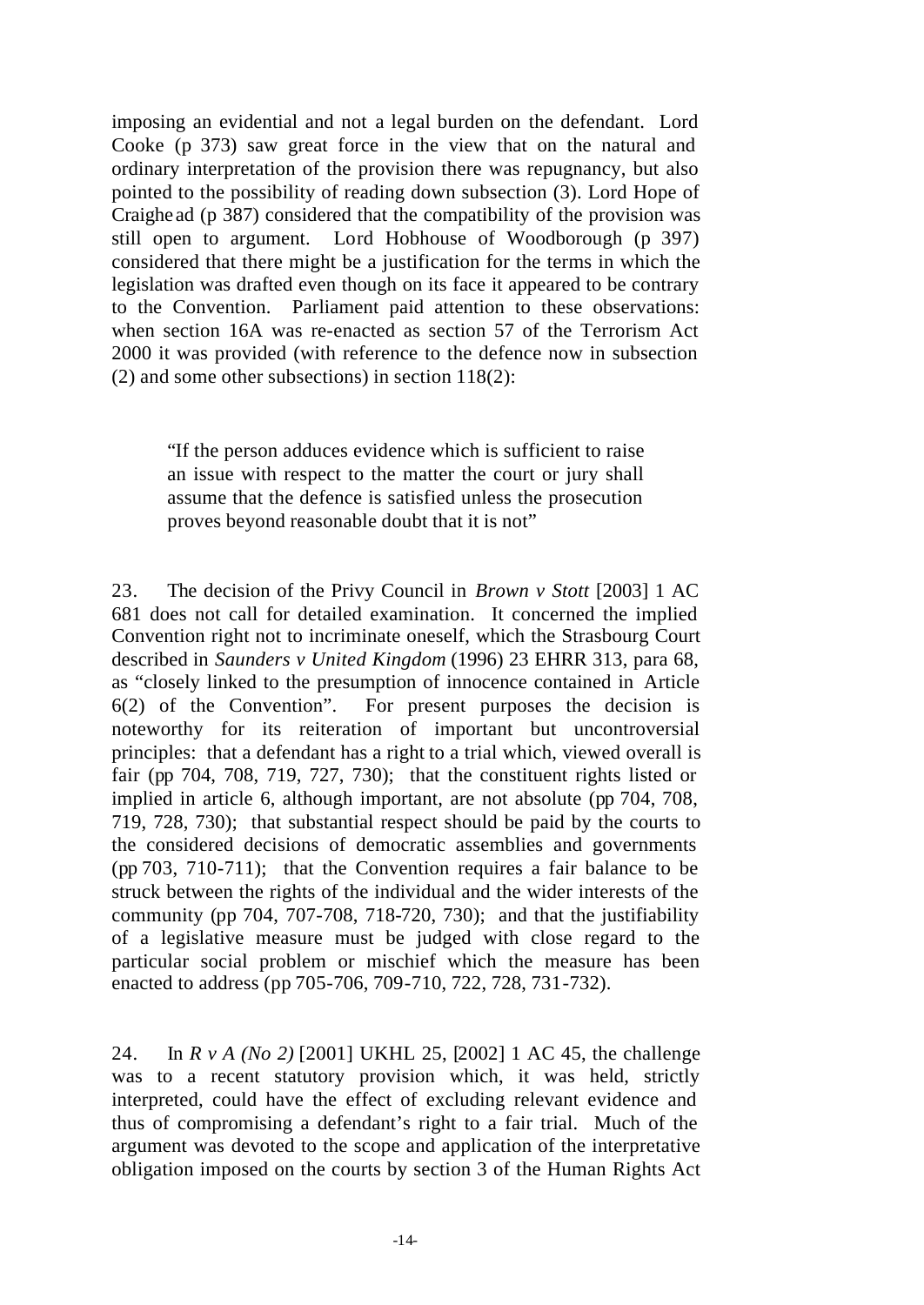imposing an evidential and not a legal burden on the defendant. Lord Cooke (p 373) saw great force in the view that on the natural and ordinary interpretation of the provision there was repugnancy, but also pointed to the possibility of reading down subsection (3). Lord Hope of Craighead (p 387) considered that the compatibility of the provision was still open to argument. Lord Hobhouse of Woodborough (p 397) considered that there might be a justification for the terms in which the legislation was drafted even though on its face it appeared to be contrary to the Convention. Parliament paid attention to these observations: when section 16A was re-enacted as section 57 of the Terrorism Act 2000 it was provided (with reference to the defence now in subsection (2) and some other subsections) in section 118(2):

> "If the person adduces evidence which is sufficient to raise an issue with respect to the matter the court or jury shall assume that the defence is satisfied unless the prosecution proves beyond reasonable doubt that it is not"

23. The decision of the Privy Council in *Brown v Stott* [2003] 1 AC 681 does not call for detailed examination. It concerned the implied Convention right not to incriminate oneself, which the Strasbourg Court described in *Saunders v United Kingdom* (1996) 23 EHRR 313, para 68, as "closely linked to the presumption of innocence contained in Article 6(2) of the Convention". For present purposes the decision is noteworthy for its reiteration of important but uncontroversial principles: that a defendant has a right to a trial which, viewed overall is fair (pp 704, 708, 719, 727, 730); that the constituent rights listed or implied in article 6, although important, are not absolute (pp 704, 708, 719, 728, 730); that substantial respect should be paid by the courts to the considered decisions of democratic assemblies and governments (pp 703, 710-711); that the Convention requires a fair balance to be struck between the rights of the individual and the wider interests of the community (pp 704, 707-708, 718-720, 730); and that the justifiability of a legislative measure must be judged with close regard to the particular social problem or mischief which the measure has been enacted to address (pp 705-706, 709-710, 722, 728, 731-732).

24. In *R v A (No 2)* [2001] UKHL 25, [2002] 1 AC 45, the challenge was to a recent statutory provision which, it was held, strictly interpreted, could have the effect of excluding relevant evidence and thus of compromising a defendant's right to a fair trial. Much of the argument was devoted to the scope and application of the interpretative obligation imposed on the courts by section 3 of the Human Rights Act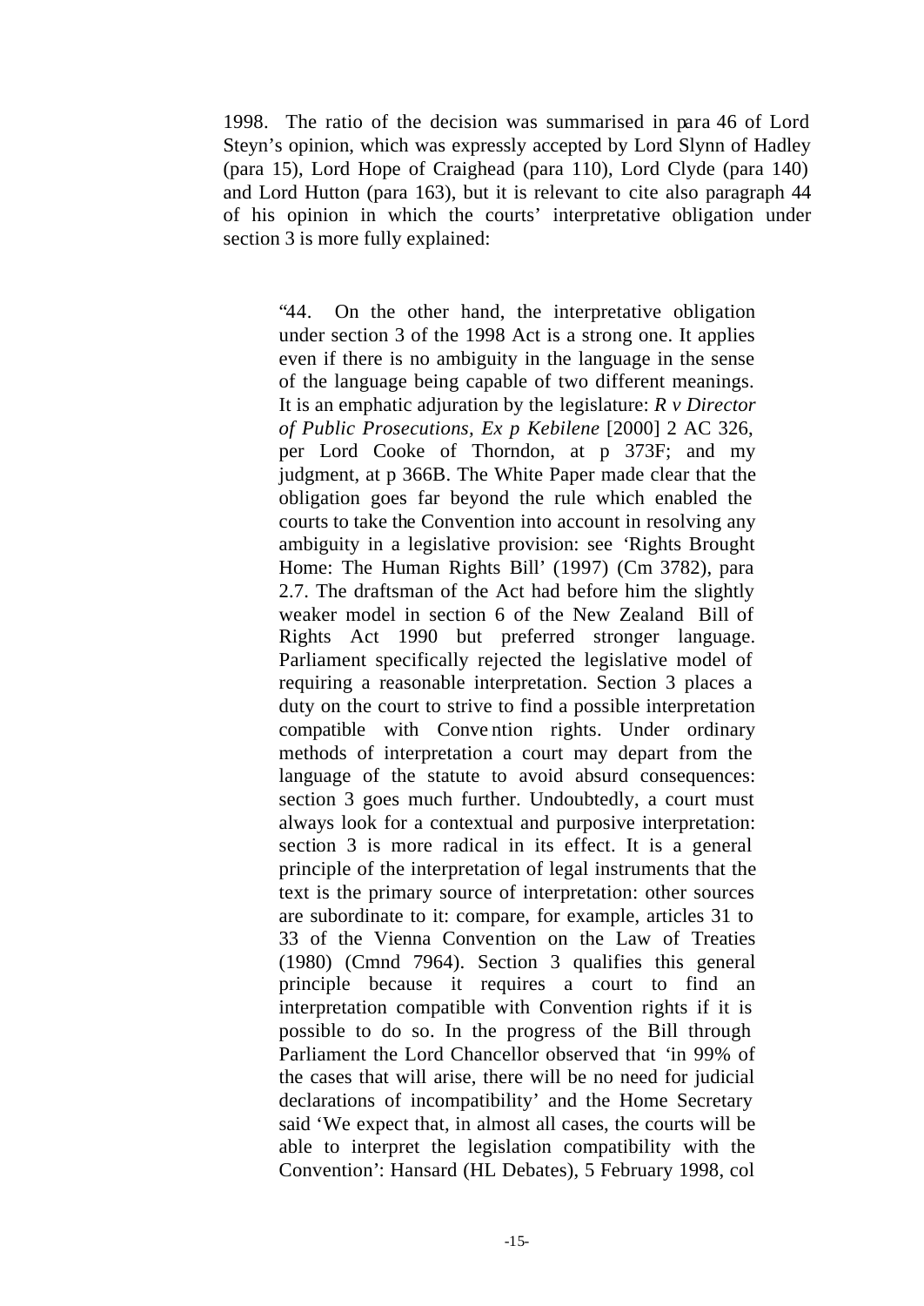1998. The ratio of the decision was summarised in para 46 of Lord Steyn's opinion, which was expressly accepted by Lord Slynn of Hadley (para 15), Lord Hope of Craighead (para 110), Lord Clyde (para 140) and Lord Hutton (para 163), but it is relevant to cite also paragraph 44 of his opinion in which the courts' interpretative obligation under section 3 is more fully explained:

> "44. On the other hand, the interpretative obligation under section 3 of the 1998 Act is a strong one. It applies even if there is no ambiguity in the language in the sense of the language being capable of two different meanings. It is an emphatic adjuration by the legislature: *R v Director of Public Prosecutions, Ex p Kebilene* [2000] 2 AC 326, per Lord Cooke of Thorndon, at p 373F; and my judgment, at p 366B. The White Paper made clear that the obligation goes far beyond the rule which enabled the courts to take the Convention into account in resolving any ambiguity in a legislative provision: see 'Rights Brought Home: The Human Rights Bill' (1997) (Cm 3782), para 2.7. The draftsman of the Act had before him the slightly weaker model in section 6 of the New Zealand Bill of Rights Act 1990 but preferred stronger language. Parliament specifically rejected the legislative model of requiring a reasonable interpretation. Section 3 places a duty on the court to strive to find a possible interpretation compatible with Convention rights. Under ordinary methods of interpretation a court may depart from the language of the statute to avoid absurd consequences: section 3 goes much further. Undoubtedly, a court must always look for a contextual and purposive interpretation: section 3 is more radical in its effect. It is a general principle of the interpretation of legal instruments that the text is the primary source of interpretation: other sources are subordinate to it: compare, for example, articles 31 to 33 of the Vienna Convention on the Law of Treaties (1980) (Cmnd 7964). Section 3 qualifies this general principle because it requires a court to find an interpretation compatible with Convention rights if it is possible to do so. In the progress of the Bill through Parliament the Lord Chancellor observed that 'in 99% of the cases that will arise, there will be no need for judicial declarations of incompatibility' and the Home Secretary said 'We expect that, in almost all cases, the courts will be able to interpret the legislation compatibility with the Convention': Hansard (HL Debates), 5 February 1998, col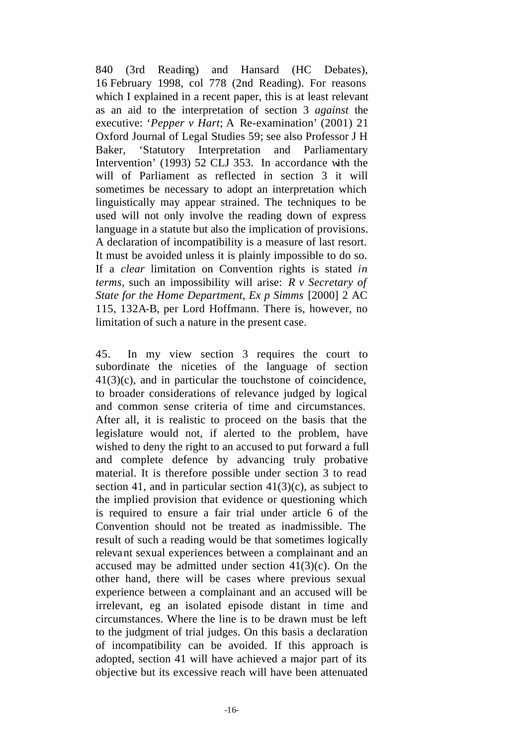840 (3rd Reading) and Hansard (HC Debates), 16 February 1998, col 778 (2nd Reading). For reasons which I explained in a recent paper, this is at least relevant as an aid to the interpretation of section 3 *against* the executive: '*Pepper v Hart*; A Re-examination' (2001) 21 Oxford Journal of Legal Studies 59; see also Professor J H Baker, 'Statutory Interpretation and Parliamentary Intervention' (1993) 52 CLJ 353. In accordance with the will of Parliament as reflected in section 3 it will sometimes be necessary to adopt an interpretation which linguistically may appear strained. The techniques to be used will not only involve the reading down of express language in a statute but also the implication of provisions. A declaration of incompatibility is a measure of last resort. It must be avoided unless it is plainly impossible to do so. If a *clear* limitation on Convention rights is stated *in terms,* such an impossibility will arise: *R v Secretary of State for the Home Department, Ex p Simms* [2000] 2 AC 115, 132A-B, per Lord Hoffmann. There is, however, no limitation of such a nature in the present case.

45. In my view section 3 requires the court to subordinate the niceties of the language of section 41(3)(c), and in particular the touchstone of coincidence, to broader considerations of relevance judged by logical and common sense criteria of time and circumstances. After all, it is realistic to proceed on the basis that the legislature would not, if alerted to the problem, have wished to deny the right to an accused to put forward a full and complete defence by advancing truly probative material. It is therefore possible under section 3 to read section 41, and in particular section 41(3)(c), as subject to the implied provision that evidence or questioning which is required to ensure a fair trial under article 6 of the Convention should not be treated as inadmissible. The result of such a reading would be that sometimes logically relevant sexual experiences between a complainant and an accused may be admitted under section 41(3)(c). On the other hand, there will be cases where previous sexual experience between a complainant and an accused will be irrelevant, eg an isolated episode distant in time and circumstances. Where the line is to be drawn must be left to the judgment of trial judges. On this basis a declaration of incompatibility can be avoided. If this approach is adopted, section 41 will have achieved a major part of its objective but its excessive reach will have been attenuated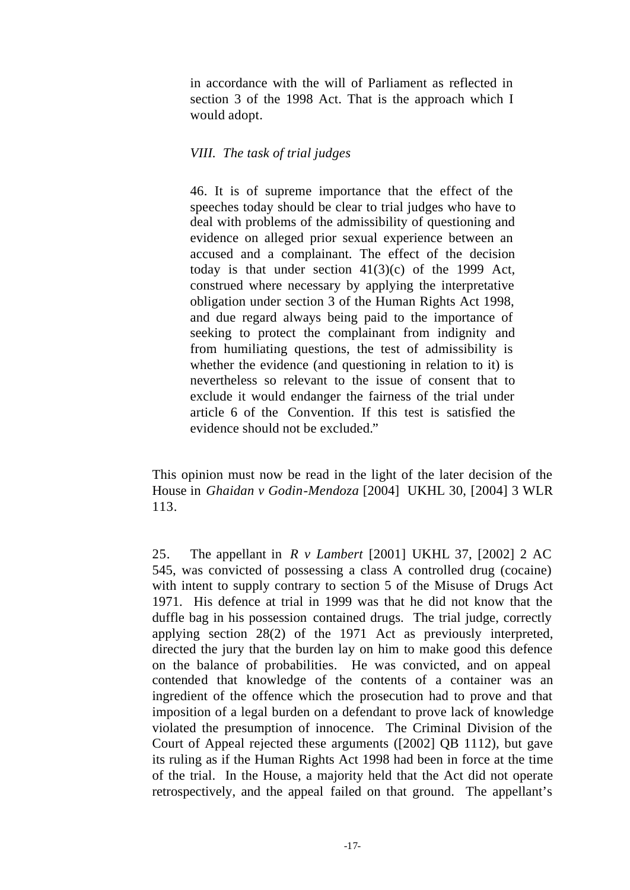> in accordance with the will of Parliament as reflected in section 3 of the 1998 Act. That is the approach which I would adopt.
>
> *VIII. The task of trial judges*
>
> 46. It is of supreme importance that the effect of the speeches today should be clear to trial judges who have to deal with problems of the admissibility of questioning and evidence on alleged prior sexual experience between an accused and a complainant. The effect of the decision today is that under section 41(3)(c) of the 1999 Act, construed where necessary by applying the interpretative obligation under section 3 of the Human Rights Act 1998, and due regard always being paid to the importance of seeking to protect the complainant from indignity and from humiliating questions, the test of admissibility is whether the evidence (and questioning in relation to it) is nevertheless so relevant to the issue of consent that to exclude it would endanger the fairness of the trial under article 6 of the Convention. If this test is satisfied the evidence should not be excluded."

This opinion must now be read in the light of the later decision of the House in *Ghaidan v Godin-Mendoza* [2004] UKHL 30, [2004] 3 WLR 113.

25. The appellant in *R v Lambert* [2001] UKHL 37, [2002] 2 AC 545, was convicted of possessing a class A controlled drug (cocaine) with intent to supply contrary to section 5 of the Misuse of Drugs Act 1971. His defence at trial in 1999 was that he did not know that the duffle bag in his possession contained drugs. The trial judge, correctly applying section 28(2) of the 1971 Act as previously interpreted, directed the jury that the burden lay on him to make good this defence on the balance of probabilities. He was convicted, and on appeal contended that knowledge of the contents of a container was an ingredient of the offence which the prosecution had to prove and that imposition of a legal burden on a defendant to prove lack of knowledge violated the presumption of innocence. The Criminal Division of the Court of Appeal rejected these arguments ([2002] QB 1112), but gave its ruling as if the Human Rights Act 1998 had been in force at the time of the trial. In the House, a majority held that the Act did not operate retrospectively, and the appeal failed on that ground. The appellant's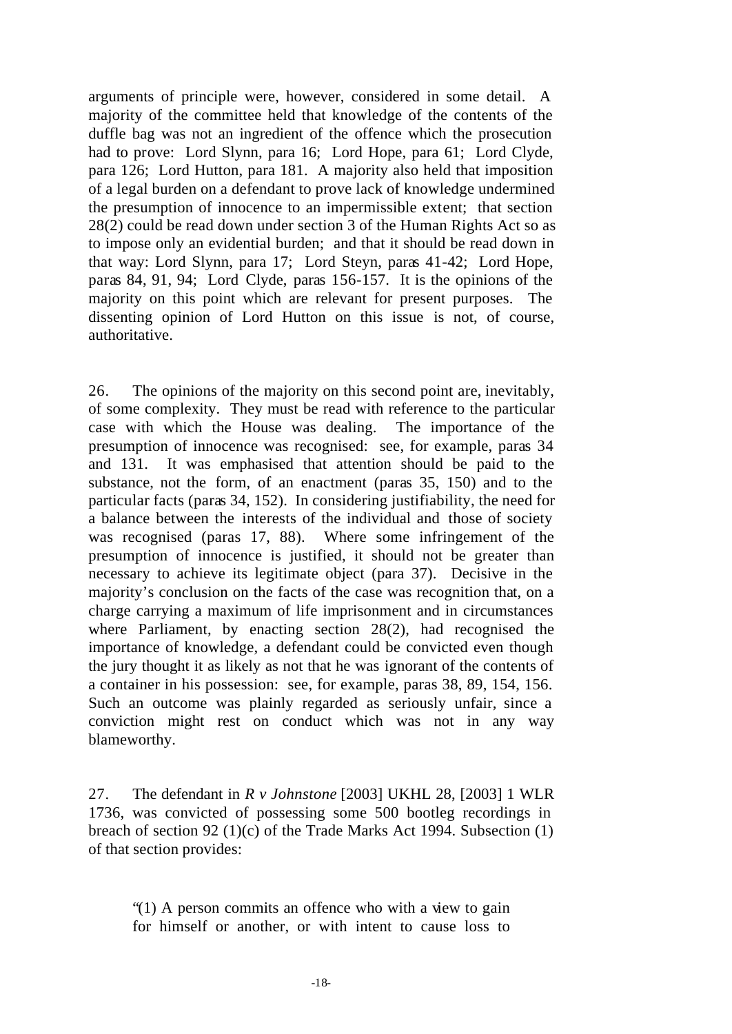arguments of principle were, however, considered in some detail. A majority of the committee held that knowledge of the contents of the duffle bag was not an ingredient of the offence which the prosecution had to prove: Lord Slynn, para 16; Lord Hope, para 61; Lord Clyde, para 126; Lord Hutton, para 181. A majority also held that imposition of a legal burden on a defendant to prove lack of knowledge undermined the presumption of innocence to an impermissible extent; that section 28(2) could be read down under section 3 of the Human Rights Act so as to impose only an evidential burden; and that it should be read down in that way: Lord Slynn, para 17; Lord Steyn, paras 41-42; Lord Hope, paras 84, 91, 94; Lord Clyde, paras 156-157. It is the opinions of the majority on this point which are relevant for present purposes. The dissenting opinion of Lord Hutton on this issue is not, of course, authoritative.

26. The opinions of the majority on this second point are, inevitably, of some complexity. They must be read with reference to the particular case with which the House was dealing. The importance of the presumption of innocence was recognised: see, for example, paras 34 and 131. It was emphasised that attention should be paid to the substance, not the form, of an enactment (paras 35, 150) and to the particular facts (paras 34, 152). In considering justifiability, the need for a balance between the interests of the individual and those of society was recognised (paras 17, 88). Where some infringement of the presumption of innocence is justified, it should not be greater than necessary to achieve its legitimate object (para 37). Decisive in the majority's conclusion on the facts of the case was recognition that, on a charge carrying a maximum of life imprisonment and in circumstances where Parliament, by enacting section 28(2), had recognised the importance of knowledge, a defendant could be convicted even though the jury thought it as likely as not that he was ignorant of the contents of a container in his possession: see, for example, paras 38, 89, 154, 156. Such an outcome was plainly regarded as seriously unfair, since a conviction might rest on conduct which was not in any way blameworthy.

27. The defendant in *R v Johnstone* [2003] UKHL 28, [2003] 1 WLR 1736, was convicted of possessing some 500 bootleg recordings in breach of section 92 (1)(c) of the Trade Marks Act 1994. Subsection (1) of that section provides:

> "(1) A person commits an offence who with a view to gain for himself or another, or with intent to cause loss to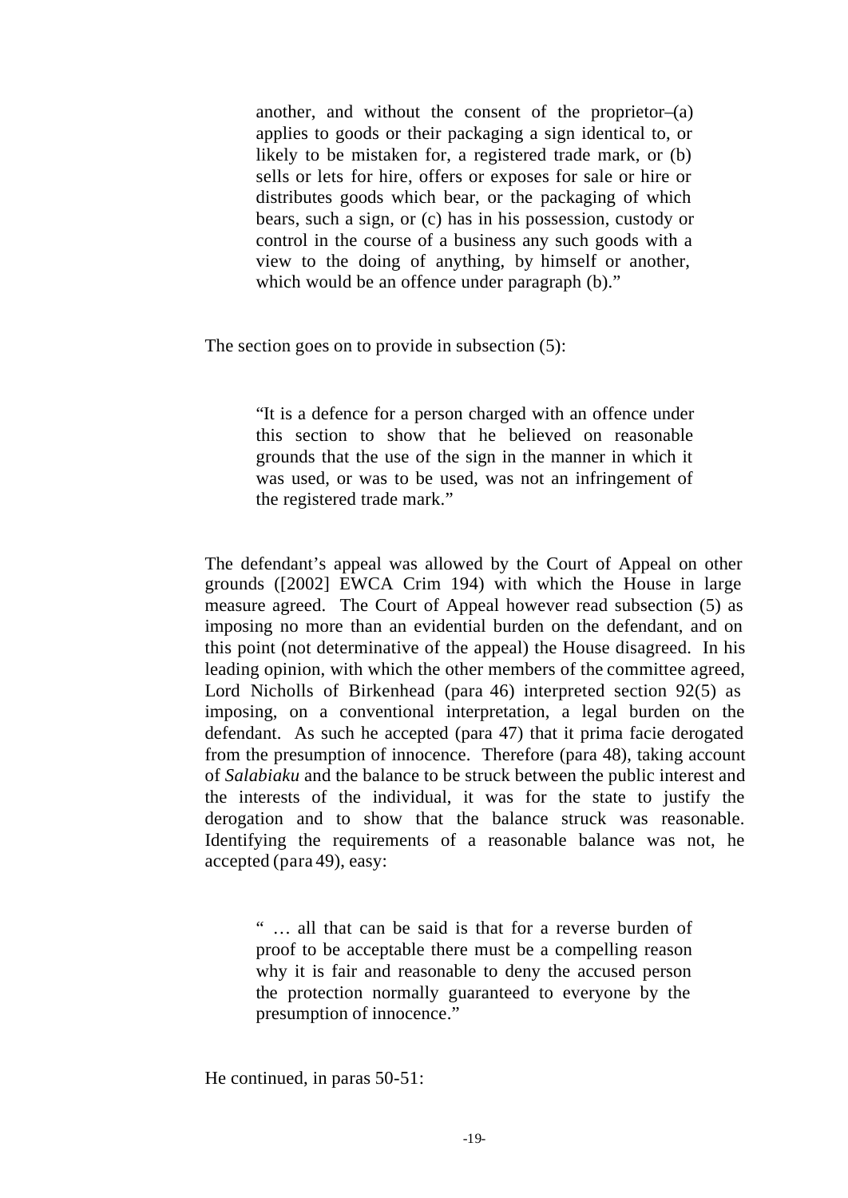> another, and without the consent of the proprietor–(a) applies to goods or their packaging a sign identical to, or likely to be mistaken for, a registered trade mark, or (b) sells or lets for hire, offers or exposes for sale or hire or distributes goods which bear, or the packaging of which bears, such a sign, or (c) has in his possession, custody or control in the course of a business any such goods with a view to the doing of anything, by himself or another, which would be an offence under paragraph (b)."

The section goes on to provide in subsection (5):

> "It is a defence for a person charged with an offence under this section to show that he believed on reasonable grounds that the use of the sign in the manner in which it was used, or was to be used, was not an infringement of the registered trade mark."

The defendant's appeal was allowed by the Court of Appeal on other grounds ([2002] EWCA Crim 194) with which the House in large measure agreed. The Court of Appeal however read subsection (5) as imposing no more than an evidential burden on the defendant, and on this point (not determinative of the appeal) the House disagreed. In his leading opinion, with which the other members of the committee agreed, Lord Nicholls of Birkenhead (para 46) interpreted section 92(5) as imposing, on a conventional interpretation, a legal burden on the defendant. As such he accepted (para 47) that it prima facie derogated from the presumption of innocence. Therefore (para 48), taking account of *Salabiaku* and the balance to be struck between the public interest and the interests of the individual, it was for the state to justify the derogation and to show that the balance struck was reasonable. Identifying the requirements of a reasonable balance was not, he accepted (para 49), easy:

> " … all that can be said is that for a reverse burden of proof to be acceptable there must be a compelling reason why it is fair and reasonable to deny the accused person the protection normally guaranteed to everyone by the presumption of innocence."

He continued, in paras 50-51: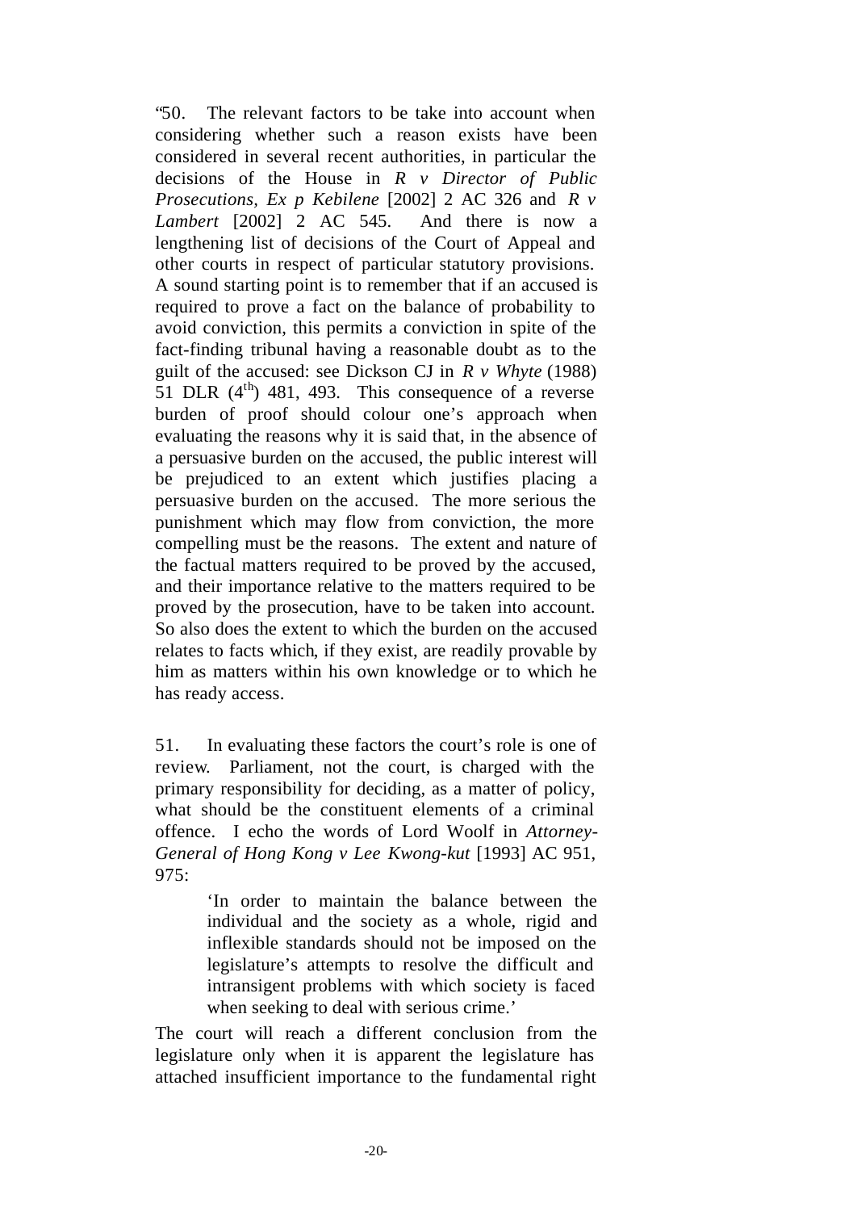"50. The relevant factors to be take into account when considering whether such a reason exists have been considered in several recent authorities, in particular the decisions of the House in *R v Director of Public Prosecutions, Ex p Kebilene* [2002] 2 AC 326 and *R v Lambert* [2002] 2 AC 545. And there is now a lengthening list of decisions of the Court of Appeal and other courts in respect of particular statutory provisions. A sound starting point is to remember that if an accused is required to prove a fact on the balance of probability to avoid conviction, this permits a conviction in spite of the fact-finding tribunal having a reasonable doubt as to the guilt of the accused: see Dickson CJ in *R v Whyte* (1988) 51 DLR (4th) 481, 493. This consequence of a reverse burden of proof should colour one's approach when evaluating the reasons why it is said that, in the absence of a persuasive burden on the accused, the public interest will be prejudiced to an extent which justifies placing a persuasive burden on the accused. The more serious the punishment which may flow from conviction, the more compelling must be the reasons. The extent and nature of the factual matters required to be proved by the accused, and their importance relative to the matters required to be proved by the prosecution, have to be taken into account. So also does the extent to which the burden on the accused relates to facts which, if they exist, are readily provable by him as matters within his own knowledge or to which he has ready access.

51. In evaluating these factors the court's role is one of review. Parliament, not the court, is charged with the primary responsibility for deciding, as a matter of policy, what should be the constituent elements of a criminal offence. I echo the words of Lord Woolf in *Attorney-General of Hong Kong v Lee Kwong-kut* [1993] AC 951, 975:

> 'In order to maintain the balance between the individual and the society as a whole, rigid and inflexible standards should not be imposed on the legislature's attempts to resolve the difficult and intransigent problems with which society is faced when seeking to deal with serious crime.'

The court will reach a different conclusion from the legislature only when it is apparent the legislature has attached insufficient importance to the fundamental right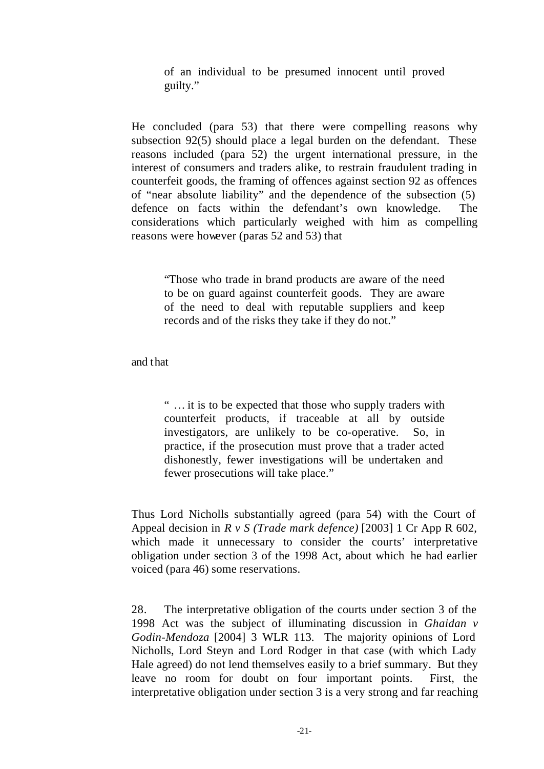> of an individual to be presumed innocent until proved guilty."

He concluded (para 53) that there were compelling reasons why subsection 92(5) should place a legal burden on the defendant. These reasons included (para 52) the urgent international pressure, in the interest of consumers and traders alike, to restrain fraudulent trading in counterfeit goods, the framing of offences against section 92 as offences of "near absolute liability" and the dependence of the subsection (5) defence on facts within the defendant's own knowledge. The considerations which particularly weighed with him as compelling reasons were however (paras 52 and 53) that

> "Those who trade in brand products are aware of the need to be on guard against counterfeit goods. They are aware of the need to deal with reputable suppliers and keep records and of the risks they take if they do not."

and that

> " … it is to be expected that those who supply traders with counterfeit products, if traceable at all by outside investigators, are unlikely to be co-operative. So, in practice, if the prosecution must prove that a trader acted dishonestly, fewer investigations will be undertaken and fewer prosecutions will take place."

Thus Lord Nicholls substantially agreed (para 54) with the Court of Appeal decision in *R v S (Trade mark defence)* [2003] 1 Cr App R 602, which made it unnecessary to consider the courts' interpretative obligation under section 3 of the 1998 Act, about which he had earlier voiced (para 46) some reservations.

28. The interpretative obligation of the courts under section 3 of the 1998 Act was the subject of illuminating discussion in *Ghaidan v Godin-Mendoza* [2004] 3 WLR 113. The majority opinions of Lord Nicholls, Lord Steyn and Lord Rodger in that case (with which Lady Hale agreed) do not lend themselves easily to a brief summary. But they leave no room for doubt on four important points. First, the interpretative obligation under section 3 is a very strong and far reaching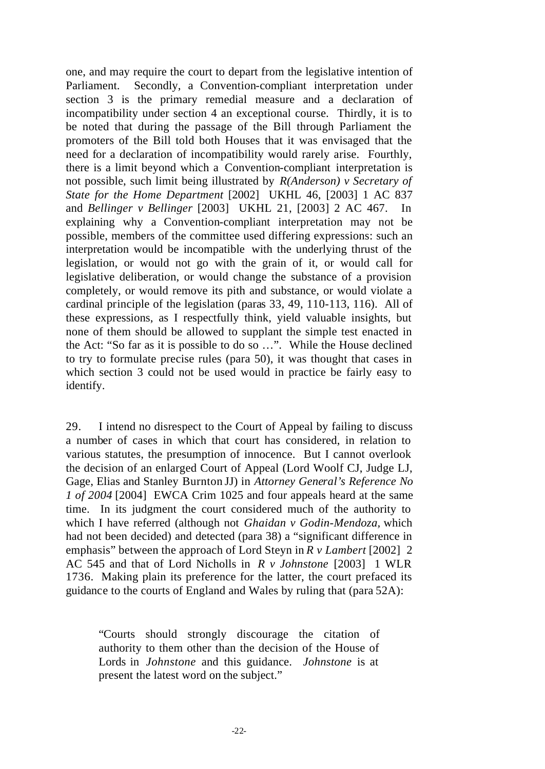one, and may require the court to depart from the legislative intention of Parliament. Secondly, a Convention-compliant interpretation under section 3 is the primary remedial measure and a declaration of incompatibility under section 4 an exceptional course. Thirdly, it is to be noted that during the passage of the Bill through Parliament the promoters of the Bill told both Houses that it was envisaged that the need for a declaration of incompatibility would rarely arise. Fourthly, there is a limit beyond which a Convention-compliant interpretation is not possible, such limit being illustrated by *R(Anderson) v Secretary of State for the Home Department* [2002] UKHL 46, [2003] 1 AC 837 and *Bellinger v Bellinger* [2003] UKHL 21, [2003] 2 AC 467. In explaining why a Convention-compliant interpretation may not be possible, members of the committee used differing expressions: such an interpretation would be incompatible with the underlying thrust of the legislation, or would not go with the grain of it, or would call for legislative deliberation, or would change the substance of a provision completely, or would remove its pith and substance, or would violate a cardinal principle of the legislation (paras 33, 49, 110-113, 116). All of these expressions, as I respectfully think, yield valuable insights, but none of them should be allowed to supplant the simple test enacted in the Act: "So far as it is possible to do so …". While the House declined to try to formulate precise rules (para 50), it was thought that cases in which section 3 could not be used would in practice be fairly easy to identify.

29. I intend no disrespect to the Court of Appeal by failing to discuss a number of cases in which that court has considered, in relation to various statutes, the presumption of innocence. But I cannot overlook the decision of an enlarged Court of Appeal (Lord Woolf CJ, Judge LJ, Gage, Elias and Stanley Burnton JJ) in *Attorney General's Reference No 1 of 2004* [2004] EWCA Crim 1025 and four appeals heard at the same time. In its judgment the court considered much of the authority to which I have referred (although not *Ghaidan v Godin-Mendoza,* which had not been decided) and detected (para 38) a "significant difference in emphasis" between the approach of Lord Steyn in *R v Lambert* [2002] 2 AC 545 and that of Lord Nicholls in *R v Johnstone* [2003] 1 WLR 1736. Making plain its preference for the latter, the court prefaced its guidance to the courts of England and Wales by ruling that (para 52A):

> "Courts should strongly discourage the citation of authority to them other than the decision of the House of Lords in *Johnstone* and this guidance. *Johnstone* is at present the latest word on the subject."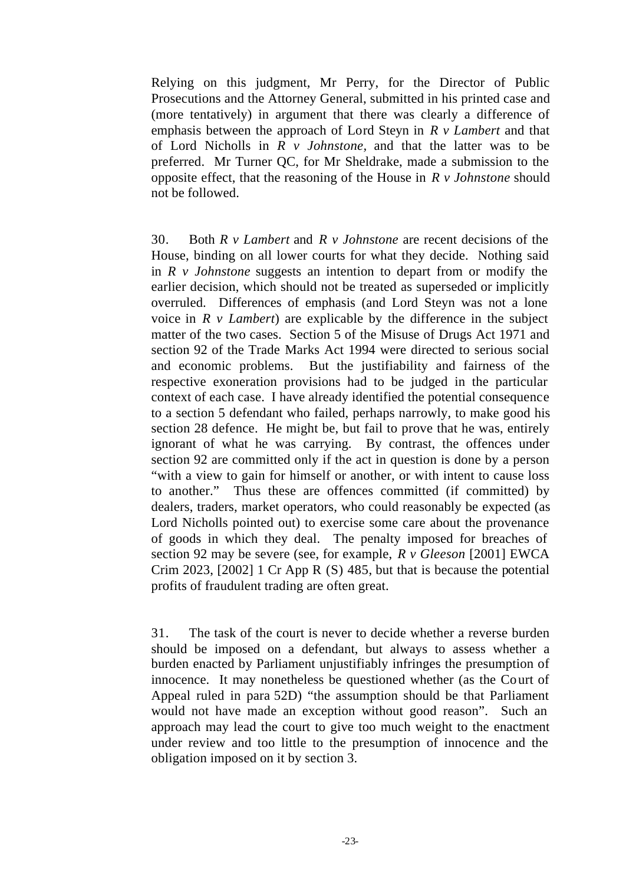Relying on this judgment, Mr Perry, for the Director of Public Prosecutions and the Attorney General, submitted in his printed case and (more tentatively) in argument that there was clearly a difference of emphasis between the approach of Lord Steyn in *R v Lambert* and that of Lord Nicholls in *R v Johnstone*, and that the latter was to be preferred. Mr Turner QC, for Mr Sheldrake, made a submission to the opposite effect, that the reasoning of the House in *R v Johnstone* should not be followed.

30. Both *R v Lambert* and *R v Johnstone* are recent decisions of the House, binding on all lower courts for what they decide. Nothing said in *R v Johnstone* suggests an intention to depart from or modify the earlier decision, which should not be treated as superseded or implicitly overruled. Differences of emphasis (and Lord Steyn was not a lone voice in *R v Lambert*) are explicable by the difference in the subject matter of the two cases. Section 5 of the Misuse of Drugs Act 1971 and section 92 of the Trade Marks Act 1994 were directed to serious social and economic problems. But the justifiability and fairness of the respective exoneration provisions had to be judged in the particular context of each case. I have already identified the potential consequence to a section 5 defendant who failed, perhaps narrowly, to make good his section 28 defence. He might be, but fail to prove that he was, entirely ignorant of what he was carrying. By contrast, the offences under section 92 are committed only if the act in question is done by a person "with a view to gain for himself or another, or with intent to cause loss to another." Thus these are offences committed (if committed) by dealers, traders, market operators, who could reasonably be expected (as Lord Nicholls pointed out) to exercise some care about the provenance of goods in which they deal. The penalty imposed for breaches of section 92 may be severe (see, for example, *R v Gleeson* [2001] EWCA Crim 2023, [2002] 1 Cr App R (S) 485, but that is because the potential profits of fraudulent trading are often great.

31. The task of the court is never to decide whether a reverse burden should be imposed on a defendant, but always to assess whether a burden enacted by Parliament unjustifiably infringes the presumption of innocence. It may nonetheless be questioned whether (as the Court of Appeal ruled in para 52D) "the assumption should be that Parliament would not have made an exception without good reason". Such an approach may lead the court to give too much weight to the enactment under review and too little to the presumption of innocence and the obligation imposed on it by section 3.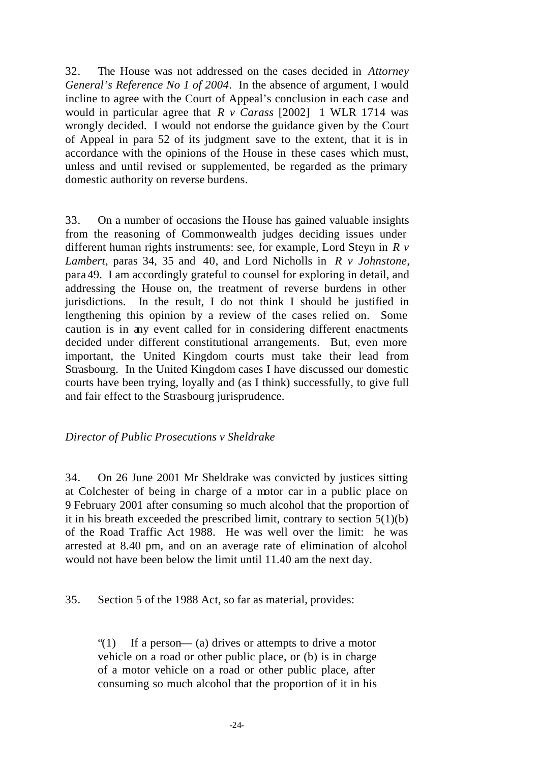32. The House was not addressed on the cases decided in *Attorney General's Reference No 1 of 2004*. In the absence of argument, I would incline to agree with the Court of Appeal's conclusion in each case and would in particular agree that *R v Carass* [2002] 1 WLR 1714 was wrongly decided. I would not endorse the guidance given by the Court of Appeal in para 52 of its judgment save to the extent, that it is in accordance with the opinions of the House in these cases which must, unless and until revised or supplemented, be regarded as the primary domestic authority on reverse burdens.

33. On a number of occasions the House has gained valuable insights from the reasoning of Commonwealth judges deciding issues under different human rights instruments: see, for example, Lord Steyn in *R v Lambert*, paras 34, 35 and 40, and Lord Nicholls in *R v Johnstone*, para 49. I am accordingly grateful to counsel for exploring in detail, and addressing the House on, the treatment of reverse burdens in other jurisdictions. In the result, I do not think I should be justified in lengthening this opinion by a review of the cases relied on. Some caution is in any event called for in considering different enactments decided under different constitutional arrangements. But, even more important, the United Kingdom courts must take their lead from Strasbourg. In the United Kingdom cases I have discussed our domestic courts have been trying, loyally and (as I think) successfully, to give full and fair effect to the Strasbourg jurisprudence.

*Director of Public Prosecutions v Sheldrake*

34. On 26 June 2001 Mr Sheldrake was convicted by justices sitting at Colchester of being in charge of a motor car in a public place on 9 February 2001 after consuming so much alcohol that the proportion of it in his breath exceeded the prescribed limit, contrary to section 5(1)(b) of the Road Traffic Act 1988. He was well over the limit: he was arrested at 8.40 pm, and on an average rate of elimination of alcohol would not have been below the limit until 11.40 am the next day.

35. Section 5 of the 1988 Act, so far as material, provides:

> "(1) If a person— (a) drives or attempts to drive a motor vehicle on a road or other public place, or (b) is in charge of a motor vehicle on a road or other public place, after consuming so much alcohol that the proportion of it in his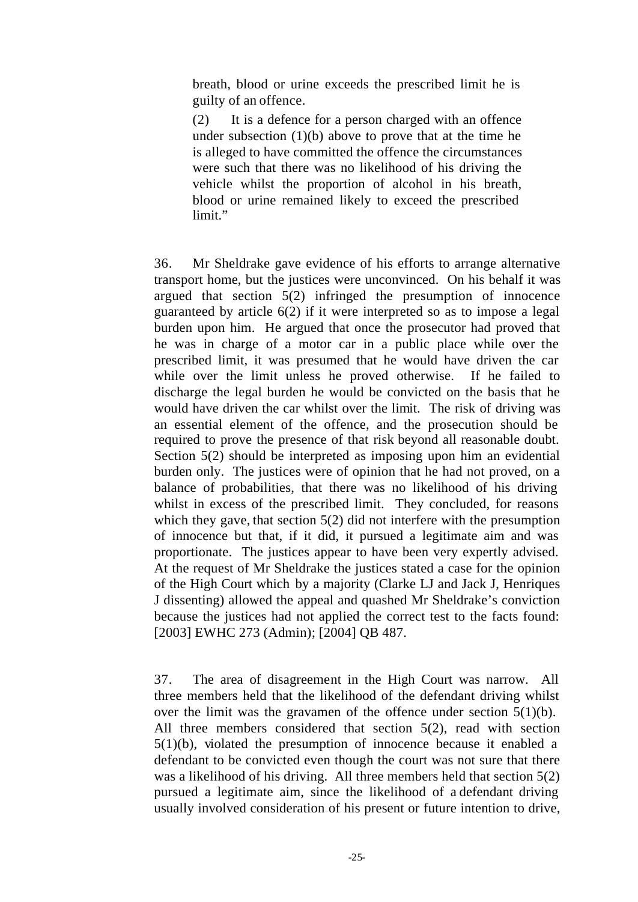> breath, blood or urine exceeds the prescribed limit he is guilty of an offence.
>
> (2) It is a defence for a person charged with an offence under subsection (1)(b) above to prove that at the time he is alleged to have committed the offence the circumstances were such that there was no likelihood of his driving the vehicle whilst the proportion of alcohol in his breath, blood or urine remained likely to exceed the prescribed limit."

36. Mr Sheldrake gave evidence of his efforts to arrange alternative transport home, but the justices were unconvinced. On his behalf it was argued that section 5(2) infringed the presumption of innocence guaranteed by article 6(2) if it were interpreted so as to impose a legal burden upon him. He argued that once the prosecutor had proved that he was in charge of a motor car in a public place while over the prescribed limit, it was presumed that he would have driven the car while over the limit unless he proved otherwise. If he failed to discharge the legal burden he would be convicted on the basis that he would have driven the car whilst over the limit. The risk of driving was an essential element of the offence, and the prosecution should be required to prove the presence of that risk beyond all reasonable doubt. Section 5(2) should be interpreted as imposing upon him an evidential burden only. The justices were of opinion that he had not proved, on a balance of probabilities, that there was no likelihood of his driving whilst in excess of the prescribed limit. They concluded, for reasons which they gave, that section 5(2) did not interfere with the presumption of innocence but that, if it did, it pursued a legitimate aim and was proportionate. The justices appear to have been very expertly advised. At the request of Mr Sheldrake the justices stated a case for the opinion of the High Court which by a majority (Clarke LJ and Jack J, Henriques J dissenting) allowed the appeal and quashed Mr Sheldrake's conviction because the justices had not applied the correct test to the facts found: [2003] EWHC 273 (Admin); [2004] QB 487.

37. The area of disagreement in the High Court was narrow. All three members held that the likelihood of the defendant driving whilst over the limit was the gravamen of the offence under section 5(1)(b). All three members considered that section 5(2), read with section 5(1)(b), violated the presumption of innocence because it enabled a defendant to be convicted even though the court was not sure that there was a likelihood of his driving. All three members held that section 5(2) pursued a legitimate aim, since the likelihood of a defendant driving usually involved consideration of his present or future intention to drive,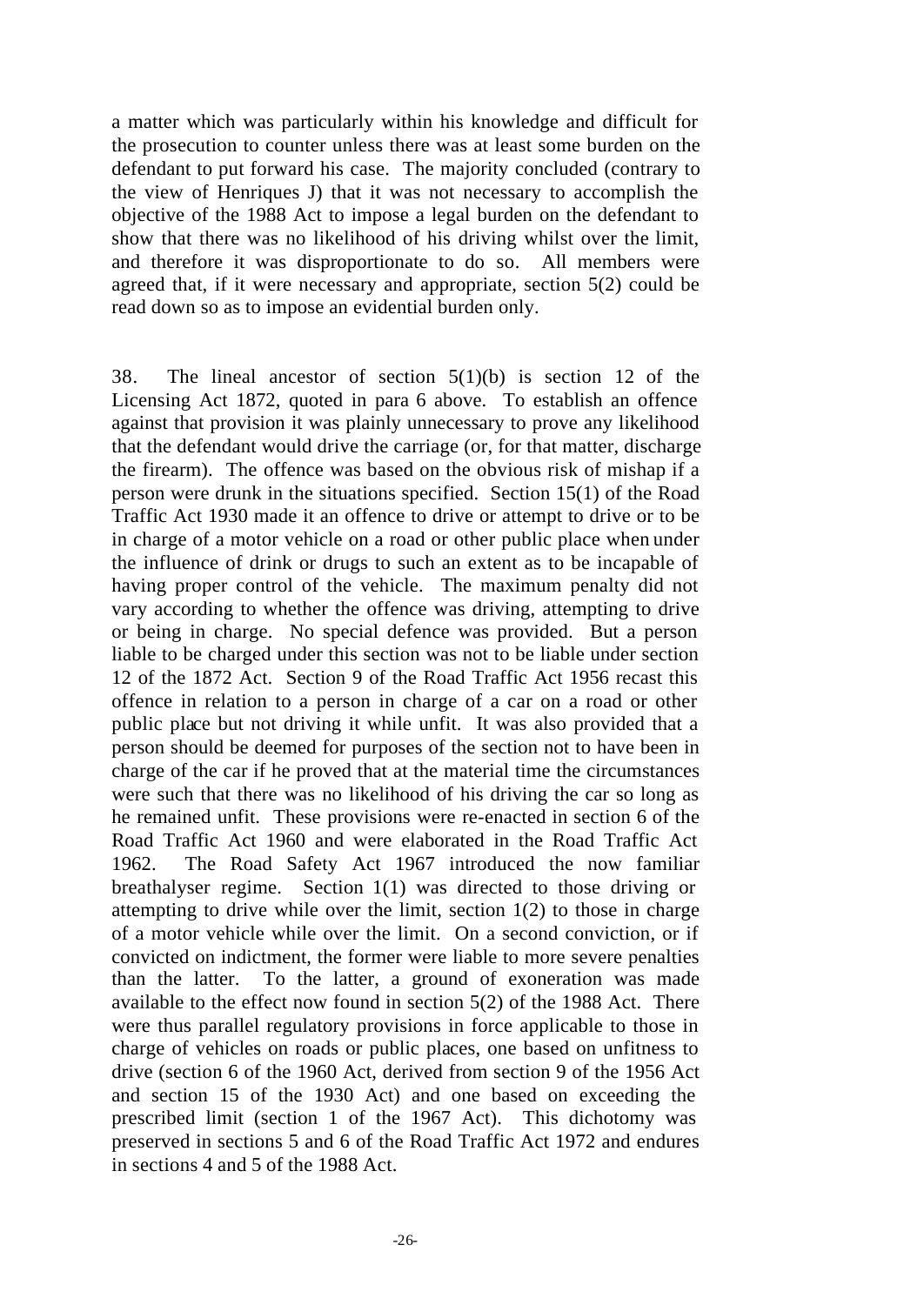a matter which was particularly within his knowledge and difficult for the prosecution to counter unless there was at least some burden on the defendant to put forward his case. The majority concluded (contrary to the view of Henriques J) that it was not necessary to accomplish the objective of the 1988 Act to impose a legal burden on the defendant to show that there was no likelihood of his driving whilst over the limit, and therefore it was disproportionate to do so. All members were agreed that, if it were necessary and appropriate, section 5(2) could be read down so as to impose an evidential burden only.

38. The lineal ancestor of section 5(1)(b) is section 12 of the Licensing Act 1872, quoted in para 6 above. To establish an offence against that provision it was plainly unnecessary to prove any likelihood that the defendant would drive the carriage (or, for that matter, discharge the firearm). The offence was based on the obvious risk of mishap if a person were drunk in the situations specified. Section 15(1) of the Road Traffic Act 1930 made it an offence to drive or attempt to drive or to be in charge of a motor vehicle on a road or other public place when under the influence of drink or drugs to such an extent as to be incapable of having proper control of the vehicle. The maximum penalty did not vary according to whether the offence was driving, attempting to drive or being in charge. No special defence was provided. But a person liable to be charged under this section was not to be liable under section 12 of the 1872 Act. Section 9 of the Road Traffic Act 1956 recast this offence in relation to a person in charge of a car on a road or other public place but not driving it while unfit. It was also provided that a person should be deemed for purposes of the section not to have been in charge of the car if he proved that at the material time the circumstances were such that there was no likelihood of his driving the car so long as he remained unfit. These provisions were re-enacted in section 6 of the Road Traffic Act 1960 and were elaborated in the Road Traffic Act 1962. The Road Safety Act 1967 introduced the now familiar breathalyser regime. Section 1(1) was directed to those driving or attempting to drive while over the limit, section 1(2) to those in charge of a motor vehicle while over the limit. On a second conviction, or if convicted on indictment, the former were liable to more severe penalties than the latter. To the latter, a ground of exoneration was made available to the effect now found in section 5(2) of the 1988 Act. There were thus parallel regulatory provisions in force applicable to those in charge of vehicles on roads or public places, one based on unfitness to drive (section 6 of the 1960 Act, derived from section 9 of the 1956 Act and section 15 of the 1930 Act) and one based on exceeding the prescribed limit (section 1 of the 1967 Act). This dichotomy was preserved in sections 5 and 6 of the Road Traffic Act 1972 and endures in sections 4 and 5 of the 1988 Act.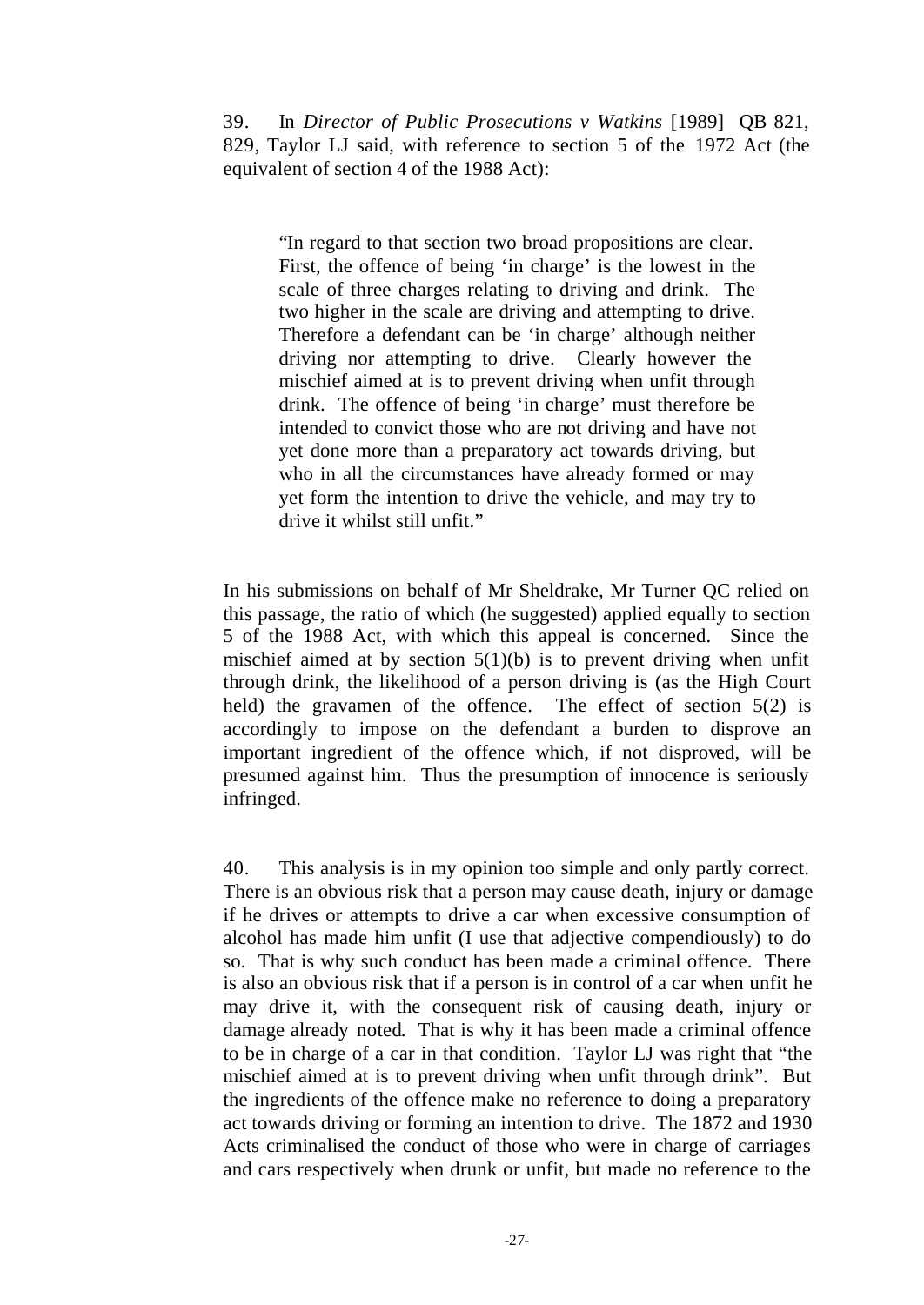39. In *Director of Public Prosecutions v Watkins* [1989] QB 821, 829, Taylor LJ said, with reference to section 5 of the 1972 Act (the equivalent of section 4 of the 1988 Act):

> "In regard to that section two broad propositions are clear. First, the offence of being 'in charge' is the lowest in the scale of three charges relating to driving and drink. The two higher in the scale are driving and attempting to drive. Therefore a defendant can be 'in charge' although neither driving nor attempting to drive. Clearly however the mischief aimed at is to prevent driving when unfit through drink. The offence of being 'in charge' must therefore be intended to convict those who are not driving and have not yet done more than a preparatory act towards driving, but who in all the circumstances have already formed or may yet form the intention to drive the vehicle, and may try to drive it whilst still unfit."

In his submissions on behalf of Mr Sheldrake, Mr Turner QC relied on this passage, the ratio of which (he suggested) applied equally to section 5 of the 1988 Act, with which this appeal is concerned. Since the mischief aimed at by section 5(1)(b) is to prevent driving when unfit through drink, the likelihood of a person driving is (as the High Court held) the gravamen of the offence. The effect of section 5(2) is accordingly to impose on the defendant a burden to disprove an important ingredient of the offence which, if not disproved, will be presumed against him. Thus the presumption of innocence is seriously infringed.

40. This analysis is in my opinion too simple and only partly correct. There is an obvious risk that a person may cause death, injury or damage if he drives or attempts to drive a car when excessive consumption of alcohol has made him unfit (I use that adjective compendiously) to do so. That is why such conduct has been made a criminal offence. There is also an obvious risk that if a person is in control of a car when unfit he may drive it, with the consequent risk of causing death, injury or damage already noted. That is why it has been made a criminal offence to be in charge of a car in that condition. Taylor LJ was right that "the mischief aimed at is to prevent driving when unfit through drink". But the ingredients of the offence make no reference to doing a preparatory act towards driving or forming an intention to drive. The 1872 and 1930 Acts criminalised the conduct of those who were in charge of carriages and cars respectively when drunk or unfit, but made no reference to the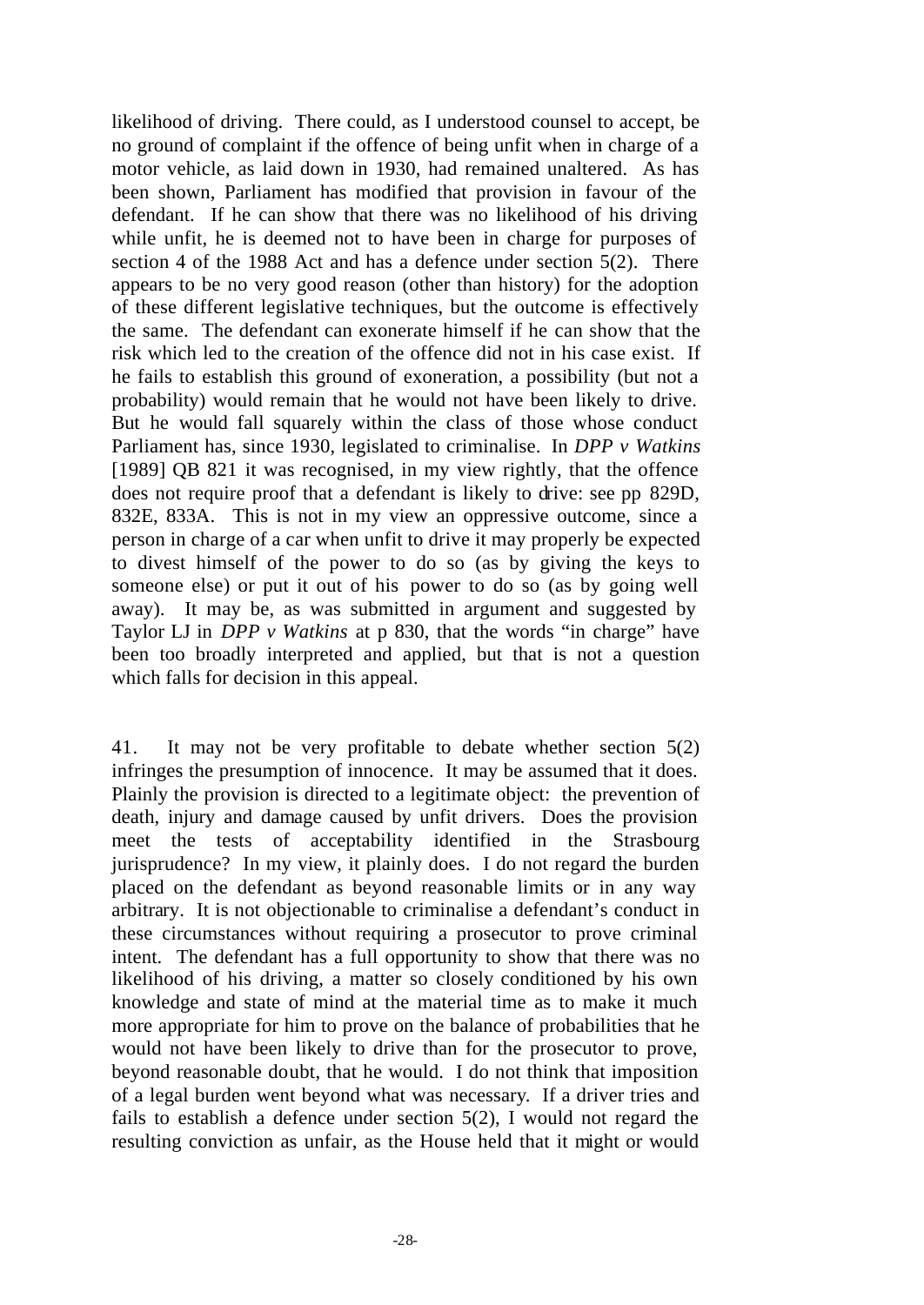likelihood of driving. There could, as I understood counsel to accept, be no ground of complaint if the offence of being unfit when in charge of a motor vehicle, as laid down in 1930, had remained unaltered. As has been shown, Parliament has modified that provision in favour of the defendant. If he can show that there was no likelihood of his driving while unfit, he is deemed not to have been in charge for purposes of section 4 of the 1988 Act and has a defence under section 5(2). There appears to be no very good reason (other than history) for the adoption of these different legislative techniques, but the outcome is effectively the same. The defendant can exonerate himself if he can show that the risk which led to the creation of the offence did not in his case exist. If he fails to establish this ground of exoneration, a possibility (but not a probability) would remain that he would not have been likely to drive. But he would fall squarely within the class of those whose conduct Parliament has, since 1930, legislated to criminalise. In *DPP v Watkins* [1989] QB 821 it was recognised, in my view rightly, that the offence does not require proof that a defendant is likely to drive: see pp 829D, 832E, 833A. This is not in my view an oppressive outcome, since a person in charge of a car when unfit to drive it may properly be expected to divest himself of the power to do so (as by giving the keys to someone else) or put it out of his power to do so (as by going well away). It may be, as was submitted in argument and suggested by Taylor LJ in *DPP v Watkins* at p 830, that the words "in charge" have been too broadly interpreted and applied, but that is not a question which falls for decision in this appeal.

41. It may not be very profitable to debate whether section 5(2) infringes the presumption of innocence. It may be assumed that it does. Plainly the provision is directed to a legitimate object: the prevention of death, injury and damage caused by unfit drivers. Does the provision meet the tests of acceptability identified in the Strasbourg jurisprudence? In my view, it plainly does. I do not regard the burden placed on the defendant as beyond reasonable limits or in any way arbitrary. It is not objectionable to criminalise a defendant's conduct in these circumstances without requiring a prosecutor to prove criminal intent. The defendant has a full opportunity to show that there was no likelihood of his driving, a matter so closely conditioned by his own knowledge and state of mind at the material time as to make it much more appropriate for him to prove on the balance of probabilities that he would not have been likely to drive than for the prosecutor to prove, beyond reasonable doubt, that he would. I do not think that imposition of a legal burden went beyond what was necessary. If a driver tries and fails to establish a defence under section 5(2), I would not regard the resulting conviction as unfair, as the House held that it might or would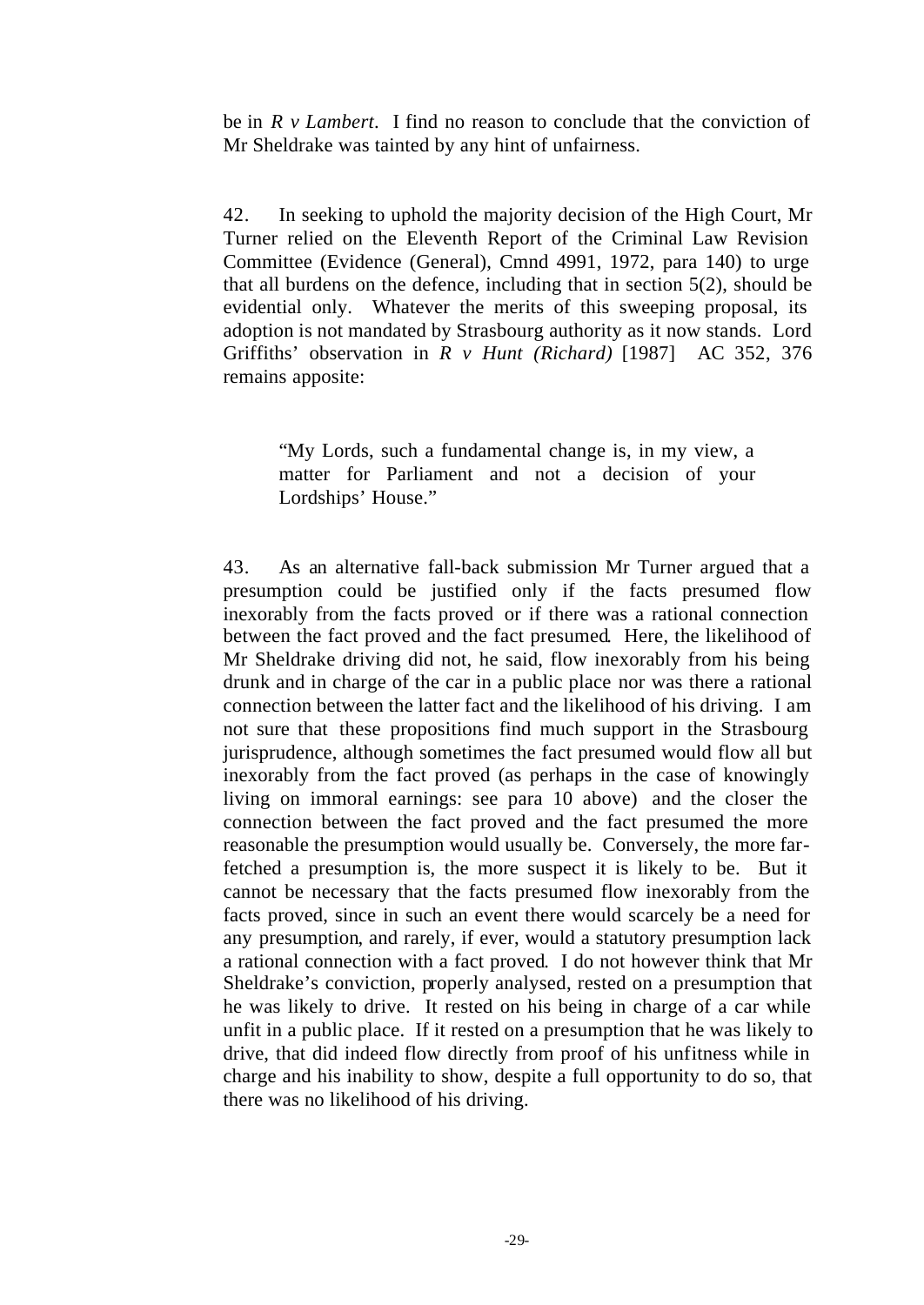be in *R v Lambert*. I find no reason to conclude that the conviction of Mr Sheldrake was tainted by any hint of unfairness.

42. In seeking to uphold the majority decision of the High Court, Mr Turner relied on the Eleventh Report of the Criminal Law Revision Committee (Evidence (General), Cmnd 4991, 1972, para 140) to urge that all burdens on the defence, including that in section 5(2), should be evidential only. Whatever the merits of this sweeping proposal, its adoption is not mandated by Strasbourg authority as it now stands. Lord Griffiths' observation in *R v Hunt (Richard)* [1987] AC 352, 376 remains apposite:

> "My Lords, such a fundamental change is, in my view, a matter for Parliament and not a decision of your Lordships' House."

43. As an alternative fall-back submission Mr Turner argued that a presumption could be justified only if the facts presumed flow inexorably from the facts proved or if there was a rational connection between the fact proved and the fact presumed. Here, the likelihood of Mr Sheldrake driving did not, he said, flow inexorably from his being drunk and in charge of the car in a public place nor was there a rational connection between the latter fact and the likelihood of his driving. I am not sure that these propositions find much support in the Strasbourg jurisprudence, although sometimes the fact presumed would flow all but inexorably from the fact proved (as perhaps in the case of knowingly living on immoral earnings: see para 10 above) and the closer the connection between the fact proved and the fact presumed the more reasonable the presumption would usually be. Conversely, the more far-fetched a presumption is, the more suspect it is likely to be. But it cannot be necessary that the facts presumed flow inexorably from the facts proved, since in such an event there would scarcely be a need for any presumption, and rarely, if ever, would a statutory presumption lack a rational connection with a fact proved. I do not however think that Mr Sheldrake's conviction, properly analysed, rested on a presumption that he was likely to drive. It rested on his being in charge of a car while unfit in a public place. If it rested on a presumption that he was likely to drive, that did indeed flow directly from proof of his unfitness while in charge and his inability to show, despite a full opportunity to do so, that there was no likelihood of his driving.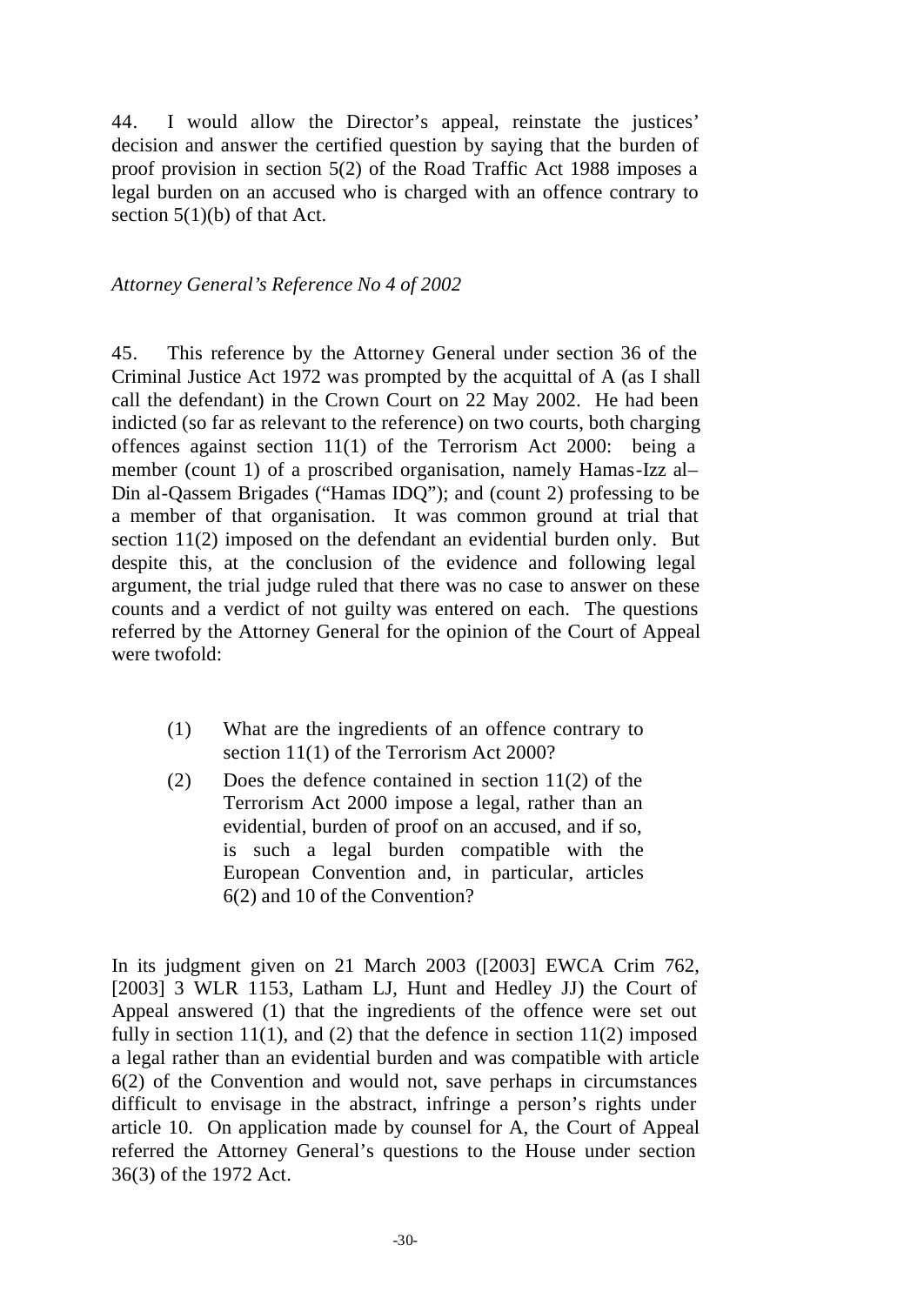44. I would allow the Director's appeal, reinstate the justices' decision and answer the certified question by saying that the burden of proof provision in section 5(2) of the Road Traffic Act 1988 imposes a legal burden on an accused who is charged with an offence contrary to section 5(1)(b) of that Act.

*Attorney General's Reference No 4 of 2002*

45. This reference by the Attorney General under section 36 of the Criminal Justice Act 1972 was prompted by the acquittal of A (as I shall call the defendant) in the Crown Court on 22 May 2002. He had been indicted (so far as relevant to the reference) on two courts, both charging offences against section 11(1) of the Terrorism Act 2000: being a member (count 1) of a proscribed organisation, namely Hamas-Izz al–Din al-Qassem Brigades ("Hamas IDQ"); and (count 2) professing to be a member of that organisation. It was common ground at trial that section 11(2) imposed on the defendant an evidential burden only. But despite this, at the conclusion of the evidence and following legal argument, the trial judge ruled that there was no case to answer on these counts and a verdict of not guilty was entered on each. The questions referred by the Attorney General for the opinion of the Court of Appeal were twofold:

> (1) What are the ingredients of an offence contrary to section 11(1) of the Terrorism Act 2000?
>
> (2) Does the defence contained in section 11(2) of the Terrorism Act 2000 impose a legal, rather than an evidential, burden of proof on an accused, and if so, is such a legal burden compatible with the European Convention and, in particular, articles 6(2) and 10 of the Convention?

In its judgment given on 21 March 2003 ([2003] EWCA Crim 762, [2003] 3 WLR 1153, Latham LJ, Hunt and Hedley JJ) the Court of Appeal answered (1) that the ingredients of the offence were set out fully in section 11(1), and (2) that the defence in section 11(2) imposed a legal rather than an evidential burden and was compatible with article 6(2) of the Convention and would not, save perhaps in circumstances difficult to envisage in the abstract, infringe a person's rights under article 10. On application made by counsel for A, the Court of Appeal referred the Attorney General's questions to the House under section 36(3) of the 1972 Act.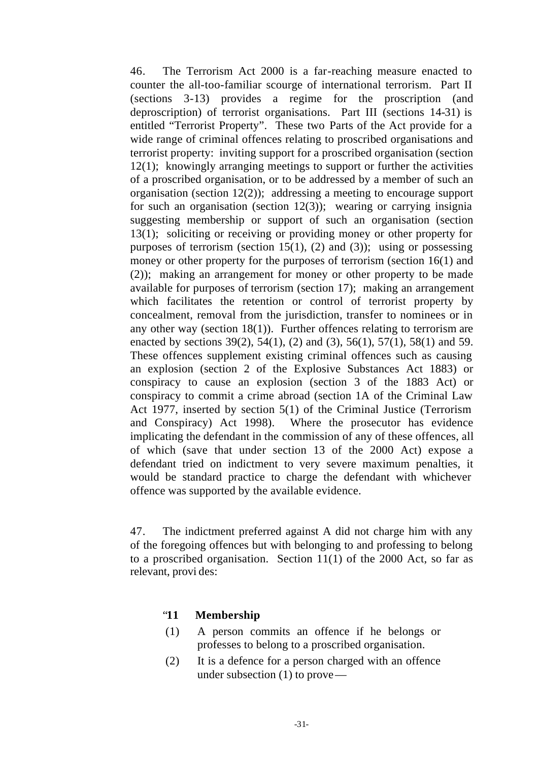46. The Terrorism Act 2000 is a far-reaching measure enacted to counter the all-too-familiar scourge of international terrorism. Part II (sections 3-13) provides a regime for the proscription (and deproscription) of terrorist organisations. Part III (sections 14-31) is entitled "Terrorist Property". These two Parts of the Act provide for a wide range of criminal offences relating to proscribed organisations and terrorist property: inviting support for a proscribed organisation (section 12(1); knowingly arranging meetings to support or further the activities of a proscribed organisation, or to be addressed by a member of such an organisation (section 12(2)); addressing a meeting to encourage support for such an organisation (section 12(3)); wearing or carrying insignia suggesting membership or support of such an organisation (section 13(1); soliciting or receiving or providing money or other property for purposes of terrorism (section 15(1), (2) and (3)); using or possessing money or other property for the purposes of terrorism (section 16(1) and (2)); making an arrangement for money or other property to be made available for purposes of terrorism (section 17); making an arrangement which facilitates the retention or control of terrorist property by concealment, removal from the jurisdiction, transfer to nominees or in any other way (section 18(1)). Further offences relating to terrorism are enacted by sections 39(2), 54(1), (2) and (3), 56(1), 57(1), 58(1) and 59. These offences supplement existing criminal offences such as causing an explosion (section 2 of the Explosive Substances Act 1883) or conspiracy to cause an explosion (section 3 of the 1883 Act) or conspiracy to commit a crime abroad (section 1A of the Criminal Law Act 1977, inserted by section 5(1) of the Criminal Justice (Terrorism and Conspiracy) Act 1998). Where the prosecutor has evidence implicating the defendant in the commission of any of these offences, all of which (save that under section 13 of the 2000 Act) expose a defendant tried on indictment to very severe maximum penalties, it would be standard practice to charge the defendant with whichever offence was supported by the available evidence.

47. The indictment preferred against A did not charge him with any of the foregoing offences but with belonging to and professing to belong to a proscribed organisation. Section 11(1) of the 2000 Act, so far as relevant, provides:

> "**11 Membership**
>
> (1) A person commits an offence if he belongs or professes to belong to a proscribed organisation.
>
> (2) It is a defence for a person charged with an offence under subsection (1) to prove —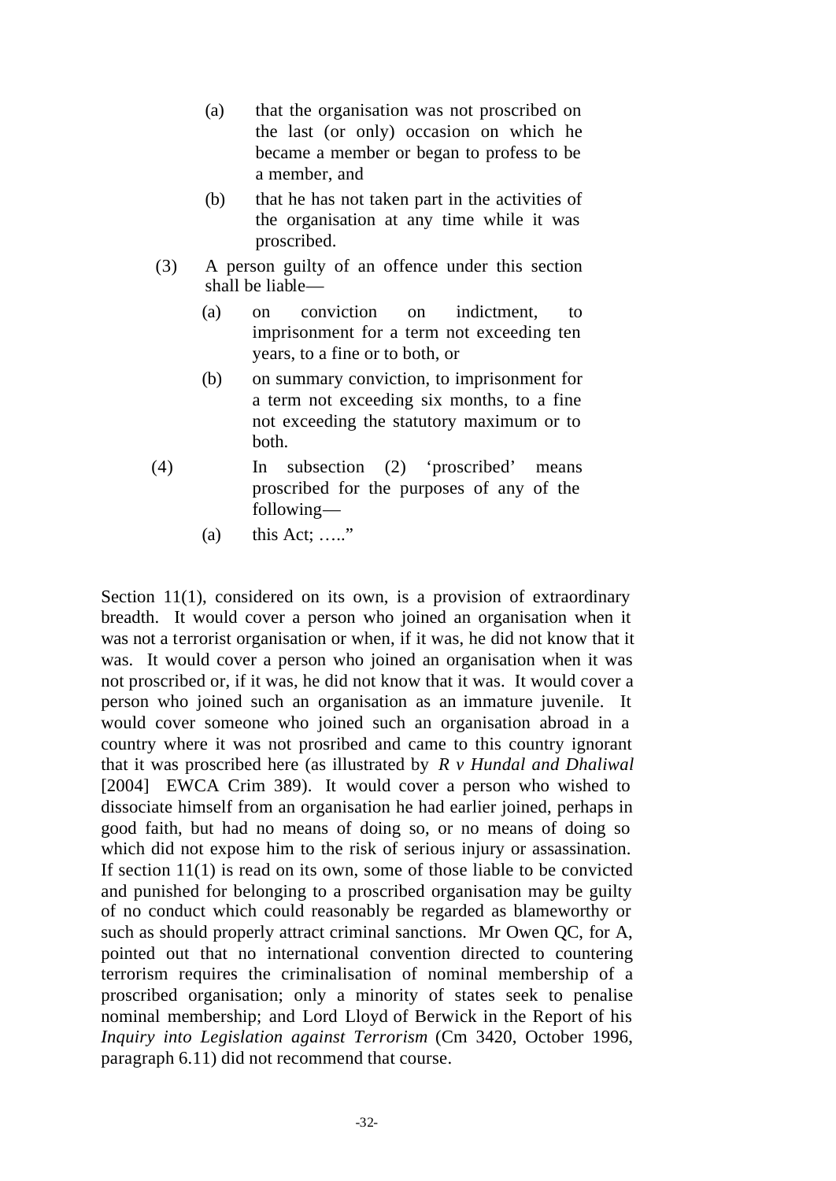(a) that the organisation was not proscribed on the last (or only) occasion on which he became a member or began to profess to be a member, and

(b) that he has not taken part in the activities of the organisation at any time while it was proscribed.

(3) A person guilty of an offence under this section shall be liable—

(a) on conviction on indictment, to imprisonment for a term not exceeding ten years, to a fine or to both, or

(b) on summary conviction, to imprisonment for a term not exceeding six months, to a fine not exceeding the statutory maximum or to both.

(4) In subsection (2) 'proscribed' means proscribed for the purposes of any of the following—

(a) this Act; ….."

Section 11(1), considered on its own, is a provision of extraordinary breadth. It would cover a person who joined an organisation when it was not a terrorist organisation or when, if it was, he did not know that it was. It would cover a person who joined an organisation when it was not proscribed or, if it was, he did not know that it was. It would cover a person who joined such an organisation as an immature juvenile. It would cover someone who joined such an organisation abroad in a country where it was not prosribed and came to this country ignorant that it was proscribed here (as illustrated by *R v Hundal and Dhaliwal* [2004] EWCA Crim 389). It would cover a person who wished to dissociate himself from an organisation he had earlier joined, perhaps in good faith, but had no means of doing so, or no means of doing so which did not expose him to the risk of serious injury or assassination. If section 11(1) is read on its own, some of those liable to be convicted and punished for belonging to a proscribed organisation may be guilty of no conduct which could reasonably be regarded as blameworthy or such as should properly attract criminal sanctions. Mr Owen QC, for A, pointed out that no international convention directed to countering terrorism requires the criminalisation of nominal membership of a proscribed organisation; only a minority of states seek to penalise nominal membership; and Lord Lloyd of Berwick in the Report of his *Inquiry into Legislation against Terrorism* (Cm 3420, October 1996, paragraph 6.11) did not recommend that course.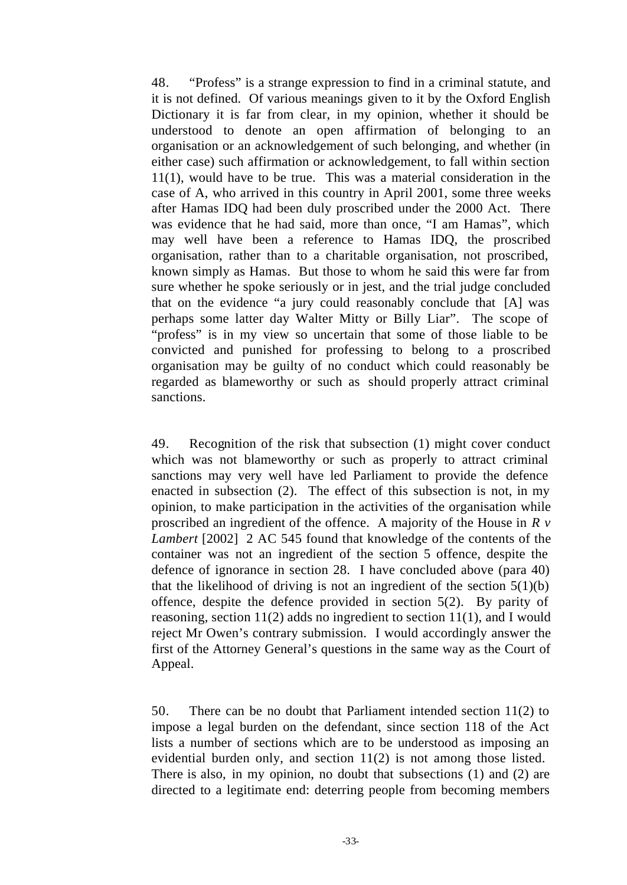48. "Profess" is a strange expression to find in a criminal statute, and it is not defined. Of various meanings given to it by the Oxford English Dictionary it is far from clear, in my opinion, whether it should be understood to denote an open affirmation of belonging to an organisation or an acknowledgement of such belonging, and whether (in either case) such affirmation or acknowledgement, to fall within section 11(1), would have to be true. This was a material consideration in the case of A, who arrived in this country in April 2001, some three weeks after Hamas IDQ had been duly proscribed under the 2000 Act. There was evidence that he had said, more than once, "I am Hamas", which may well have been a reference to Hamas IDQ, the proscribed organisation, rather than to a charitable organisation, not proscribed, known simply as Hamas. But those to whom he said this were far from sure whether he spoke seriously or in jest, and the trial judge concluded that on the evidence "a jury could reasonably conclude that [A] was perhaps some latter day Walter Mitty or Billy Liar". The scope of "profess" is in my view so uncertain that some of those liable to be convicted and punished for professing to belong to a proscribed organisation may be guilty of no conduct which could reasonably be regarded as blameworthy or such as should properly attract criminal sanctions.

49. Recognition of the risk that subsection (1) might cover conduct which was not blameworthy or such as properly to attract criminal sanctions may very well have led Parliament to provide the defence enacted in subsection (2). The effect of this subsection is not, in my opinion, to make participation in the activities of the organisation while proscribed an ingredient of the offence. A majority of the House in *R v Lambert* [2002] 2 AC 545 found that knowledge of the contents of the container was not an ingredient of the section 5 offence, despite the defence of ignorance in section 28. I have concluded above (para 40) that the likelihood of driving is not an ingredient of the section 5(1)(b) offence, despite the defence provided in section 5(2). By parity of reasoning, section 11(2) adds no ingredient to section 11(1), and I would reject Mr Owen's contrary submission. I would accordingly answer the first of the Attorney General's questions in the same way as the Court of Appeal.

50. There can be no doubt that Parliament intended section 11(2) to impose a legal burden on the defendant, since section 118 of the Act lists a number of sections which are to be understood as imposing an evidential burden only, and section 11(2) is not among those listed. There is also, in my opinion, no doubt that subsections (1) and (2) are directed to a legitimate end: deterring people from becoming members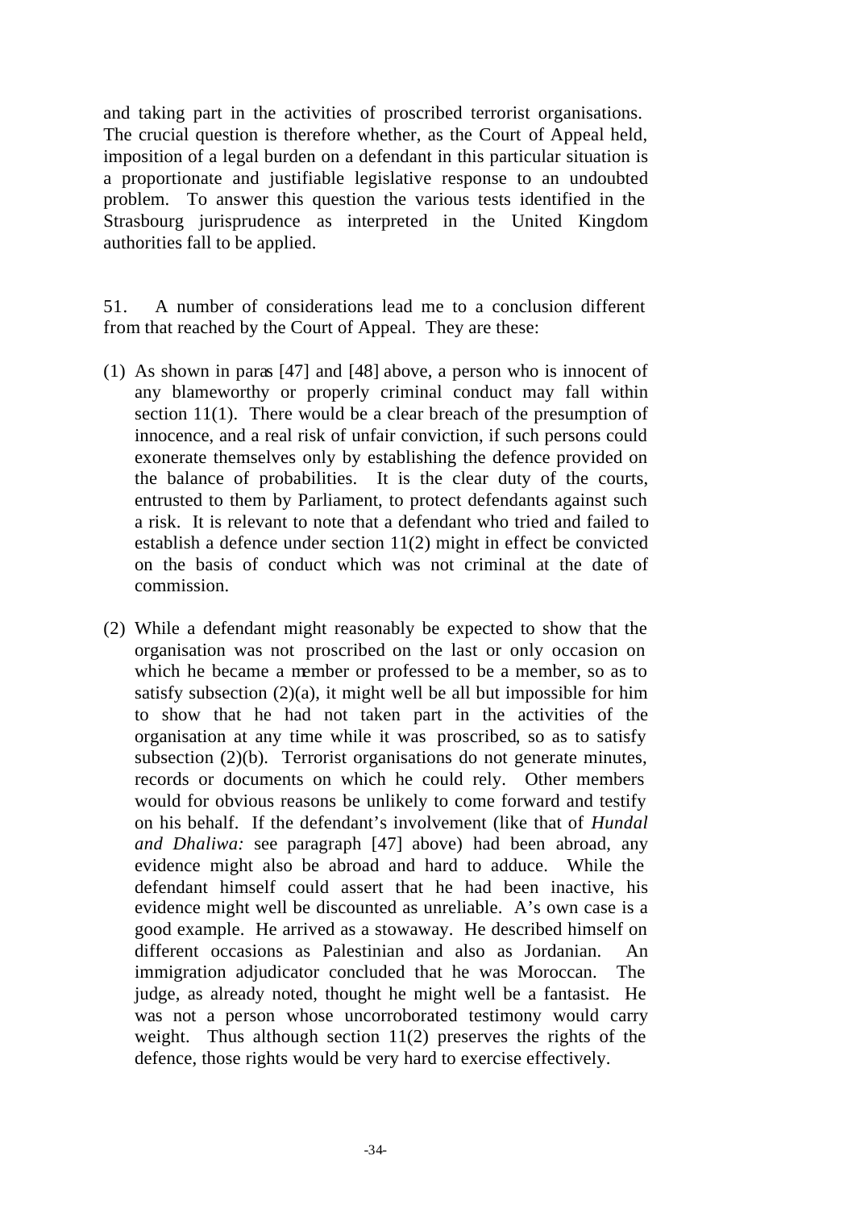and taking part in the activities of proscribed terrorist organisations. The crucial question is therefore whether, as the Court of Appeal held, imposition of a legal burden on a defendant in this particular situation is a proportionate and justifiable legislative response to an undoubted problem. To answer this question the various tests identified in the Strasbourg jurisprudence as interpreted in the United Kingdom authorities fall to be applied.

51. A number of considerations lead me to a conclusion different from that reached by the Court of Appeal. They are these:

(1) As shown in paras [47] and [48] above, a person who is innocent of any blameworthy or properly criminal conduct may fall within section 11(1). There would be a clear breach of the presumption of innocence, and a real risk of unfair conviction, if such persons could exonerate themselves only by establishing the defence provided on the balance of probabilities. It is the clear duty of the courts, entrusted to them by Parliament, to protect defendants against such a risk. It is relevant to note that a defendant who tried and failed to establish a defence under section 11(2) might in effect be convicted on the basis of conduct which was not criminal at the date of commission.

(2) While a defendant might reasonably be expected to show that the organisation was not proscribed on the last or only occasion on which he became a member or professed to be a member, so as to satisfy subsection (2)(a), it might well be all but impossible for him to show that he had not taken part in the activities of the organisation at any time while it was proscribed, so as to satisfy subsection (2)(b). Terrorist organisations do not generate minutes, records or documents on which he could rely. Other members would for obvious reasons be unlikely to come forward and testify on his behalf. If the defendant's involvement (like that of *Hundal and Dhaliwa:* see paragraph [47] above) had been abroad, any evidence might also be abroad and hard to adduce. While the defendant himself could assert that he had been inactive, his evidence might well be discounted as unreliable. A's own case is a good example. He arrived as a stowaway. He described himself on different occasions as Palestinian and also as Jordanian. An immigration adjudicator concluded that he was Moroccan. The judge, as already noted, thought he might well be a fantasist. He was not a person whose uncorroborated testimony would carry weight. Thus although section 11(2) preserves the rights of the defence, those rights would be very hard to exercise effectively.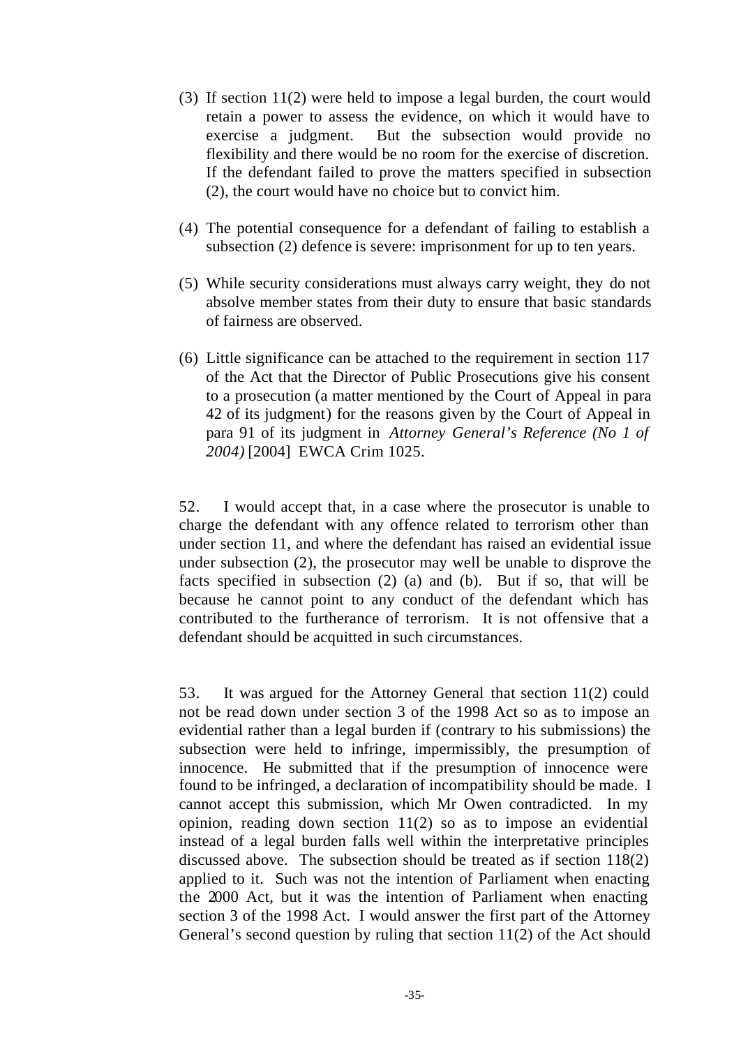(3) If section 11(2) were held to impose a legal burden, the court would retain a power to assess the evidence, on which it would have to exercise a judgment. But the subsection would provide no flexibility and there would be no room for the exercise of discretion. If the defendant failed to prove the matters specified in subsection (2), the court would have no choice but to convict him.

(4) The potential consequence for a defendant of failing to establish a subsection (2) defence is severe: imprisonment for up to ten years.

(5) While security considerations must always carry weight, they do not absolve member states from their duty to ensure that basic standards of fairness are observed.

(6) Little significance can be attached to the requirement in section 117 of the Act that the Director of Public Prosecutions give his consent to a prosecution (a matter mentioned by the Court of Appeal in para 42 of its judgment) for the reasons given by the Court of Appeal in para 91 of its judgment in *Attorney General's Reference (No 1 of 2004)* [2004] EWCA Crim 1025.

52. I would accept that, in a case where the prosecutor is unable to charge the defendant with any offence related to terrorism other than under section 11, and where the defendant has raised an evidential issue under subsection (2), the prosecutor may well be unable to disprove the facts specified in subsection (2) (a) and (b). But if so, that will be because he cannot point to any conduct of the defendant which has contributed to the furtherance of terrorism. It is not offensive that a defendant should be acquitted in such circumstances.

53. It was argued for the Attorney General that section 11(2) could not be read down under section 3 of the 1998 Act so as to impose an evidential rather than a legal burden if (contrary to his submissions) the subsection were held to infringe, impermissibly, the presumption of innocence. He submitted that if the presumption of innocence were found to be infringed, a declaration of incompatibility should be made. I cannot accept this submission, which Mr Owen contradicted. In my opinion, reading down section 11(2) so as to impose an evidential instead of a legal burden falls well within the interpretative principles discussed above. The subsection should be treated as if section 118(2) applied to it. Such was not the intention of Parliament when enacting the 2000 Act, but it was the intention of Parliament when enacting section 3 of the 1998 Act. I would answer the first part of the Attorney General's second question by ruling that section 11(2) of the Act should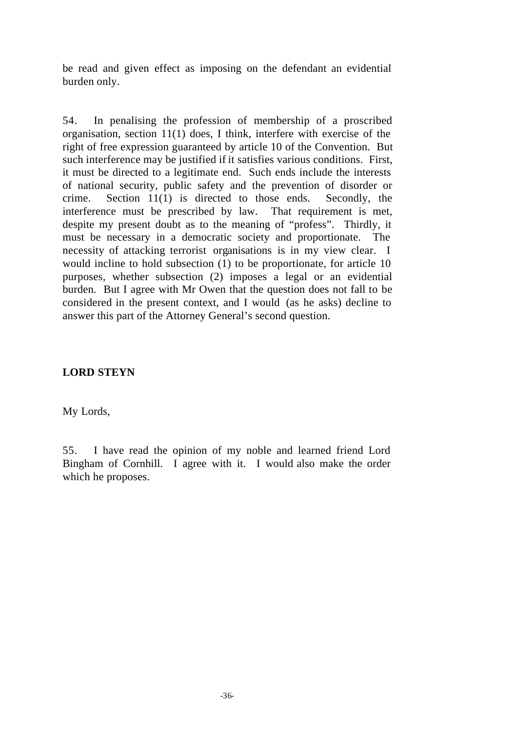be read and given effect as imposing on the defendant an evidential burden only.

54. In penalising the profession of membership of a proscribed organisation, section 11(1) does, I think, interfere with exercise of the right of free expression guaranteed by article 10 of the Convention. But such interference may be justified if it satisfies various conditions. First, it must be directed to a legitimate end. Such ends include the interests of national security, public safety and the prevention of disorder or crime. Section 11(1) is directed to those ends. Secondly, the interference must be prescribed by law. That requirement is met, despite my present doubt as to the meaning of "profess". Thirdly, it must be necessary in a democratic society and proportionate. The necessity of attacking terrorist organisations is in my view clear. I would incline to hold subsection (1) to be proportionate, for article 10 purposes, whether subsection (2) imposes a legal or an evidential burden. But I agree with Mr Owen that the question does not fall to be considered in the present context, and I would (as he asks) decline to answer this part of the Attorney General's second question.

**LORD STEYN**

My Lords,

55. I have read the opinion of my noble and learned friend Lord Bingham of Cornhill. I agree with it. I would also make the order which he proposes.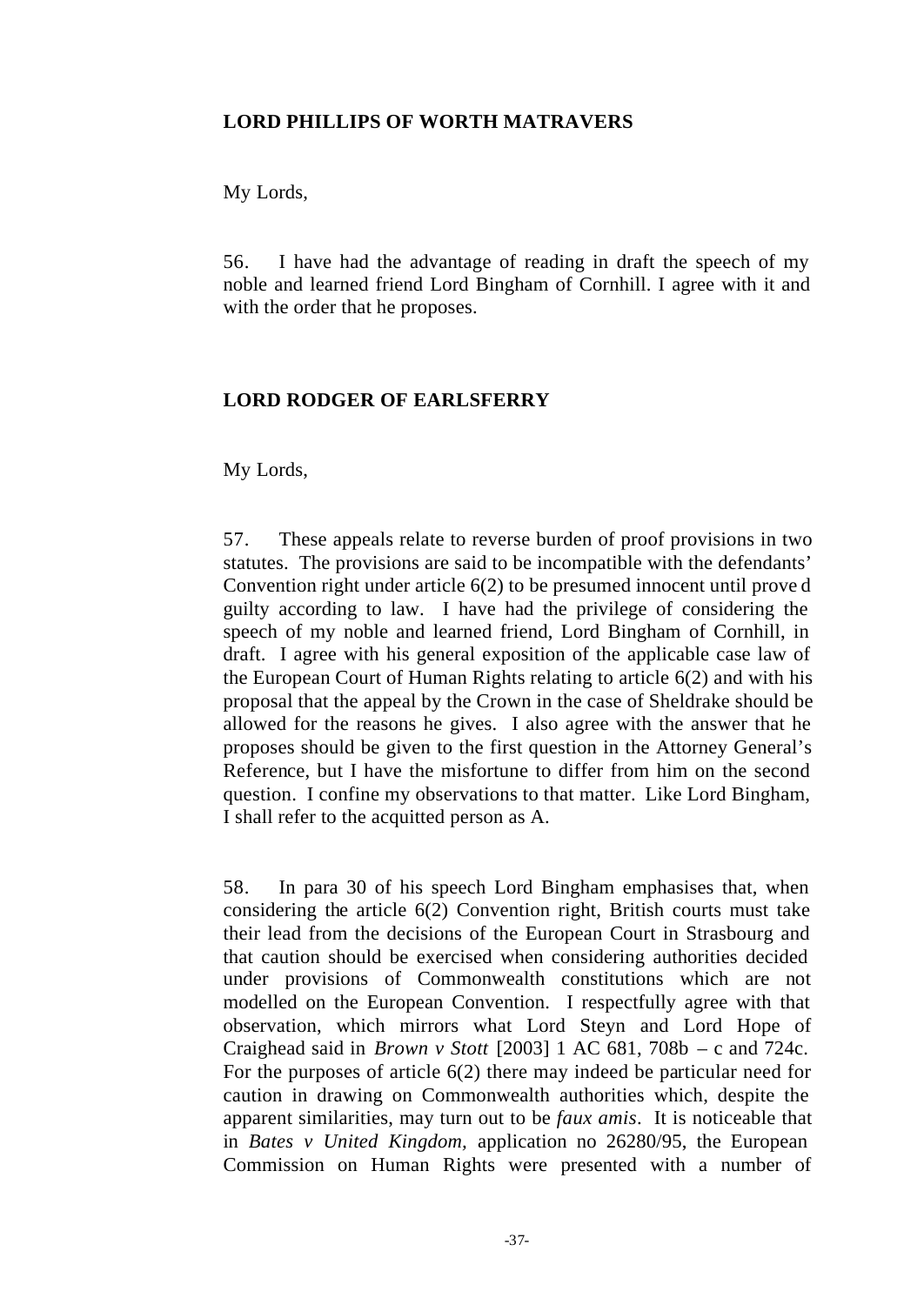**LORD PHILLIPS OF WORTH MATRAVERS**

My Lords,

56. I have had the advantage of reading in draft the speech of my noble and learned friend Lord Bingham of Cornhill. I agree with it and with the order that he proposes.

**LORD RODGER OF EARLSFERRY**

My Lords,

57. These appeals relate to reverse burden of proof provisions in two statutes. The provisions are said to be incompatible with the defendants' Convention right under article 6(2) to be presumed innocent until proved guilty according to law. I have had the privilege of considering the speech of my noble and learned friend, Lord Bingham of Cornhill, in draft. I agree with his general exposition of the applicable case law of the European Court of Human Rights relating to article 6(2) and with his proposal that the appeal by the Crown in the case of Sheldrake should be allowed for the reasons he gives. I also agree with the answer that he proposes should be given to the first question in the Attorney General's Reference, but I have the misfortune to differ from him on the second question. I confine my observations to that matter. Like Lord Bingham, I shall refer to the acquitted person as A.

58. In para 30 of his speech Lord Bingham emphasises that, when considering the article 6(2) Convention right, British courts must take their lead from the decisions of the European Court in Strasbourg and that caution should be exercised when considering authorities decided under provisions of Commonwealth constitutions which are not modelled on the European Convention. I respectfully agree with that observation, which mirrors what Lord Steyn and Lord Hope of Craighead said in *Brown v Stott* [2003] 1 AC 681, 708b – c and 724c. For the purposes of article 6(2) there may indeed be particular need for caution in drawing on Commonwealth authorities which, despite the apparent similarities, may turn out to be *faux amis*. It is noticeable that in *Bates v United Kingdom*, application no 26280/95, the European Commission on Human Rights were presented with a number of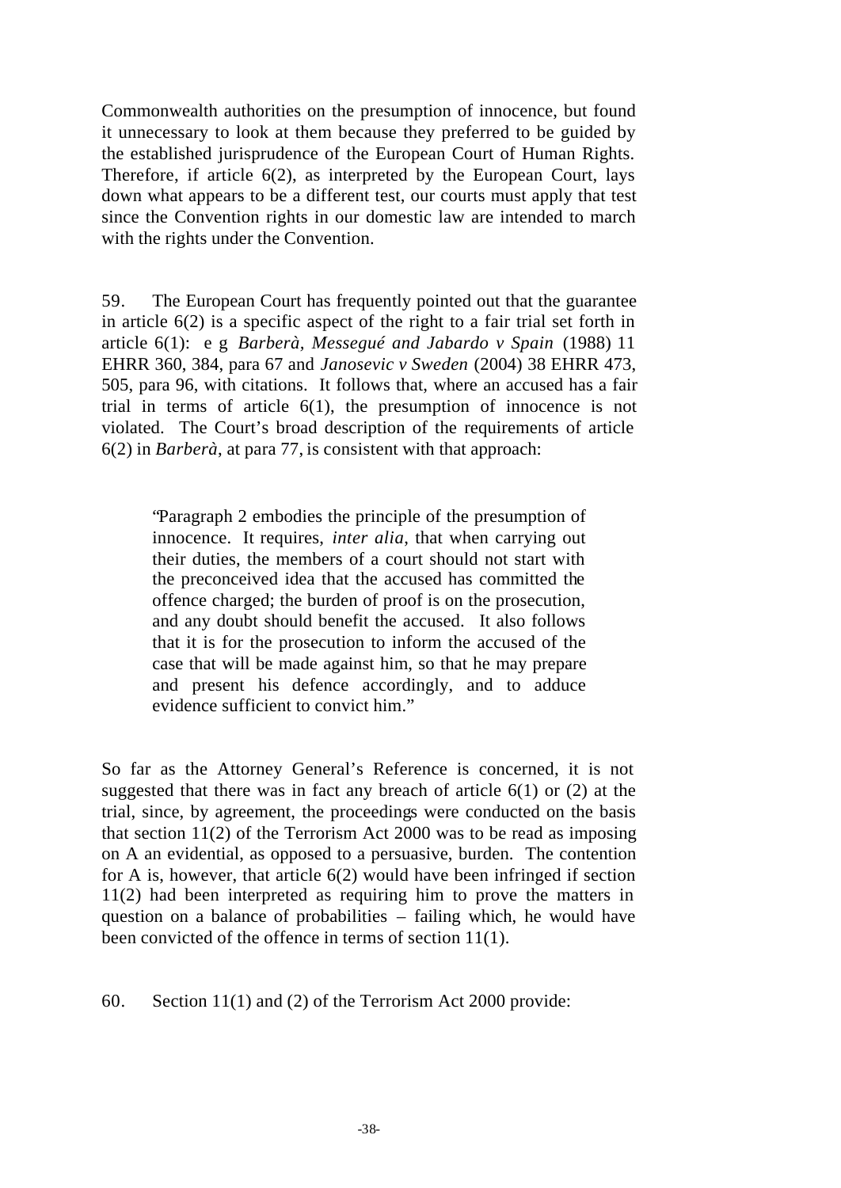Commonwealth authorities on the presumption of innocence, but found it unnecessary to look at them because they preferred to be guided by the established jurisprudence of the European Court of Human Rights. Therefore, if article 6(2), as interpreted by the European Court, lays down what appears to be a different test, our courts must apply that test since the Convention rights in our domestic law are intended to march with the rights under the Convention.

59. The European Court has frequently pointed out that the guarantee in article 6(2) is a specific aspect of the right to a fair trial set forth in article 6(1): e g *Barberà, Messegué and Jabardo v Spain* (1988) 11 EHRR 360, 384, para 67 and *Janosevic v Sweden* (2004) 38 EHRR 473, 505, para 96, with citations. It follows that, where an accused has a fair trial in terms of article 6(1), the presumption of innocence is not violated. The Court's broad description of the requirements of article 6(2) in *Barberà*, at para 77, is consistent with that approach:

> "Paragraph 2 embodies the principle of the presumption of innocence. It requires, *inter alia*, that when carrying out their duties, the members of a court should not start with the preconceived idea that the accused has committed the offence charged; the burden of proof is on the prosecution, and any doubt should benefit the accused. It also follows that it is for the prosecution to inform the accused of the case that will be made against him, so that he may prepare and present his defence accordingly, and to adduce evidence sufficient to convict him."

So far as the Attorney General's Reference is concerned, it is not suggested that there was in fact any breach of article 6(1) or (2) at the trial, since, by agreement, the proceedings were conducted on the basis that section 11(2) of the Terrorism Act 2000 was to be read as imposing on A an evidential, as opposed to a persuasive, burden. The contention for A is, however, that article 6(2) would have been infringed if section 11(2) had been interpreted as requiring him to prove the matters in question on a balance of probabilities – failing which, he would have been convicted of the offence in terms of section 11(1).

60. Section 11(1) and (2) of the Terrorism Act 2000 provide: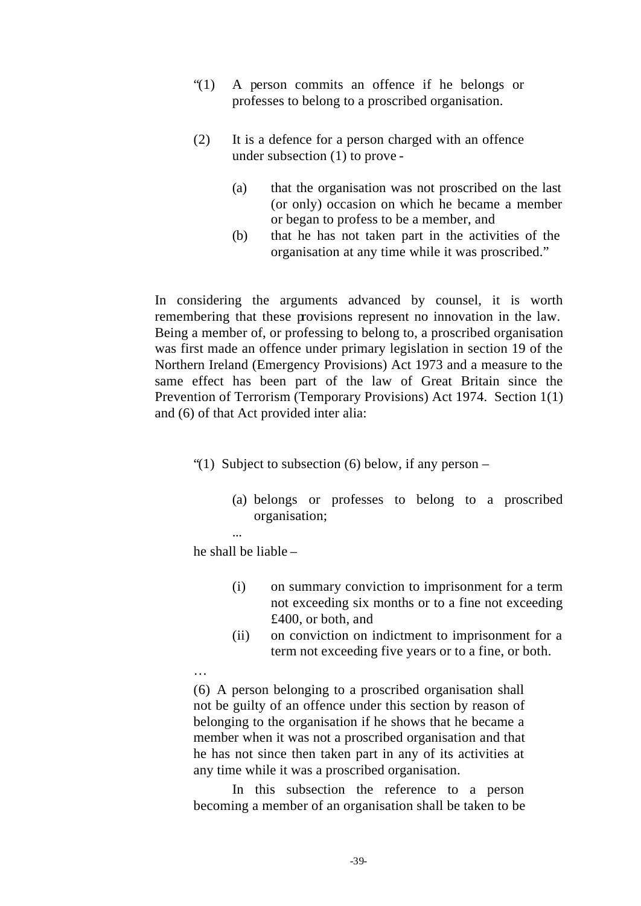> "(1) A person commits an offence if he belongs or professes to belong to a proscribed organisation.
>
> (2) It is a defence for a person charged with an offence under subsection (1) to prove -
>
> (a) that the organisation was not proscribed on the last (or only) occasion on which he became a member or began to profess to be a member, and
>
> (b) that he has not taken part in the activities of the organisation at any time while it was proscribed."

In considering the arguments advanced by counsel, it is worth remembering that these provisions represent no innovation in the law. Being a member of, or professing to belong to, a proscribed organisation was first made an offence under primary legislation in section 19 of the Northern Ireland (Emergency Provisions) Act 1973 and a measure to the same effect has been part of the law of Great Britain since the Prevention of Terrorism (Temporary Provisions) Act 1974. Section 1(1) and (6) of that Act provided inter alia:

> "(1) Subject to subsection (6) below, if any person –
>
> (a) belongs or professes to belong to a proscribed organisation;
>
> ...
>
> he shall be liable –
>
> (i) on summary conviction to imprisonment for a term not exceeding six months or to a fine not exceeding £400, or both, and
>
> (ii) on conviction on indictment to imprisonment for a term not exceeding five years or to a fine, or both.
>
> …
>
> (6) A person belonging to a proscribed organisation shall not be guilty of an offence under this section by reason of belonging to the organisation if he shows that he became a member when it was not a proscribed organisation and that he has not since then taken part in any of its activities at any time while it was a proscribed organisation.
>
> In this subsection the reference to a person becoming a member of an organisation shall be taken to be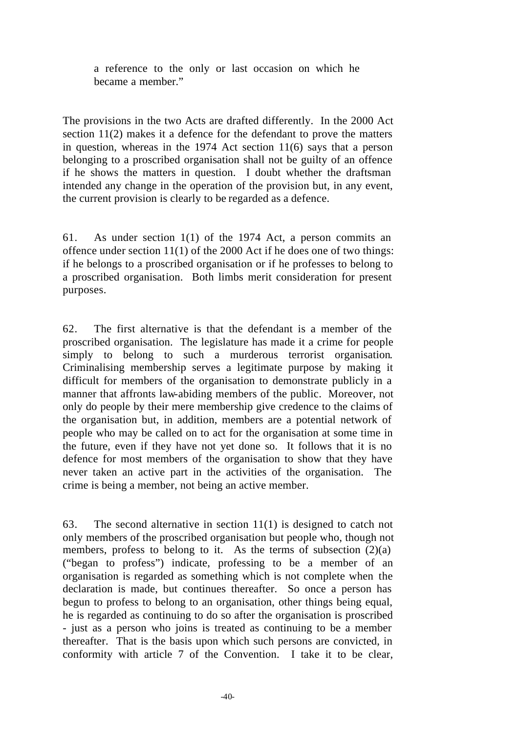> a reference to the only or last occasion on which he became a member."

The provisions in the two Acts are drafted differently. In the 2000 Act section 11(2) makes it a defence for the defendant to prove the matters in question, whereas in the 1974 Act section 11(6) says that a person belonging to a proscribed organisation shall not be guilty of an offence if he shows the matters in question. I doubt whether the draftsman intended any change in the operation of the provision but, in any event, the current provision is clearly to be regarded as a defence.

61. As under section 1(1) of the 1974 Act, a person commits an offence under section 11(1) of the 2000 Act if he does one of two things: if he belongs to a proscribed organisation or if he professes to belong to a proscribed organisation. Both limbs merit consideration for present purposes.

62. The first alternative is that the defendant is a member of the proscribed organisation. The legislature has made it a crime for people simply to belong to such a murderous terrorist organisation. Criminalising membership serves a legitimate purpose by making it difficult for members of the organisation to demonstrate publicly in a manner that affronts law-abiding members of the public. Moreover, not only do people by their mere membership give credence to the claims of the organisation but, in addition, members are a potential network of people who may be called on to act for the organisation at some time in the future, even if they have not yet done so. It follows that it is no defence for most members of the organisation to show that they have never taken an active part in the activities of the organisation. The crime is being a member, not being an active member.

63. The second alternative in section 11(1) is designed to catch not only members of the proscribed organisation but people who, though not members, profess to belong to it. As the terms of subsection (2)(a) ("began to profess") indicate, professing to be a member of an organisation is regarded as something which is not complete when the declaration is made, but continues thereafter. So once a person has begun to profess to belong to an organisation, other things being equal, he is regarded as continuing to do so after the organisation is proscribed - just as a person who joins is treated as continuing to be a member thereafter. That is the basis upon which such persons are convicted, in conformity with article 7 of the Convention. I take it to be clear,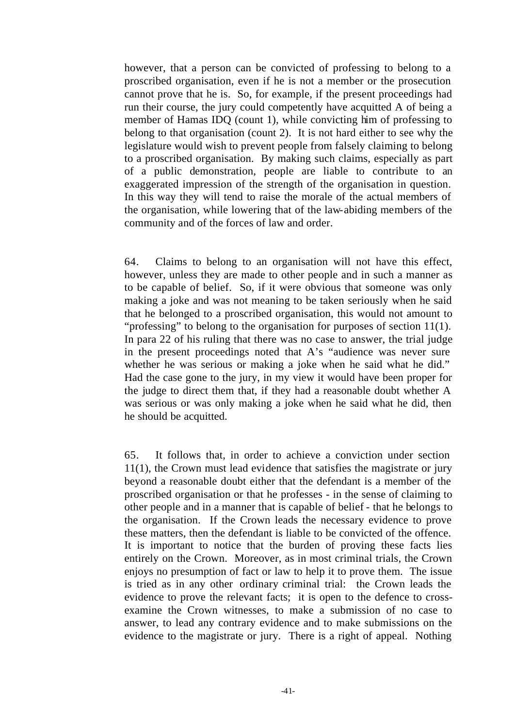however, that a person can be convicted of professing to belong to a proscribed organisation, even if he is not a member or the prosecution cannot prove that he is. So, for example, if the present proceedings had run their course, the jury could competently have acquitted A of being a member of Hamas IDQ (count 1), while convicting him of professing to belong to that organisation (count 2). It is not hard either to see why the legislature would wish to prevent people from falsely claiming to belong to a proscribed organisation. By making such claims, especially as part of a public demonstration, people are liable to contribute to an exaggerated impression of the strength of the organisation in question. In this way they will tend to raise the morale of the actual members of the organisation, while lowering that of the law-abiding members of the community and of the forces of law and order.

64. Claims to belong to an organisation will not have this effect, however, unless they are made to other people and in such a manner as to be capable of belief. So, if it were obvious that someone was only making a joke and was not meaning to be taken seriously when he said that he belonged to a proscribed organisation, this would not amount to "professing" to belong to the organisation for purposes of section 11(1). In para 22 of his ruling that there was no case to answer, the trial judge in the present proceedings noted that A's "audience was never sure whether he was serious or making a joke when he said what he did." Had the case gone to the jury, in my view it would have been proper for the judge to direct them that, if they had a reasonable doubt whether A was serious or was only making a joke when he said what he did, then he should be acquitted.

65. It follows that, in order to achieve a conviction under section 11(1), the Crown must lead evidence that satisfies the magistrate or jury beyond a reasonable doubt either that the defendant is a member of the proscribed organisation or that he professes - in the sense of claiming to other people and in a manner that is capable of belief - that he belongs to the organisation. If the Crown leads the necessary evidence to prove these matters, then the defendant is liable to be convicted of the offence. It is important to notice that the burden of proving these facts lies entirely on the Crown. Moreover, as in most criminal trials, the Crown enjoys no presumption of fact or law to help it to prove them. The issue is tried as in any other ordinary criminal trial: the Crown leads the evidence to prove the relevant facts; it is open to the defence to cross-examine the Crown witnesses, to make a submission of no case to answer, to lead any contrary evidence and to make submissions on the evidence to the magistrate or jury. There is a right of appeal. Nothing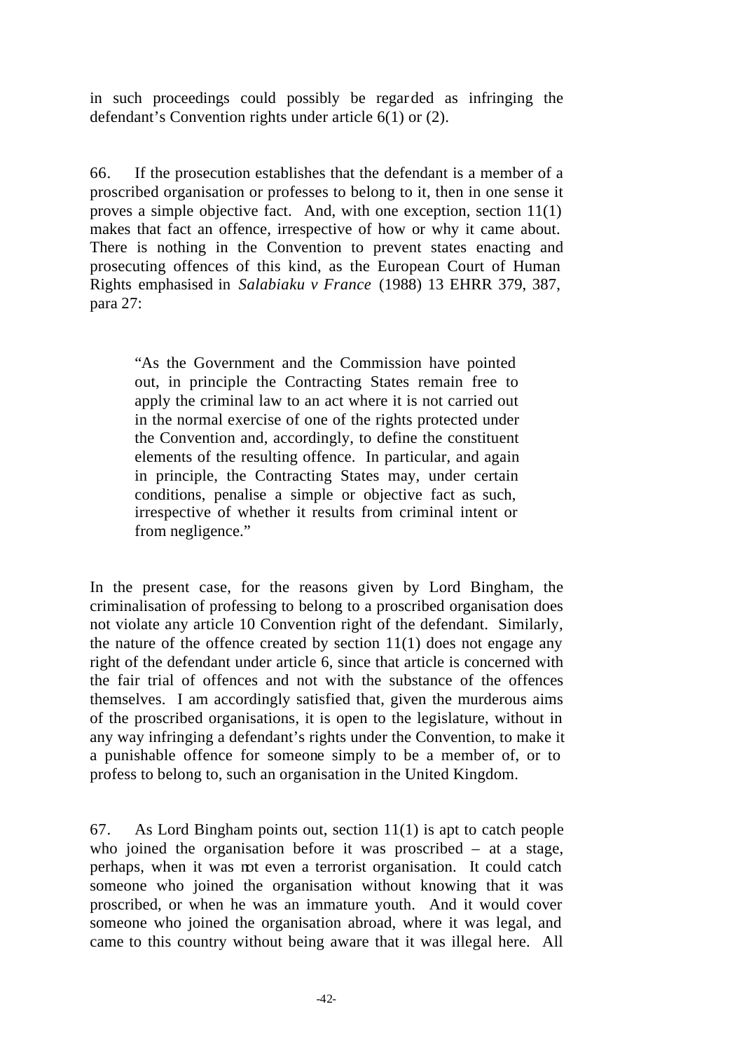in such proceedings could possibly be regarded as infringing the defendant's Convention rights under article 6(1) or (2).

66. If the prosecution establishes that the defendant is a member of a proscribed organisation or professes to belong to it, then in one sense it proves a simple objective fact. And, with one exception, section 11(1) makes that fact an offence, irrespective of how or why it came about. There is nothing in the Convention to prevent states enacting and prosecuting offences of this kind, as the European Court of Human Rights emphasised in *Salabiaku v France* (1988) 13 EHRR 379, 387, para 27:

> "As the Government and the Commission have pointed out, in principle the Contracting States remain free to apply the criminal law to an act where it is not carried out in the normal exercise of one of the rights protected under the Convention and, accordingly, to define the constituent elements of the resulting offence. In particular, and again in principle, the Contracting States may, under certain conditions, penalise a simple or objective fact as such, irrespective of whether it results from criminal intent or from negligence."

In the present case, for the reasons given by Lord Bingham, the criminalisation of professing to belong to a proscribed organisation does not violate any article 10 Convention right of the defendant. Similarly, the nature of the offence created by section 11(1) does not engage any right of the defendant under article 6, since that article is concerned with the fair trial of offences and not with the substance of the offences themselves. I am accordingly satisfied that, given the murderous aims of the proscribed organisations, it is open to the legislature, without in any way infringing a defendant's rights under the Convention, to make it a punishable offence for someone simply to be a member of, or to profess to belong to, such an organisation in the United Kingdom.

67. As Lord Bingham points out, section 11(1) is apt to catch people who joined the organisation before it was proscribed – at a stage, perhaps, when it was not even a terrorist organisation. It could catch someone who joined the organisation without knowing that it was proscribed, or when he was an immature youth. And it would cover someone who joined the organisation abroad, where it was legal, and came to this country without being aware that it was illegal here. All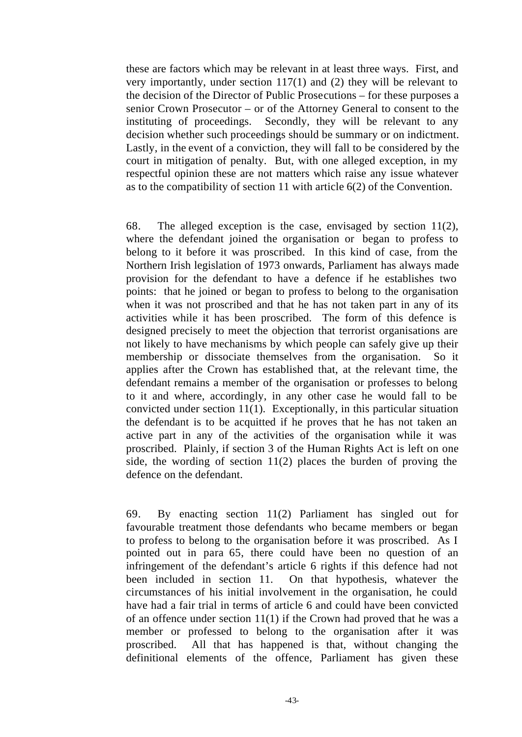these are factors which may be relevant in at least three ways. First, and very importantly, under section 117(1) and (2) they will be relevant to the decision of the Director of Public Prosecutions – for these purposes a senior Crown Prosecutor – or of the Attorney General to consent to the instituting of proceedings. Secondly, they will be relevant to any decision whether such proceedings should be summary or on indictment. Lastly, in the event of a conviction, they will fall to be considered by the court in mitigation of penalty. But, with one alleged exception, in my respectful opinion these are not matters which raise any issue whatever as to the compatibility of section 11 with article 6(2) of the Convention.

68. The alleged exception is the case, envisaged by section 11(2), where the defendant joined the organisation or began to profess to belong to it before it was proscribed. In this kind of case, from the Northern Irish legislation of 1973 onwards, Parliament has always made provision for the defendant to have a defence if he establishes two points: that he joined or began to profess to belong to the organisation when it was not proscribed and that he has not taken part in any of its activities while it has been proscribed. The form of this defence is designed precisely to meet the objection that terrorist organisations are not likely to have mechanisms by which people can safely give up their membership or dissociate themselves from the organisation. So it applies after the Crown has established that, at the relevant time, the defendant remains a member of the organisation or professes to belong to it and where, accordingly, in any other case he would fall to be convicted under section 11(1). Exceptionally, in this particular situation the defendant is to be acquitted if he proves that he has not taken an active part in any of the activities of the organisation while it was proscribed. Plainly, if section 3 of the Human Rights Act is left on one side, the wording of section 11(2) places the burden of proving the defence on the defendant.

69. By enacting section 11(2) Parliament has singled out for favourable treatment those defendants who became members or began to profess to belong to the organisation before it was proscribed. As I pointed out in para 65, there could have been no question of an infringement of the defendant's article 6 rights if this defence had not been included in section 11. On that hypothesis, whatever the circumstances of his initial involvement in the organisation, he could have had a fair trial in terms of article 6 and could have been convicted of an offence under section 11(1) if the Crown had proved that he was a member or professed to belong to the organisation after it was proscribed. All that has happened is that, without changing the definitional elements of the offence, Parliament has given these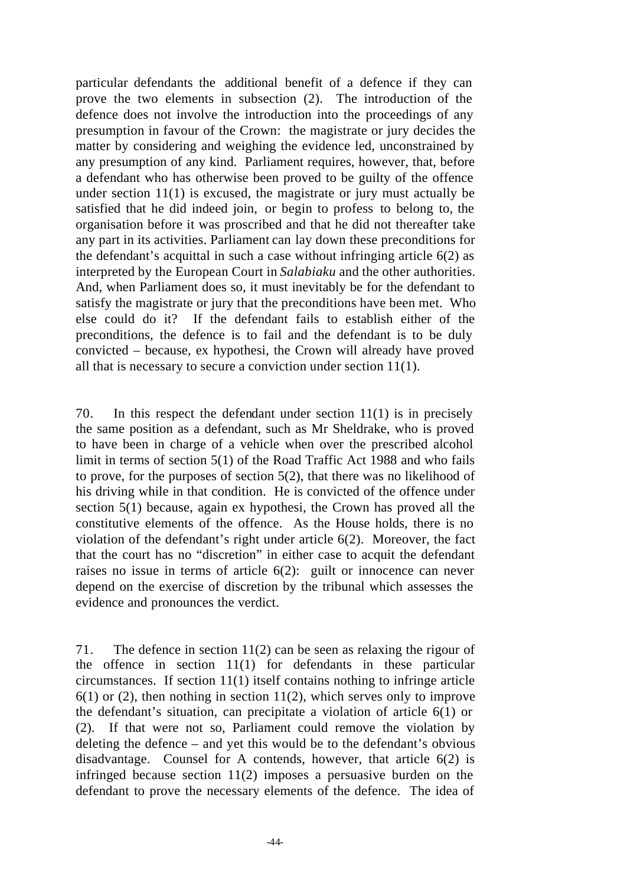particular defendants the additional benefit of a defence if they can prove the two elements in subsection (2). The introduction of the defence does not involve the introduction into the proceedings of any presumption in favour of the Crown: the magistrate or jury decides the matter by considering and weighing the evidence led, unconstrained by any presumption of any kind. Parliament requires, however, that, before a defendant who has otherwise been proved to be guilty of the offence under section 11(1) is excused, the magistrate or jury must actually be satisfied that he did indeed join, or begin to profess to belong to, the organisation before it was proscribed and that he did not thereafter take any part in its activities. Parliament can lay down these preconditions for the defendant's acquittal in such a case without infringing article 6(2) as interpreted by the European Court in *Salabiaku* and the other authorities. And, when Parliament does so, it must inevitably be for the defendant to satisfy the magistrate or jury that the preconditions have been met. Who else could do it? If the defendant fails to establish either of the preconditions, the defence is to fail and the defendant is to be duly convicted – because, ex hypothesi, the Crown will already have proved all that is necessary to secure a conviction under section 11(1).

70. In this respect the defendant under section 11(1) is in precisely the same position as a defendant, such as Mr Sheldrake, who is proved to have been in charge of a vehicle when over the prescribed alcohol limit in terms of section 5(1) of the Road Traffic Act 1988 and who fails to prove, for the purposes of section 5(2), that there was no likelihood of his driving while in that condition. He is convicted of the offence under section 5(1) because, again ex hypothesi, the Crown has proved all the constitutive elements of the offence. As the House holds, there is no violation of the defendant's right under article 6(2). Moreover, the fact that the court has no "discretion" in either case to acquit the defendant raises no issue in terms of article 6(2): guilt or innocence can never depend on the exercise of discretion by the tribunal which assesses the evidence and pronounces the verdict.

71. The defence in section 11(2) can be seen as relaxing the rigour of the offence in section 11(1) for defendants in these particular circumstances. If section 11(1) itself contains nothing to infringe article 6(1) or (2), then nothing in section 11(2), which serves only to improve the defendant's situation, can precipitate a violation of article 6(1) or (2). If that were not so, Parliament could remove the violation by deleting the defence – and yet this would be to the defendant's obvious disadvantage. Counsel for A contends, however, that article 6(2) is infringed because section 11(2) imposes a persuasive burden on the defendant to prove the necessary elements of the defence. The idea of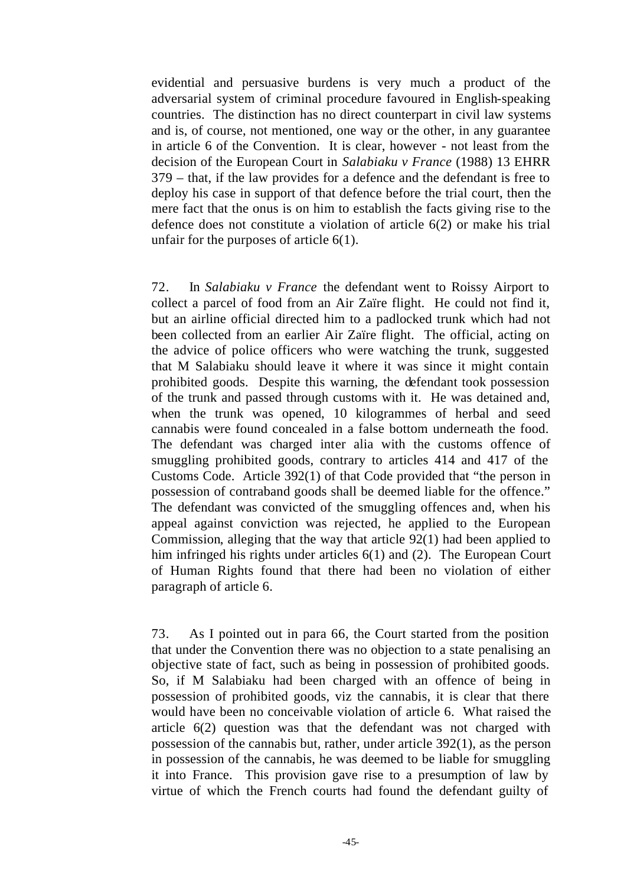evidential and persuasive burdens is very much a product of the adversarial system of criminal procedure favoured in English-speaking countries. The distinction has no direct counterpart in civil law systems and is, of course, not mentioned, one way or the other, in any guarantee in article 6 of the Convention. It is clear, however - not least from the decision of the European Court in *Salabiaku v France* (1988) 13 EHRR 379 – that, if the law provides for a defence and the defendant is free to deploy his case in support of that defence before the trial court, then the mere fact that the onus is on him to establish the facts giving rise to the defence does not constitute a violation of article 6(2) or make his trial unfair for the purposes of article 6(1).

72. In *Salabiaku v France* the defendant went to Roissy Airport to collect a parcel of food from an Air Zaïre flight. He could not find it, but an airline official directed him to a padlocked trunk which had not been collected from an earlier Air Zaïre flight. The official, acting on the advice of police officers who were watching the trunk, suggested that M Salabiaku should leave it where it was since it might contain prohibited goods. Despite this warning, the defendant took possession of the trunk and passed through customs with it. He was detained and, when the trunk was opened, 10 kilogrammes of herbal and seed cannabis were found concealed in a false bottom underneath the food. The defendant was charged inter alia with the customs offence of smuggling prohibited goods, contrary to articles 414 and 417 of the Customs Code. Article 392(1) of that Code provided that "the person in possession of contraband goods shall be deemed liable for the offence." The defendant was convicted of the smuggling offences and, when his appeal against conviction was rejected, he applied to the European Commission, alleging that the way that article 92(1) had been applied to him infringed his rights under articles 6(1) and (2). The European Court of Human Rights found that there had been no violation of either paragraph of article 6.

73. As I pointed out in para 66, the Court started from the position that under the Convention there was no objection to a state penalising an objective state of fact, such as being in possession of prohibited goods. So, if M Salabiaku had been charged with an offence of being in possession of prohibited goods, viz the cannabis, it is clear that there would have been no conceivable violation of article 6. What raised the article 6(2) question was that the defendant was not charged with possession of the cannabis but, rather, under article 392(1), as the person in possession of the cannabis, he was deemed to be liable for smuggling it into France. This provision gave rise to a presumption of law by virtue of which the French courts had found the defendant guilty of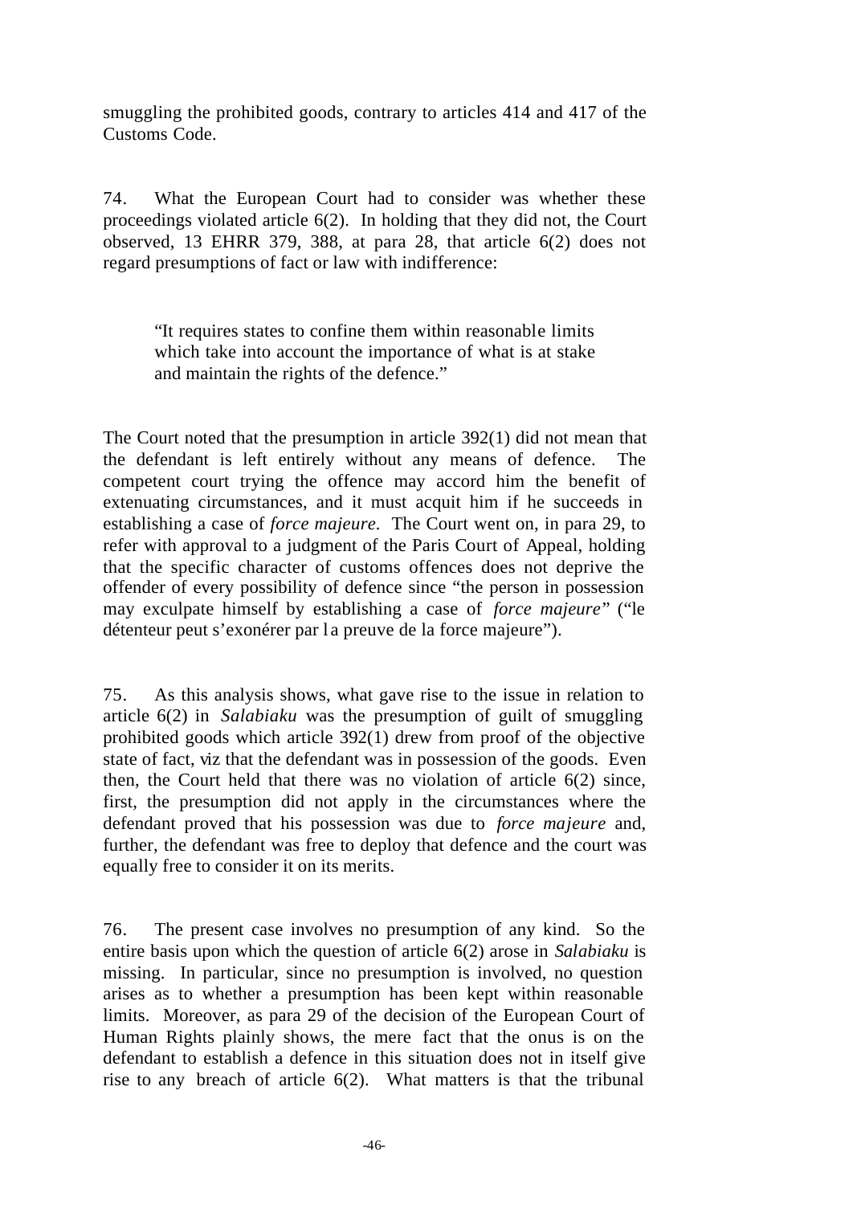smuggling the prohibited goods, contrary to articles 414 and 417 of the Customs Code.

74. What the European Court had to consider was whether these proceedings violated article 6(2). In holding that they did not, the Court observed, 13 EHRR 379, 388, at para 28, that article 6(2) does not regard presumptions of fact or law with indifference:

> "It requires states to confine them within reasonable limits which take into account the importance of what is at stake and maintain the rights of the defence."

The Court noted that the presumption in article 392(1) did not mean that the defendant is left entirely without any means of defence. The competent court trying the offence may accord him the benefit of extenuating circumstances, and it must acquit him if he succeeds in establishing a case of *force majeure*. The Court went on, in para 29, to refer with approval to a judgment of the Paris Court of Appeal, holding that the specific character of customs offences does not deprive the offender of every possibility of defence since "the person in possession may exculpate himself by establishing a case of *force majeure*" ("le détenteur peut s'exonérer par la preuve de la force majeure").

75. As this analysis shows, what gave rise to the issue in relation to article 6(2) in *Salabiaku* was the presumption of guilt of smuggling prohibited goods which article 392(1) drew from proof of the objective state of fact, viz that the defendant was in possession of the goods. Even then, the Court held that there was no violation of article 6(2) since, first, the presumption did not apply in the circumstances where the defendant proved that his possession was due to *force majeure* and, further, the defendant was free to deploy that defence and the court was equally free to consider it on its merits.

76. The present case involves no presumption of any kind. So the entire basis upon which the question of article 6(2) arose in *Salabiaku* is missing. In particular, since no presumption is involved, no question arises as to whether a presumption has been kept within reasonable limits. Moreover, as para 29 of the decision of the European Court of Human Rights plainly shows, the mere fact that the onus is on the defendant to establish a defence in this situation does not in itself give rise to any breach of article 6(2). What matters is that the tribunal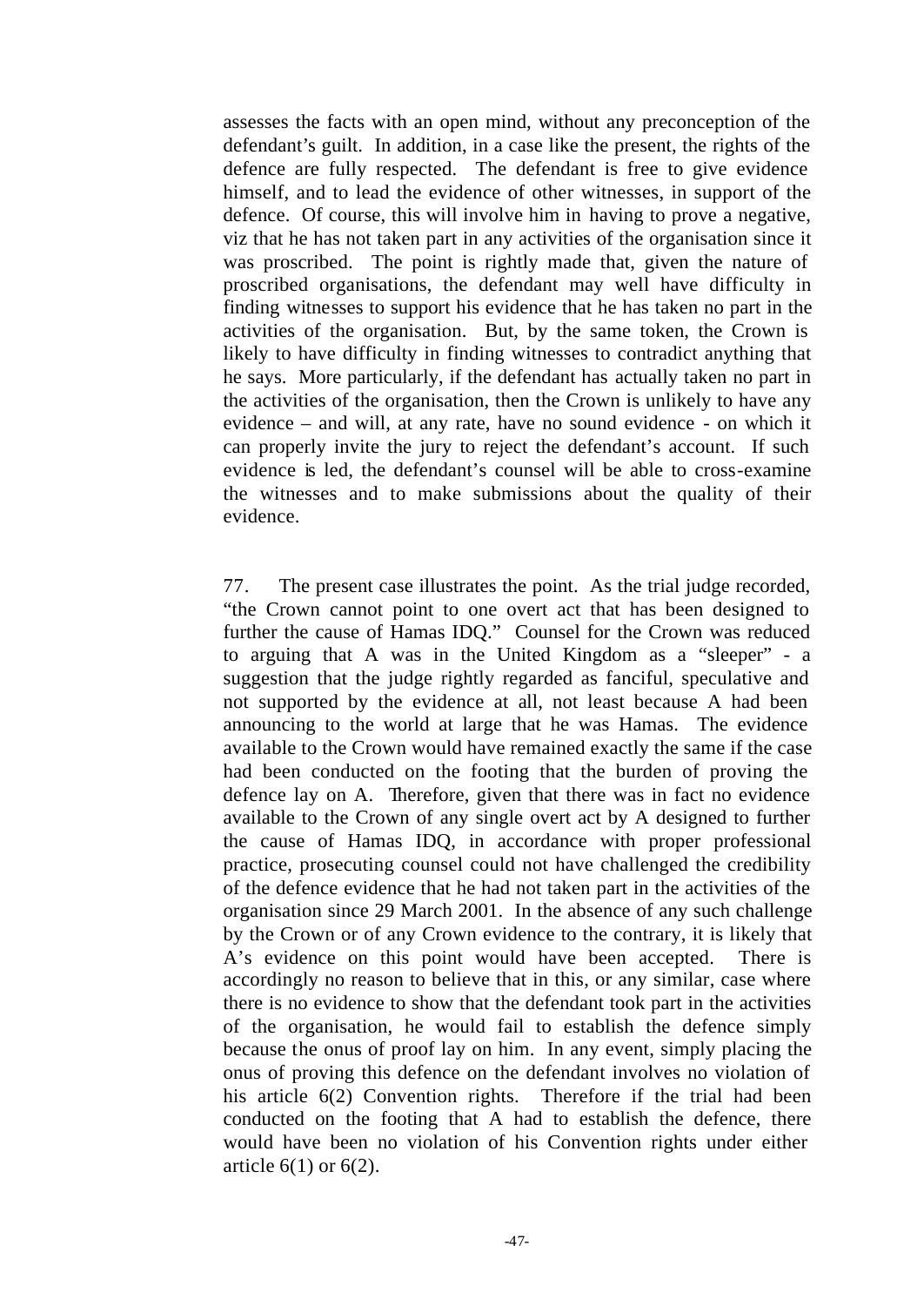assesses the facts with an open mind, without any preconception of the defendant's guilt. In addition, in a case like the present, the rights of the defence are fully respected. The defendant is free to give evidence himself, and to lead the evidence of other witnesses, in support of the defence. Of course, this will involve him in having to prove a negative, viz that he has not taken part in any activities of the organisation since it was proscribed. The point is rightly made that, given the nature of proscribed organisations, the defendant may well have difficulty in finding witnesses to support his evidence that he has taken no part in the activities of the organisation. But, by the same token, the Crown is likely to have difficulty in finding witnesses to contradict anything that he says. More particularly, if the defendant has actually taken no part in the activities of the organisation, then the Crown is unlikely to have any evidence – and will, at any rate, have no sound evidence - on which it can properly invite the jury to reject the defendant's account. If such evidence is led, the defendant's counsel will be able to cross-examine the witnesses and to make submissions about the quality of their evidence.

77. The present case illustrates the point. As the trial judge recorded, "the Crown cannot point to one overt act that has been designed to further the cause of Hamas IDQ." Counsel for the Crown was reduced to arguing that A was in the United Kingdom as a "sleeper" - a suggestion that the judge rightly regarded as fanciful, speculative and not supported by the evidence at all, not least because A had been announcing to the world at large that he was Hamas. The evidence available to the Crown would have remained exactly the same if the case had been conducted on the footing that the burden of proving the defence lay on A. Therefore, given that there was in fact no evidence available to the Crown of any single overt act by A designed to further the cause of Hamas IDQ, in accordance with proper professional practice, prosecuting counsel could not have challenged the credibility of the defence evidence that he had not taken part in the activities of the organisation since 29 March 2001. In the absence of any such challenge by the Crown or of any Crown evidence to the contrary, it is likely that A's evidence on this point would have been accepted. There is accordingly no reason to believe that in this, or any similar, case where there is no evidence to show that the defendant took part in the activities of the organisation, he would fail to establish the defence simply because the onus of proof lay on him. In any event, simply placing the onus of proving this defence on the defendant involves no violation of his article 6(2) Convention rights. Therefore if the trial had been conducted on the footing that A had to establish the defence, there would have been no violation of his Convention rights under either article 6(1) or 6(2).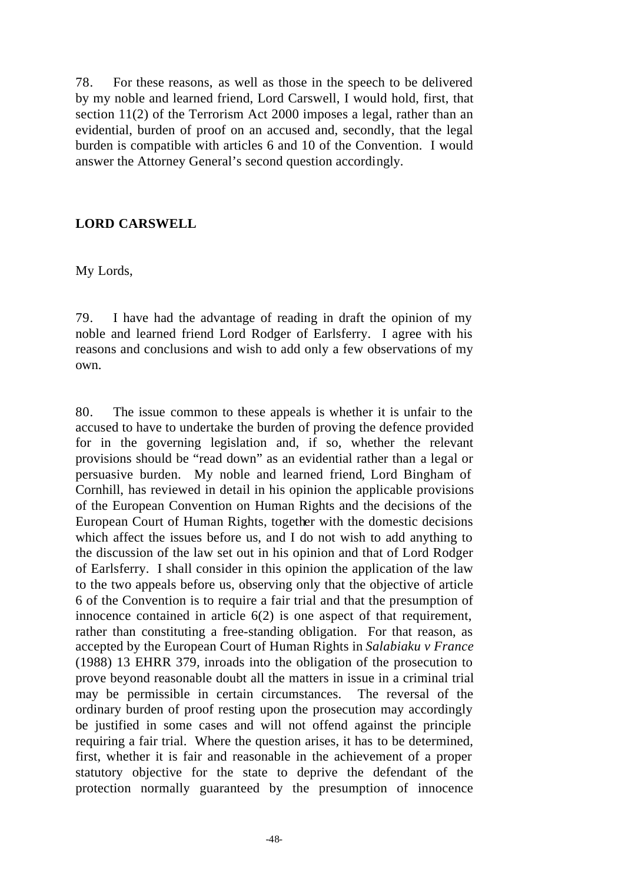78. For these reasons, as well as those in the speech to be delivered by my noble and learned friend, Lord Carswell, I would hold, first, that section 11(2) of the Terrorism Act 2000 imposes a legal, rather than an evidential, burden of proof on an accused and, secondly, that the legal burden is compatible with articles 6 and 10 of the Convention. I would answer the Attorney General's second question accordingly.

**LORD CARSWELL**

My Lords,

79. I have had the advantage of reading in draft the opinion of my noble and learned friend Lord Rodger of Earlsferry. I agree with his reasons and conclusions and wish to add only a few observations of my own.

80. The issue common to these appeals is whether it is unfair to the accused to have to undertake the burden of proving the defence provided for in the governing legislation and, if so, whether the relevant provisions should be "read down" as an evidential rather than a legal or persuasive burden. My noble and learned friend, Lord Bingham of Cornhill, has reviewed in detail in his opinion the applicable provisions of the European Convention on Human Rights and the decisions of the European Court of Human Rights, together with the domestic decisions which affect the issues before us, and I do not wish to add anything to the discussion of the law set out in his opinion and that of Lord Rodger of Earlsferry. I shall consider in this opinion the application of the law to the two appeals before us, observing only that the objective of article 6 of the Convention is to require a fair trial and that the presumption of innocence contained in article 6(2) is one aspect of that requirement, rather than constituting a free-standing obligation. For that reason, as accepted by the European Court of Human Rights in *Salabiaku v France* (1988) 13 EHRR 379, inroads into the obligation of the prosecution to prove beyond reasonable doubt all the matters in issue in a criminal trial may be permissible in certain circumstances. The reversal of the ordinary burden of proof resting upon the prosecution may accordingly be justified in some cases and will not offend against the principle requiring a fair trial. Where the question arises, it has to be determined, first, whether it is fair and reasonable in the achievement of a proper statutory objective for the state to deprive the defendant of the protection normally guaranteed by the presumption of innocence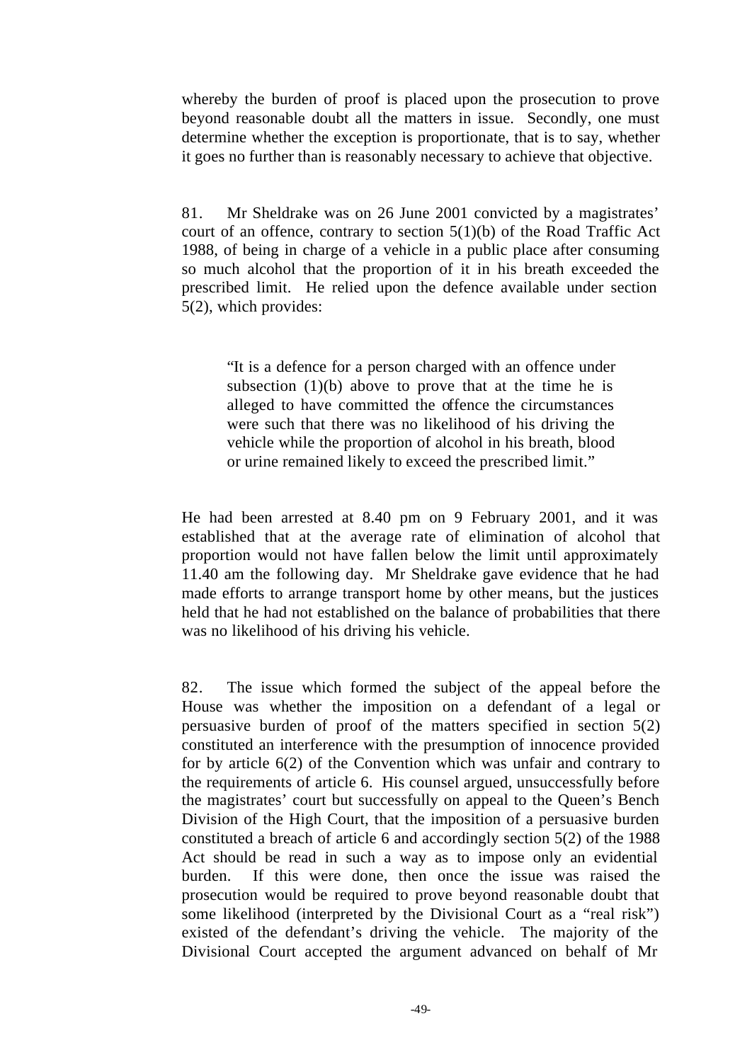whereby the burden of proof is placed upon the prosecution to prove beyond reasonable doubt all the matters in issue. Secondly, one must determine whether the exception is proportionate, that is to say, whether it goes no further than is reasonably necessary to achieve that objective.

81. Mr Sheldrake was on 26 June 2001 convicted by a magistrates' court of an offence, contrary to section 5(1)(b) of the Road Traffic Act 1988, of being in charge of a vehicle in a public place after consuming so much alcohol that the proportion of it in his breath exceeded the prescribed limit. He relied upon the defence available under section 5(2), which provides:

> "It is a defence for a person charged with an offence under subsection (1)(b) above to prove that at the time he is alleged to have committed the offence the circumstances were such that there was no likelihood of his driving the vehicle while the proportion of alcohol in his breath, blood or urine remained likely to exceed the prescribed limit."

He had been arrested at 8.40 pm on 9 February 2001, and it was established that at the average rate of elimination of alcohol that proportion would not have fallen below the limit until approximately 11.40 am the following day. Mr Sheldrake gave evidence that he had made efforts to arrange transport home by other means, but the justices held that he had not established on the balance of probabilities that there was no likelihood of his driving his vehicle.

82. The issue which formed the subject of the appeal before the House was whether the imposition on a defendant of a legal or persuasive burden of proof of the matters specified in section 5(2) constituted an interference with the presumption of innocence provided for by article 6(2) of the Convention which was unfair and contrary to the requirements of article 6. His counsel argued, unsuccessfully before the magistrates' court but successfully on appeal to the Queen's Bench Division of the High Court, that the imposition of a persuasive burden constituted a breach of article 6 and accordingly section 5(2) of the 1988 Act should be read in such a way as to impose only an evidential burden. If this were done, then once the issue was raised the prosecution would be required to prove beyond reasonable doubt that some likelihood (interpreted by the Divisional Court as a "real risk") existed of the defendant's driving the vehicle. The majority of the Divisional Court accepted the argument advanced on behalf of Mr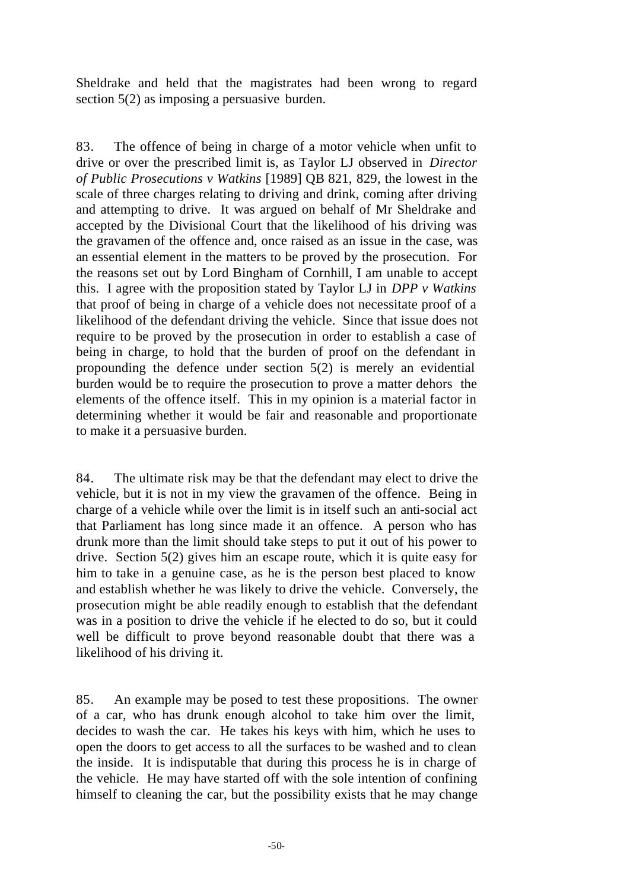Sheldrake and held that the magistrates had been wrong to regard section 5(2) as imposing a persuasive burden.

83. The offence of being in charge of a motor vehicle when unfit to drive or over the prescribed limit is, as Taylor LJ observed in *Director of Public Prosecutions v Watkins* [1989] QB 821, 829, the lowest in the scale of three charges relating to driving and drink, coming after driving and attempting to drive. It was argued on behalf of Mr Sheldrake and accepted by the Divisional Court that the likelihood of his driving was the gravamen of the offence and, once raised as an issue in the case, was an essential element in the matters to be proved by the prosecution. For the reasons set out by Lord Bingham of Cornhill, I am unable to accept this. I agree with the proposition stated by Taylor LJ in *DPP v Watkins* that proof of being in charge of a vehicle does not necessitate proof of a likelihood of the defendant driving the vehicle. Since that issue does not require to be proved by the prosecution in order to establish a case of being in charge, to hold that the burden of proof on the defendant in propounding the defence under section 5(2) is merely an evidential burden would be to require the prosecution to prove a matter dehors the elements of the offence itself. This in my opinion is a material factor in determining whether it would be fair and reasonable and proportionate to make it a persuasive burden.

84. The ultimate risk may be that the defendant may elect to drive the vehicle, but it is not in my view the gravamen of the offence. Being in charge of a vehicle while over the limit is in itself such an anti-social act that Parliament has long since made it an offence. A person who has drunk more than the limit should take steps to put it out of his power to drive. Section 5(2) gives him an escape route, which it is quite easy for him to take in a genuine case, as he is the person best placed to know and establish whether he was likely to drive the vehicle. Conversely, the prosecution might be able readily enough to establish that the defendant was in a position to drive the vehicle if he elected to do so, but it could well be difficult to prove beyond reasonable doubt that there was a likelihood of his driving it.

85. An example may be posed to test these propositions. The owner of a car, who has drunk enough alcohol to take him over the limit, decides to wash the car. He takes his keys with him, which he uses to open the doors to get access to all the surfaces to be washed and to clean the inside. It is indisputable that during this process he is in charge of the vehicle. He may have started off with the sole intention of confining himself to cleaning the car, but the possibility exists that he may change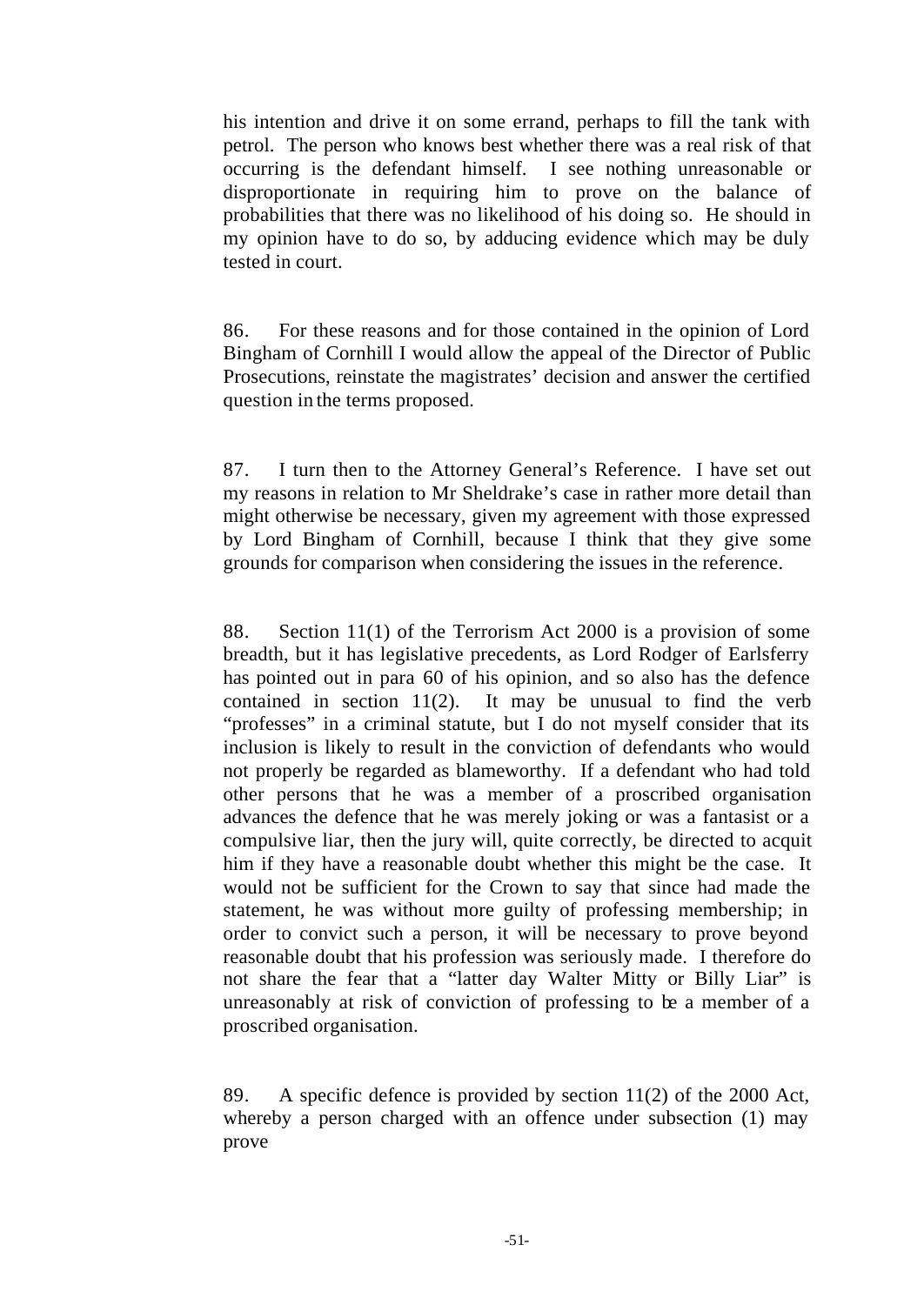his intention and drive it on some errand, perhaps to fill the tank with petrol. The person who knows best whether there was a real risk of that occurring is the defendant himself. I see nothing unreasonable or disproportionate in requiring him to prove on the balance of probabilities that there was no likelihood of his doing so. He should in my opinion have to do so, by adducing evidence which may be duly tested in court.

86. For these reasons and for those contained in the opinion of Lord Bingham of Cornhill I would allow the appeal of the Director of Public Prosecutions, reinstate the magistrates' decision and answer the certified question in the terms proposed.

87. I turn then to the Attorney General's Reference. I have set out my reasons in relation to Mr Sheldrake's case in rather more detail than might otherwise be necessary, given my agreement with those expressed by Lord Bingham of Cornhill, because I think that they give some grounds for comparison when considering the issues in the reference.

88. Section 11(1) of the Terrorism Act 2000 is a provision of some breadth, but it has legislative precedents, as Lord Rodger of Earlsferry has pointed out in para 60 of his opinion, and so also has the defence contained in section 11(2). It may be unusual to find the verb "professes" in a criminal statute, but I do not myself consider that its inclusion is likely to result in the conviction of defendants who would not properly be regarded as blameworthy. If a defendant who had told other persons that he was a member of a proscribed organisation advances the defence that he was merely joking or was a fantasist or a compulsive liar, then the jury will, quite correctly, be directed to acquit him if they have a reasonable doubt whether this might be the case. It would not be sufficient for the Crown to say that since had made the statement, he was without more guilty of professing membership; in order to convict such a person, it will be necessary to prove beyond reasonable doubt that his profession was seriously made. I therefore do not share the fear that a "latter day Walter Mitty or Billy Liar" is unreasonably at risk of conviction of professing to be a member of a proscribed organisation.

89. A specific defence is provided by section 11(2) of the 2000 Act, whereby a person charged with an offence under subsection (1) may prove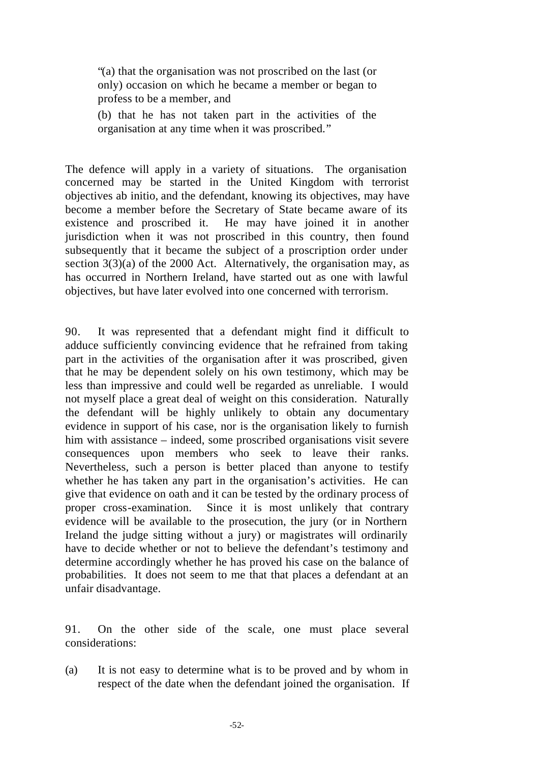> "(a) that the organisation was not proscribed on the last (or only) occasion on which he became a member or began to profess to be a member, and
>
> (b) that he has not taken part in the activities of the organisation at any time when it was proscribed."

The defence will apply in a variety of situations. The organisation concerned may be started in the United Kingdom with terrorist objectives ab initio, and the defendant, knowing its objectives, may have become a member before the Secretary of State became aware of its existence and proscribed it. He may have joined it in another jurisdiction when it was not proscribed in this country, then found subsequently that it became the subject of a proscription order under section 3(3)(a) of the 2000 Act. Alternatively, the organisation may, as has occurred in Northern Ireland, have started out as one with lawful objectives, but have later evolved into one concerned with terrorism.

90. It was represented that a defendant might find it difficult to adduce sufficiently convincing evidence that he refrained from taking part in the activities of the organisation after it was proscribed, given that he may be dependent solely on his own testimony, which may be less than impressive and could well be regarded as unreliable. I would not myself place a great deal of weight on this consideration. Naturally the defendant will be highly unlikely to obtain any documentary evidence in support of his case, nor is the organisation likely to furnish him with assistance – indeed, some proscribed organisations visit severe consequences upon members who seek to leave their ranks. Nevertheless, such a person is better placed than anyone to testify whether he has taken any part in the organisation's activities. He can give that evidence on oath and it can be tested by the ordinary process of proper cross-examination. Since it is most unlikely that contrary evidence will be available to the prosecution, the jury (or in Northern Ireland the judge sitting without a jury) or magistrates will ordinarily have to decide whether or not to believe the defendant's testimony and determine accordingly whether he has proved his case on the balance of probabilities. It does not seem to me that that places a defendant at an unfair disadvantage.

91. On the other side of the scale, one must place several considerations:

(a) It is not easy to determine what is to be proved and by whom in respect of the date when the defendant joined the organisation. If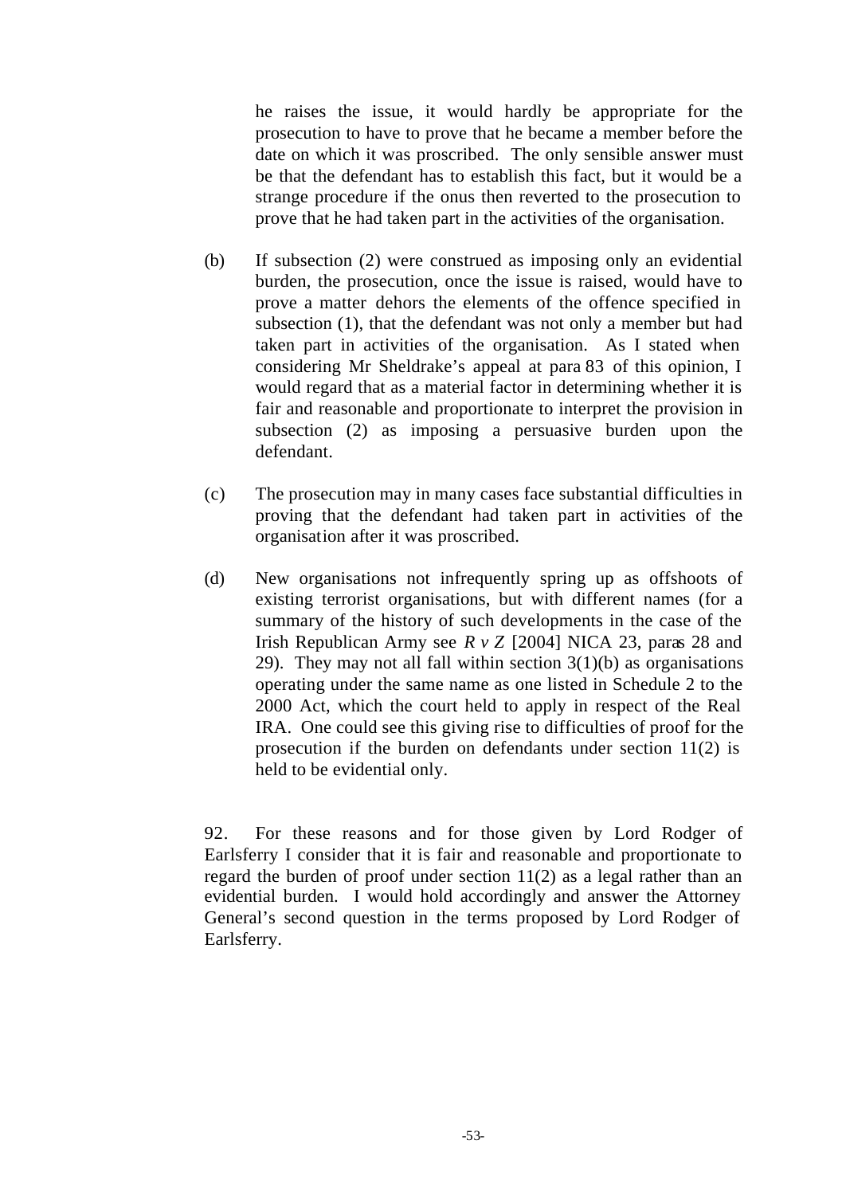he raises the issue, it would hardly be appropriate for the prosecution to have to prove that he became a member before the date on which it was proscribed. The only sensible answer must be that the defendant has to establish this fact, but it would be a strange procedure if the onus then reverted to the prosecution to prove that he had taken part in the activities of the organisation.

(b) If subsection (2) were construed as imposing only an evidential burden, the prosecution, once the issue is raised, would have to prove a matter dehors the elements of the offence specified in subsection (1), that the defendant was not only a member but had taken part in activities of the organisation. As I stated when considering Mr Sheldrake's appeal at para 83 of this opinion, I would regard that as a material factor in determining whether it is fair and reasonable and proportionate to interpret the provision in subsection (2) as imposing a persuasive burden upon the defendant.

(c) The prosecution may in many cases face substantial difficulties in proving that the defendant had taken part in activities of the organisation after it was proscribed.

(d) New organisations not infrequently spring up as offshoots of existing terrorist organisations, but with different names (for a summary of the history of such developments in the case of the Irish Republican Army see *R v Z* [2004] NICA 23, paras 28 and 29). They may not all fall within section 3(1)(b) as organisations operating under the same name as one listed in Schedule 2 to the 2000 Act, which the court held to apply in respect of the Real IRA. One could see this giving rise to difficulties of proof for the prosecution if the burden on defendants under section 11(2) is held to be evidential only.

92. For these reasons and for those given by Lord Rodger of Earlsferry I consider that it is fair and reasonable and proportionate to regard the burden of proof under section 11(2) as a legal rather than an evidential burden. I would hold accordingly and answer the Attorney General's second question in the terms proposed by Lord Rodger of Earlsferry.